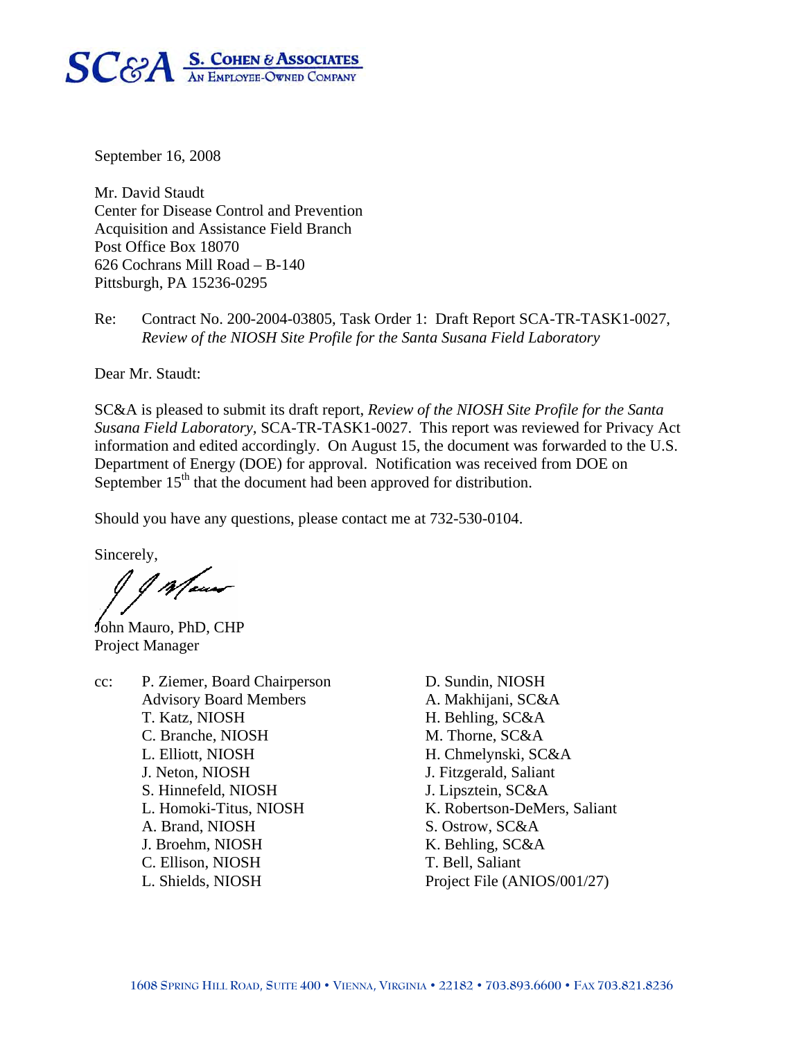SC&A S. COHEN & ASSOCIATES
AN EMPLOYEE-OWNED COMPANY

September 16, 2008

Mr. David Staudt
Center for Disease Control and Prevention
Acquisition and Assistance Field Branch
Post Office Box 18070
626 Cochrans Mill Road – B-140
Pittsburgh, PA 15236-0295

Re: Contract No. 200-2004-03805, Task Order 1: Draft Report SCA-TR-TASK1-0027, *Review of the NIOSH Site Profile for the Santa Susana Field Laboratory*

Dear Mr. Staudt:

SC&A is pleased to submit its draft report, *Review of the NIOSH Site Profile for the Santa Susana Field Laboratory,* SCA-TR-TASK1-0027. This report was reviewed for Privacy Act information and edited accordingly. On August 15, the document was forwarded to the U.S. Department of Energy (DOE) for approval. Notification was received from DOE on September 15th that the document had been approved for distribution.

Should you have any questions, please contact me at 732-530-0104.

Sincerely,

John Mauro, PhD, CHP
Project Manager

cc:
P. Ziemer, Board Chairperson
Advisory Board Members
T. Katz, NIOSH
C. Branche, NIOSH
L. Elliott, NIOSH
J. Neton, NIOSH
S. Hinnefeld, NIOSH
L. Homoki-Titus, NIOSH
A. Brand, NIOSH
J. Broehm, NIOSH
C. Ellison, NIOSH
L. Shields, NIOSH
D. Sundin, NIOSH
A. Makhijani, SC&A
H. Behling, SC&A
M. Thorne, SC&A
H. Chmelynski, SC&A
J. Fitzgerald, Saliant
J. Lipsztein, SC&A
K. Robertson-DeMers, Saliant
S. Ostrow, SC&A
K. Behling, SC&A
T. Bell, Saliant
Project File (ANIOS/001/27)

1608 Spring Hill Road, Suite 400 • Vienna, Virginia • 22182 • 703.893.6600 • Fax 703.821.8236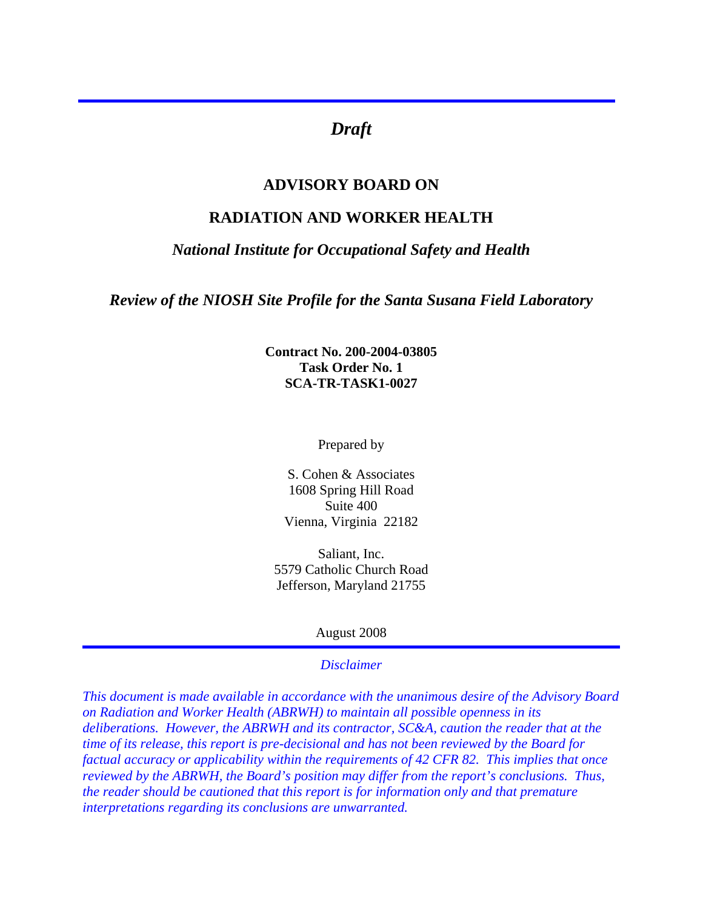*Draft*

**ADVISORY BOARD ON**

**RADIATION AND WORKER HEALTH**

***National Institute for Occupational Safety and Health***

***Review of the NIOSH Site Profile for the Santa Susana Field Laboratory***

**Contract No. 200-2004-03805**
**Task Order No. 1**
**SCA-TR-TASK1-0027**

Prepared by

S. Cohen & Associates
1608 Spring Hill Road
Suite 400
Vienna, Virginia 22182

Saliant, Inc.
5579 Catholic Church Road
Jefferson, Maryland 21755

August 2008

*Disclaimer*

*This document is made available in accordance with the unanimous desire of the Advisory Board on Radiation and Worker Health (ABRWH) to maintain all possible openness in its deliberations. However, the ABRWH and its contractor, SC&A, caution the reader that at the time of its release, this report is pre-decisional and has not been reviewed by the Board for factual accuracy or applicability within the requirements of 42 CFR 82. This implies that once reviewed by the ABRWH, the Board's position may differ from the report's conclusions. Thus, the reader should be cautioned that this report is for information only and that premature interpretations regarding its conclusions are unwarranted.*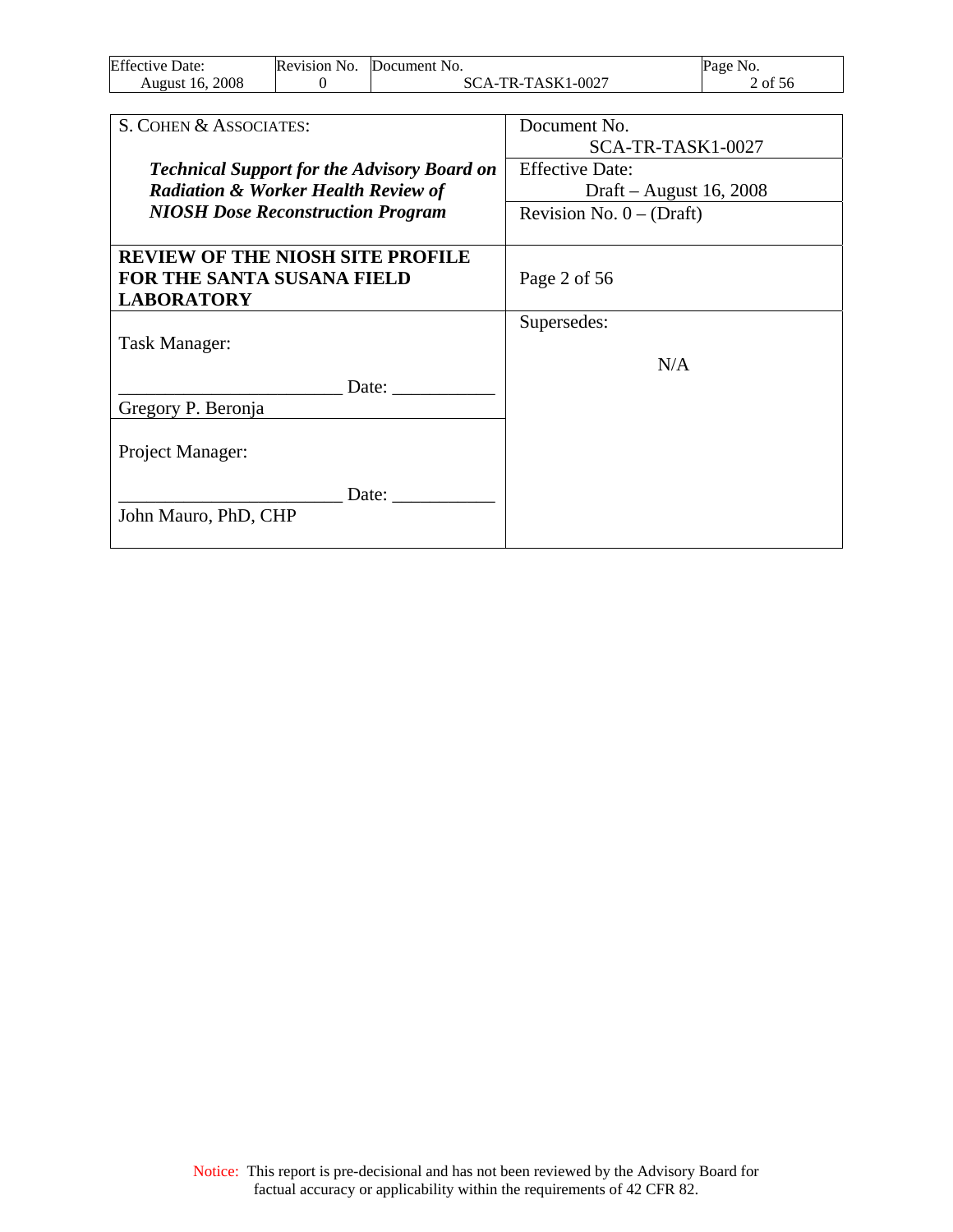| S. COHEN & ASSOCIATES: | Document No. SCA-TR-TASK1-0027 |
| --- | --- |
| ***Technical Support for the Advisory Board on Radiation & Worker Health Review of NIOSH Dose Reconstruction Program*** | Effective Date: Draft – August 16, 2008 |
| | Revision No. 0 – (Draft) |
| **REVIEW OF THE NIOSH SITE PROFILE FOR THE SANTA SUSANA FIELD LABORATORY** | Page 2 of 56 |
| Task Manager: ________________________ Date: ___________ Gregory P. Beronja | Supersedes: N/A |
| Project Manager: ________________________ Date: ___________ John Mauro, PhD, CHP | |

Notice: This report is pre-decisional and has not been reviewed by the Advisory Board for factual accuracy or applicability within the requirements of 42 CFR 82.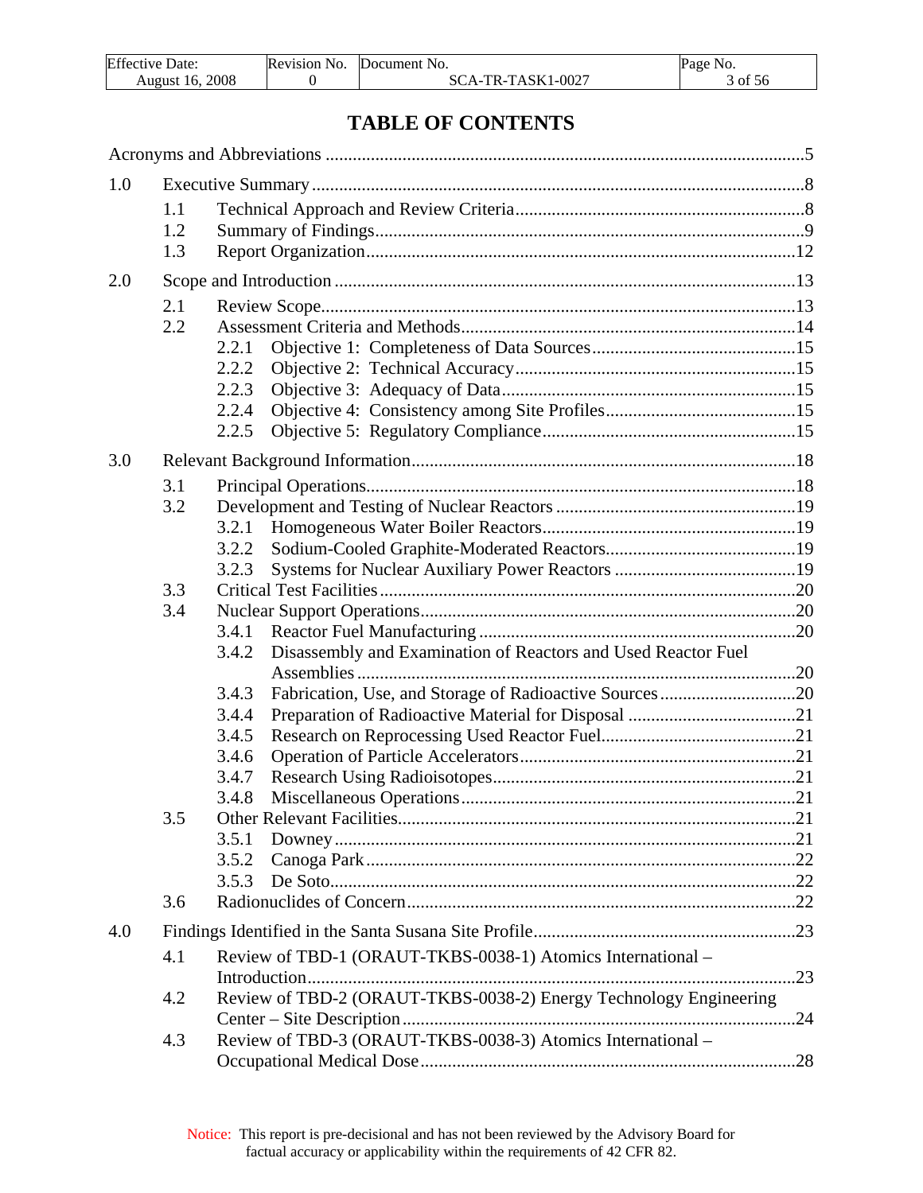# TABLE OF CONTENTS

Acronyms and Abbreviations ..........5

1.0 Executive Summary ..........8
- 1.1 Technical Approach and Review Criteria ..........8
- 1.2 Summary of Findings ..........9
- 1.3 Report Organization ..........12

2.0 Scope and Introduction ..........13
- 2.1 Review Scope ..........13
- 2.2 Assessment Criteria and Methods ..........14
  - 2.2.1 Objective 1: Completeness of Data Sources ..........15
  - 2.2.2 Objective 2: Technical Accuracy ..........15
  - 2.2.3 Objective 3: Adequacy of Data ..........15
  - 2.2.4 Objective 4: Consistency among Site Profiles ..........15
  - 2.2.5 Objective 5: Regulatory Compliance ..........15

3.0 Relevant Background Information ..........18
- 3.1 Principal Operations ..........18
- 3.2 Development and Testing of Nuclear Reactors ..........19
  - 3.2.1 Homogeneous Water Boiler Reactors ..........19
  - 3.2.2 Sodium-Cooled Graphite-Moderated Reactors ..........19
  - 3.2.3 Systems for Nuclear Auxiliary Power Reactors ..........19
- 3.3 Critical Test Facilities ..........20
- 3.4 Nuclear Support Operations ..........20
  - 3.4.1 Reactor Fuel Manufacturing ..........20
  - 3.4.2 Disassembly and Examination of Reactors and Used Reactor Fuel Assemblies ..........20
  - 3.4.3 Fabrication, Use, and Storage of Radioactive Sources ..........20
  - 3.4.4 Preparation of Radioactive Material for Disposal ..........21
  - 3.4.5 Research on Reprocessing Used Reactor Fuel ..........21
  - 3.4.6 Operation of Particle Accelerators ..........21
  - 3.4.7 Research Using Radioisotopes ..........21
  - 3.4.8 Miscellaneous Operations ..........21
- 3.5 Other Relevant Facilities ..........21
  - 3.5.1 Downey ..........21
  - 3.5.2 Canoga Park ..........22
  - 3.5.3 De Soto ..........22
- 3.6 Radionuclides of Concern ..........22

4.0 Findings Identified in the Santa Susana Site Profile ..........23
- 4.1 Review of TBD-1 (ORAUT-TKBS-0038-1) Atomics International – Introduction ..........23
- 4.2 Review of TBD-2 (ORAUT-TKBS-0038-2) Energy Technology Engineering Center – Site Description ..........24
- 4.3 Review of TBD-3 (ORAUT-TKBS-0038-3) Atomics International – Occupational Medical Dose ..........28

Notice: This report is pre-decisional and has not been reviewed by the Advisory Board for factual accuracy or applicability within the requirements of 42 CFR 82.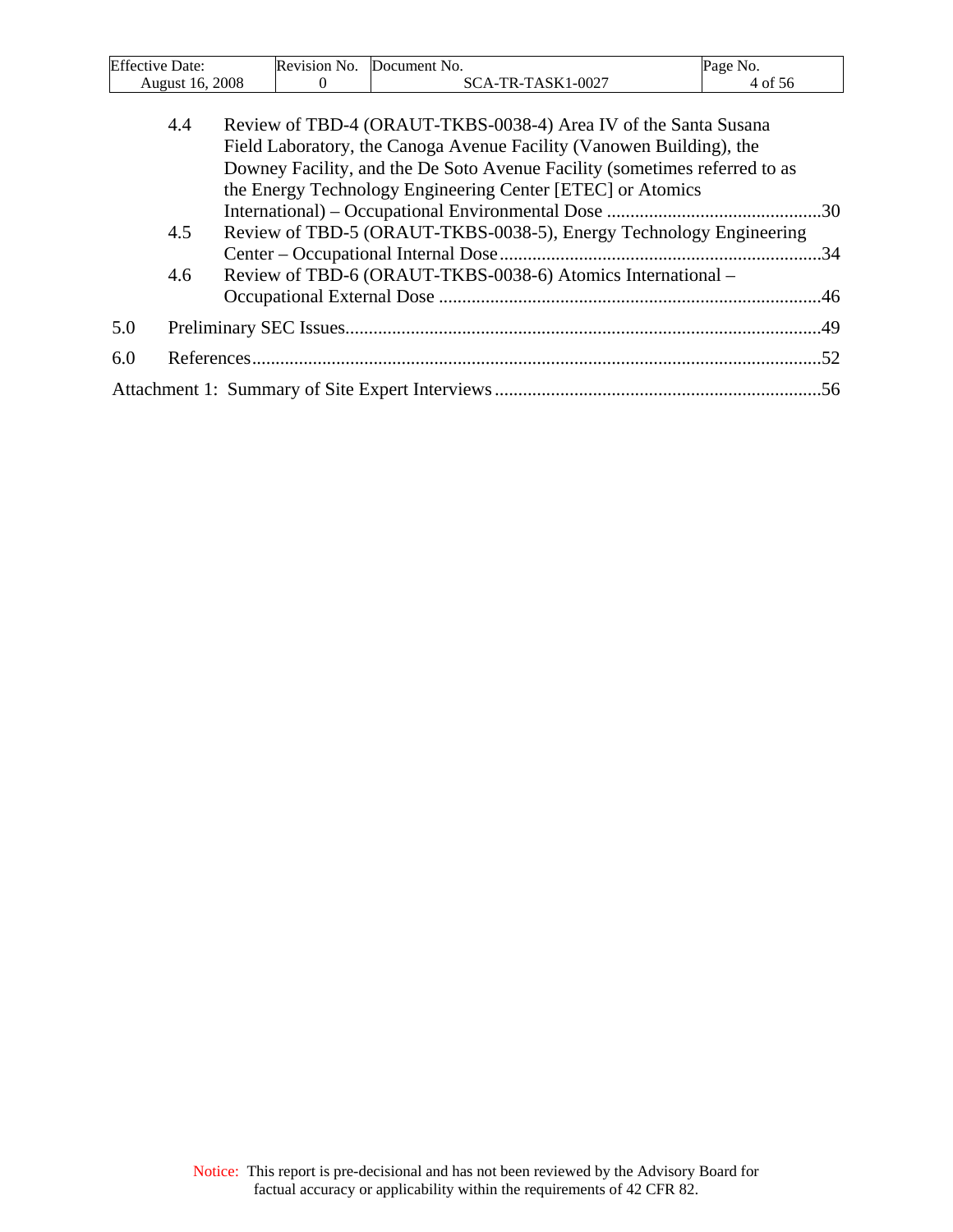4.4 Review of TBD-4 (ORAUT-TKBS-0038-4) Area IV of the Santa Susana Field Laboratory, the Canoga Avenue Facility (Vanowen Building), the Downey Facility, and the De Soto Avenue Facility (sometimes referred to as the Energy Technology Engineering Center [ETEC] or Atomics International) – Occupational Environmental Dose ..............................................30

4.5 Review of TBD-5 (ORAUT-TKBS-0038-5), Energy Technology Engineering Center – Occupational Internal Dose.....................................................................34

4.6 Review of TBD-6 (ORAUT-TKBS-0038-6) Atomics International – Occupational External Dose ..................................................................................46

5.0 Preliminary SEC Issues......................................................................................................49

6.0 References..........................................................................................................................52

Attachment 1: Summary of Site Expert Interviews ......................................................................56

Notice: This report is pre-decisional and has not been reviewed by the Advisory Board for factual accuracy or applicability within the requirements of 42 CFR 82.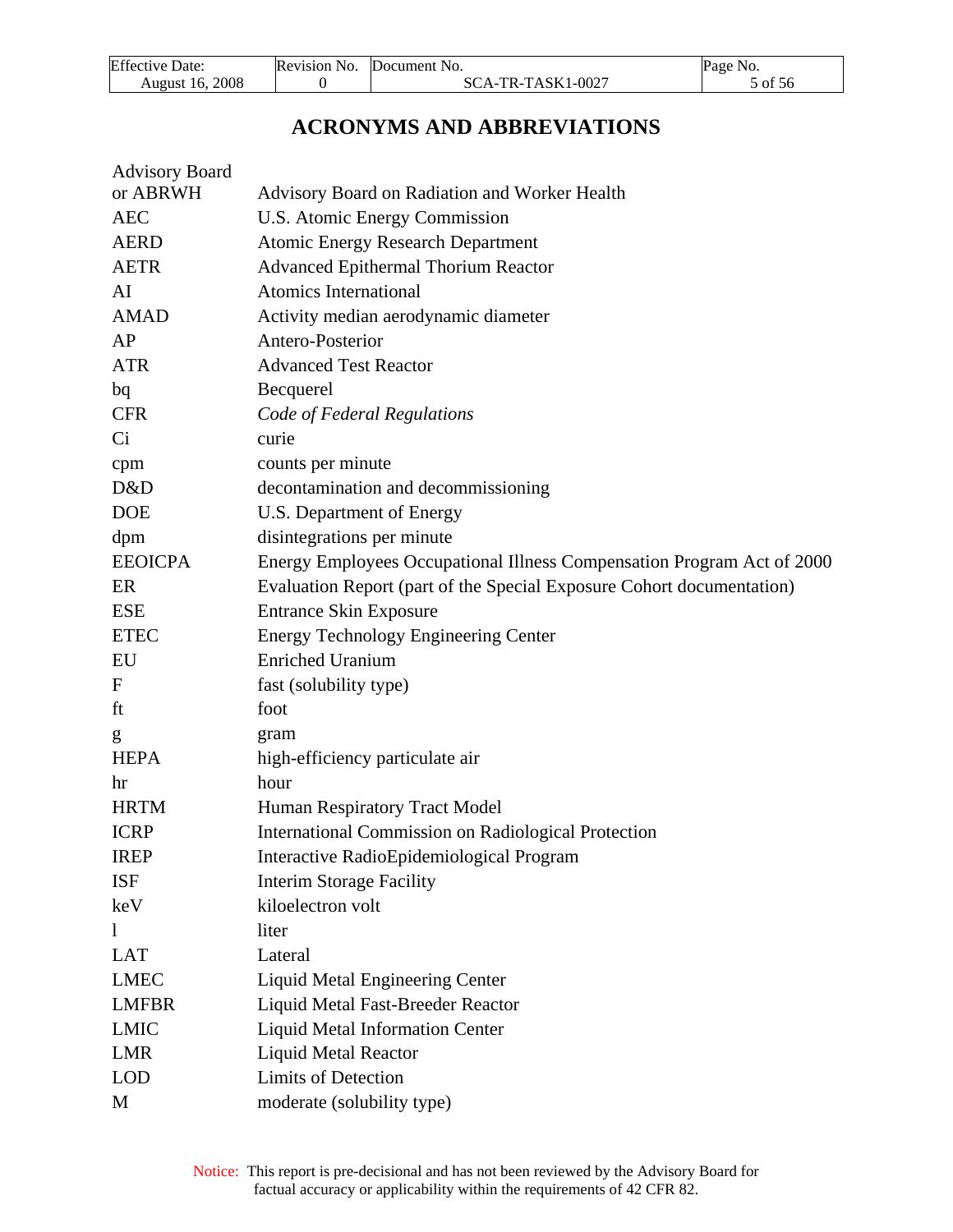# ACRONYMS AND ABBREVIATIONS

| | |
|---|---|
| Advisory Board or ABRWH | Advisory Board on Radiation and Worker Health |
| AEC | U.S. Atomic Energy Commission |
| AERD | Atomic Energy Research Department |
| AETR | Advanced Epithermal Thorium Reactor |
| AI | Atomics International |
| AMAD | Activity median aerodynamic diameter |
| AP | Antero-Posterior |
| ATR | Advanced Test Reactor |
| bq | Becquerel |
| CFR | *Code of Federal Regulations* |
| Ci | curie |
| cpm | counts per minute |
| D&D | decontamination and decommissioning |
| DOE | U.S. Department of Energy |
| dpm | disintegrations per minute |
| EEOICPA | Energy Employees Occupational Illness Compensation Program Act of 2000 |
| ER | Evaluation Report (part of the Special Exposure Cohort documentation) |
| ESE | Entrance Skin Exposure |
| ETEC | Energy Technology Engineering Center |
| EU | Enriched Uranium |
| F | fast (solubility type) |
| ft | foot |
| g | gram |
| HEPA | high-efficiency particulate air |
| hr | hour |
| HRTM | Human Respiratory Tract Model |
| ICRP | International Commission on Radiological Protection |
| IREP | Interactive RadioEpidemiological Program |
| ISF | Interim Storage Facility |
| keV | kiloelectron volt |
| l | liter |
| LAT | Lateral |
| LMEC | Liquid Metal Engineering Center |
| LMFBR | Liquid Metal Fast-Breeder Reactor |
| LMIC | Liquid Metal Information Center |
| LMR | Liquid Metal Reactor |
| LOD | Limits of Detection |
| M | moderate (solubility type) |

Notice: This report is pre-decisional and has not been reviewed by the Advisory Board for factual accuracy or applicability within the requirements of 42 CFR 82.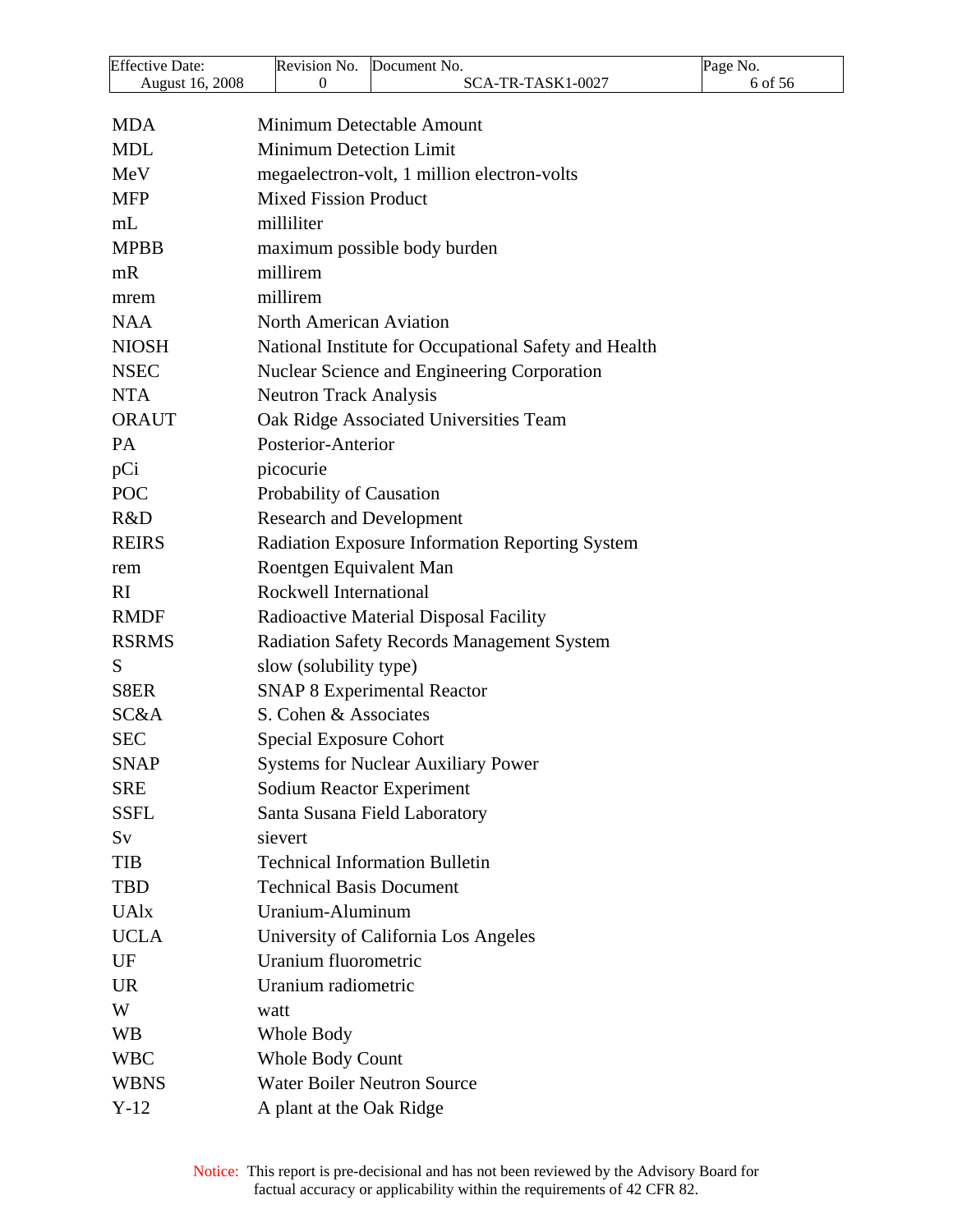| | |
|---|---|
| MDA | Minimum Detectable Amount |
| MDL | Minimum Detection Limit |
| MeV | megaelectron-volt, 1 million electron-volts |
| MFP | Mixed Fission Product |
| mL | milliliter |
| MPBB | maximum possible body burden |
| mR | millirem |
| mrem | millirem |
| NAA | North American Aviation |
| NIOSH | National Institute for Occupational Safety and Health |
| NSEC | Nuclear Science and Engineering Corporation |
| NTA | Neutron Track Analysis |
| ORAUT | Oak Ridge Associated Universities Team |
| PA | Posterior-Anterior |
| pCi | picocurie |
| POC | Probability of Causation |
| R&D | Research and Development |
| REIRS | Radiation Exposure Information Reporting System |
| rem | Roentgen Equivalent Man |
| RI | Rockwell International |
| RMDF | Radioactive Material Disposal Facility |
| RSRMS | Radiation Safety Records Management System |
| S | slow (solubility type) |
| S8ER | SNAP 8 Experimental Reactor |
| SC&A | S. Cohen & Associates |
| SEC | Special Exposure Cohort |
| SNAP | Systems for Nuclear Auxiliary Power |
| SRE | Sodium Reactor Experiment |
| SSFL | Santa Susana Field Laboratory |
| Sv | sievert |
| TIB | Technical Information Bulletin |
| TBD | Technical Basis Document |
| UAlx | Uranium-Aluminum |
| UCLA | University of California Los Angeles |
| UF | Uranium fluorometric |
| UR | Uranium radiometric |
| W | watt |
| WB | Whole Body |
| WBC | Whole Body Count |
| WBNS | Water Boiler Neutron Source |
| Y-12 | A plant at the Oak Ridge |

Notice: This report is pre-decisional and has not been reviewed by the Advisory Board for factual accuracy or applicability within the requirements of 42 CFR 82.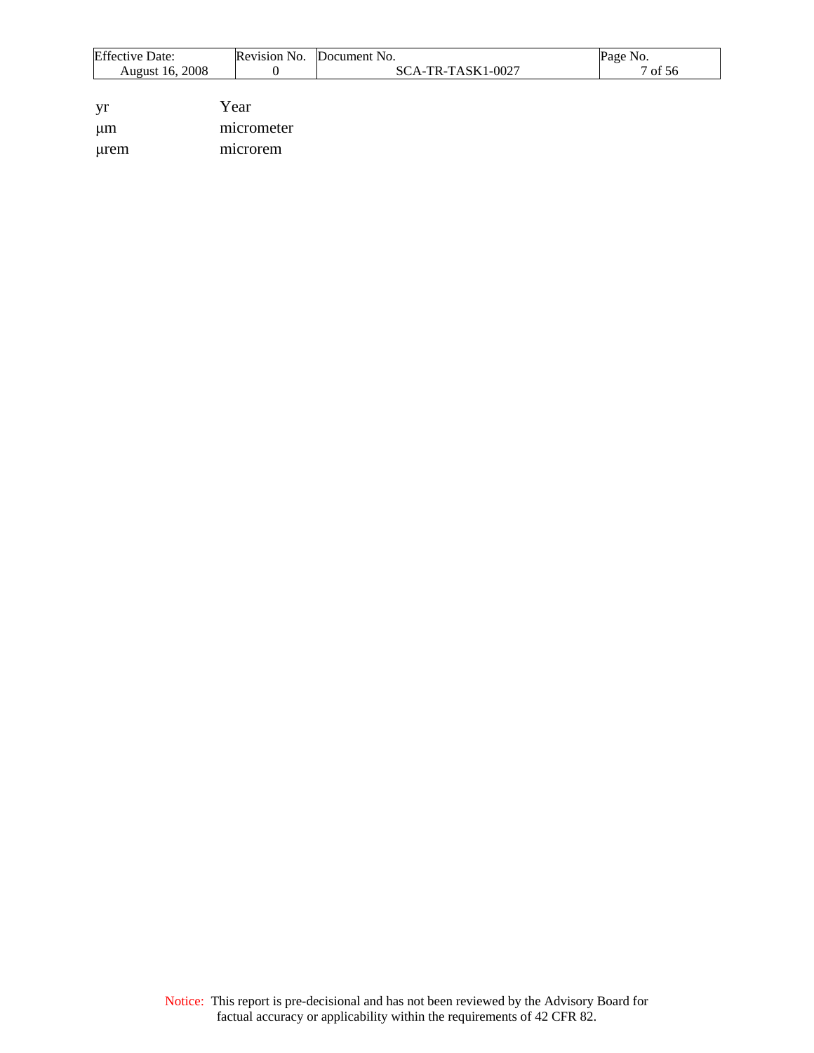| | |
|---|---|
| yr | Year |
| μm | micrometer |
| μrem | microrem |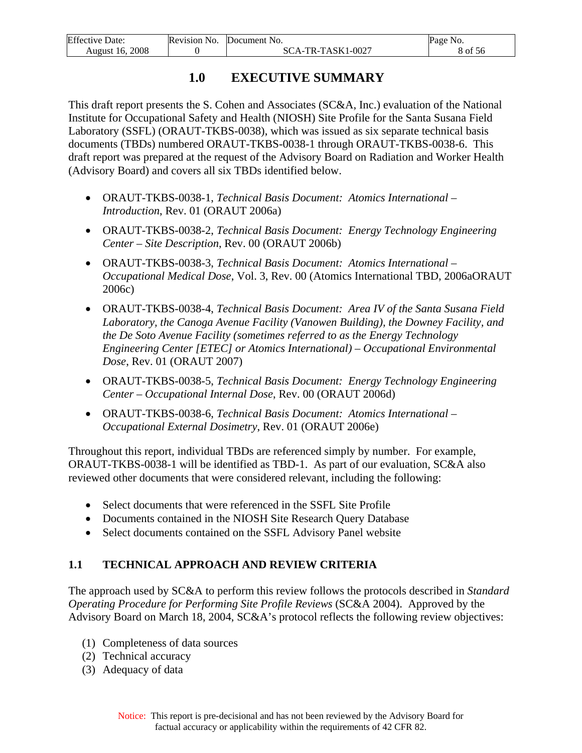# 1.0 EXECUTIVE SUMMARY

This draft report presents the S. Cohen and Associates (SC&A, Inc.) evaluation of the National Institute for Occupational Safety and Health (NIOSH) Site Profile for the Santa Susana Field Laboratory (SSFL) (ORAUT-TKBS-0038), which was issued as six separate technical basis documents (TBDs) numbered ORAUT-TKBS-0038-1 through ORAUT-TKBS-0038-6. This draft report was prepared at the request of the Advisory Board on Radiation and Worker Health (Advisory Board) and covers all six TBDs identified below.

- ORAUT-TKBS-0038-1, *Technical Basis Document: Atomics International – Introduction*, Rev. 01 (ORAUT 2006a)
- ORAUT-TKBS-0038-2, *Technical Basis Document: Energy Technology Engineering Center – Site Description*, Rev. 00 (ORAUT 2006b)
- ORAUT-TKBS-0038-3, *Technical Basis Document: Atomics International – Occupational Medical Dose*, Vol. 3, Rev. 00 (Atomics International TBD, 2006aORAUT 2006c)
- ORAUT-TKBS-0038-4, *Technical Basis Document: Area IV of the Santa Susana Field Laboratory, the Canoga Avenue Facility (Vanowen Building), the Downey Facility, and the De Soto Avenue Facility (sometimes referred to as the Energy Technology Engineering Center [ETEC] or Atomics International) – Occupational Environmental Dose*, Rev. 01 (ORAUT 2007)
- ORAUT-TKBS-0038-5, *Technical Basis Document: Energy Technology Engineering Center – Occupational Internal Dose*, Rev. 00 (ORAUT 2006d)
- ORAUT-TKBS-0038-6, *Technical Basis Document: Atomics International – Occupational External Dosimetry*, Rev. 01 (ORAUT 2006e)

Throughout this report, individual TBDs are referenced simply by number. For example, ORAUT-TKBS-0038-1 will be identified as TBD-1. As part of our evaluation, SC&A also reviewed other documents that were considered relevant, including the following:

- Select documents that were referenced in the SSFL Site Profile
- Documents contained in the NIOSH Site Research Query Database
- Select documents contained on the SSFL Advisory Panel website

## 1.1 TECHNICAL APPROACH AND REVIEW CRITERIA

The approach used by SC&A to perform this review follows the protocols described in *Standard Operating Procedure for Performing Site Profile Reviews* (SC&A 2004). Approved by the Advisory Board on March 18, 2004, SC&A's protocol reflects the following review objectives:

(1) Completeness of data sources
(2) Technical accuracy
(3) Adequacy of data

Notice: This report is pre-decisional and has not been reviewed by the Advisory Board for factual accuracy or applicability within the requirements of 42 CFR 82.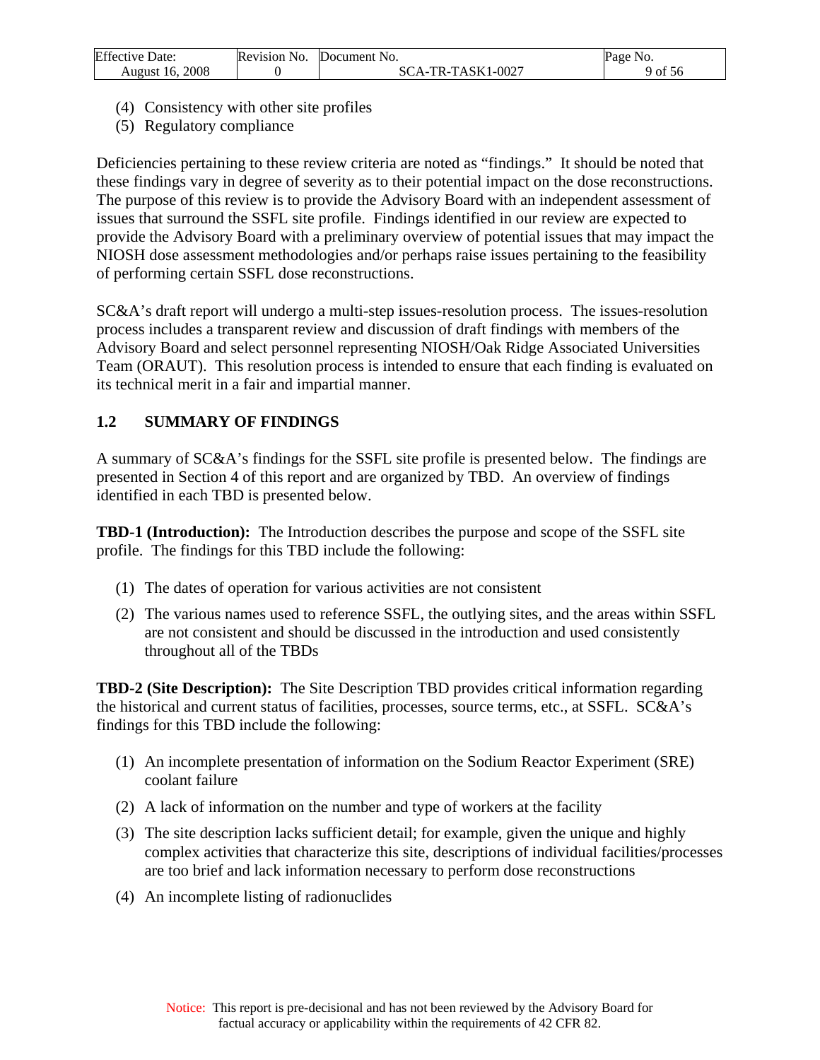(4) Consistency with other site profiles
(5) Regulatory compliance

Deficiencies pertaining to these review criteria are noted as "findings." It should be noted that these findings vary in degree of severity as to their potential impact on the dose reconstructions. The purpose of this review is to provide the Advisory Board with an independent assessment of issues that surround the SSFL site profile. Findings identified in our review are expected to provide the Advisory Board with a preliminary overview of potential issues that may impact the NIOSH dose assessment methodologies and/or perhaps raise issues pertaining to the feasibility of performing certain SSFL dose reconstructions.

SC&A's draft report will undergo a multi-step issues-resolution process. The issues-resolution process includes a transparent review and discussion of draft findings with members of the Advisory Board and select personnel representing NIOSH/Oak Ridge Associated Universities Team (ORAUT). This resolution process is intended to ensure that each finding is evaluated on its technical merit in a fair and impartial manner.

## 1.2 SUMMARY OF FINDINGS

A summary of SC&A's findings for the SSFL site profile is presented below. The findings are presented in Section 4 of this report and are organized by TBD. An overview of findings identified in each TBD is presented below.

**TBD-1 (Introduction):** The Introduction describes the purpose and scope of the SSFL site profile. The findings for this TBD include the following:

(1) The dates of operation for various activities are not consistent
(2) The various names used to reference SSFL, the outlying sites, and the areas within SSFL are not consistent and should be discussed in the introduction and used consistently throughout all of the TBDs

**TBD-2 (Site Description):** The Site Description TBD provides critical information regarding the historical and current status of facilities, processes, source terms, etc., at SSFL. SC&A's findings for this TBD include the following:

(1) An incomplete presentation of information on the Sodium Reactor Experiment (SRE) coolant failure
(2) A lack of information on the number and type of workers at the facility
(3) The site description lacks sufficient detail; for example, given the unique and highly complex activities that characterize this site, descriptions of individual facilities/processes are too brief and lack information necessary to perform dose reconstructions
(4) An incomplete listing of radionuclides

Notice: This report is pre-decisional and has not been reviewed by the Advisory Board for factual accuracy or applicability within the requirements of 42 CFR 82.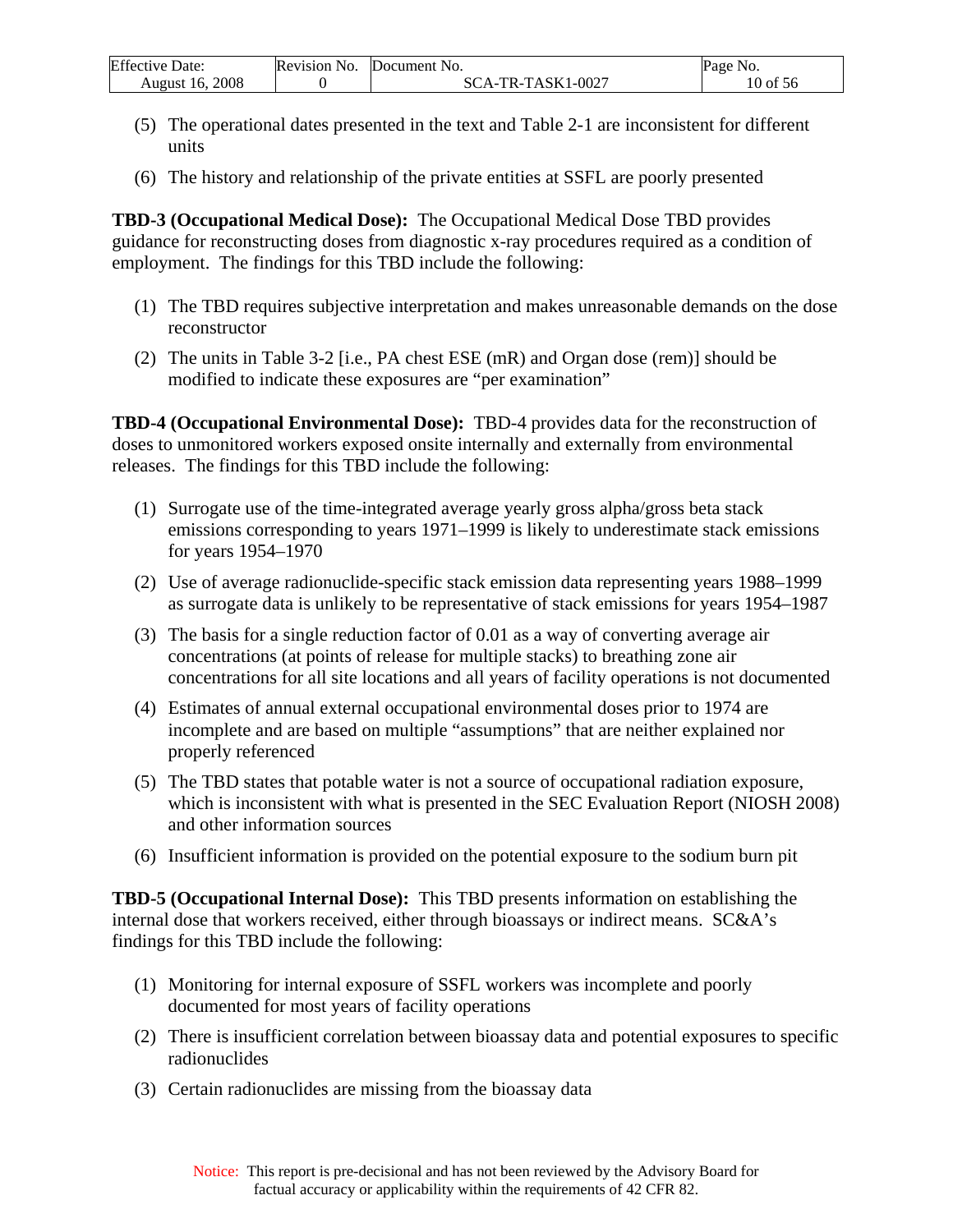(5) The operational dates presented in the text and Table 2-1 are inconsistent for different units

(6) The history and relationship of the private entities at SSFL are poorly presented

**TBD-3 (Occupational Medical Dose):** The Occupational Medical Dose TBD provides guidance for reconstructing doses from diagnostic x-ray procedures required as a condition of employment. The findings for this TBD include the following:

(1) The TBD requires subjective interpretation and makes unreasonable demands on the dose reconstructor

(2) The units in Table 3-2 [i.e., PA chest ESE (mR) and Organ dose (rem)] should be modified to indicate these exposures are "per examination"

**TBD-4 (Occupational Environmental Dose):** TBD-4 provides data for the reconstruction of doses to unmonitored workers exposed onsite internally and externally from environmental releases. The findings for this TBD include the following:

(1) Surrogate use of the time-integrated average yearly gross alpha/gross beta stack emissions corresponding to years 1971–1999 is likely to underestimate stack emissions for years 1954–1970

(2) Use of average radionuclide-specific stack emission data representing years 1988–1999 as surrogate data is unlikely to be representative of stack emissions for years 1954–1987

(3) The basis for a single reduction factor of 0.01 as a way of converting average air concentrations (at points of release for multiple stacks) to breathing zone air concentrations for all site locations and all years of facility operations is not documented

(4) Estimates of annual external occupational environmental doses prior to 1974 are incomplete and are based on multiple "assumptions" that are neither explained nor properly referenced

(5) The TBD states that potable water is not a source of occupational radiation exposure, which is inconsistent with what is presented in the SEC Evaluation Report (NIOSH 2008) and other information sources

(6) Insufficient information is provided on the potential exposure to the sodium burn pit

**TBD-5 (Occupational Internal Dose):** This TBD presents information on establishing the internal dose that workers received, either through bioassays or indirect means. SC&A's findings for this TBD include the following:

(1) Monitoring for internal exposure of SSFL workers was incomplete and poorly documented for most years of facility operations

(2) There is insufficient correlation between bioassay data and potential exposures to specific radionuclides

(3) Certain radionuclides are missing from the bioassay data

Notice: This report is pre-decisional and has not been reviewed by the Advisory Board for factual accuracy or applicability within the requirements of 42 CFR 82.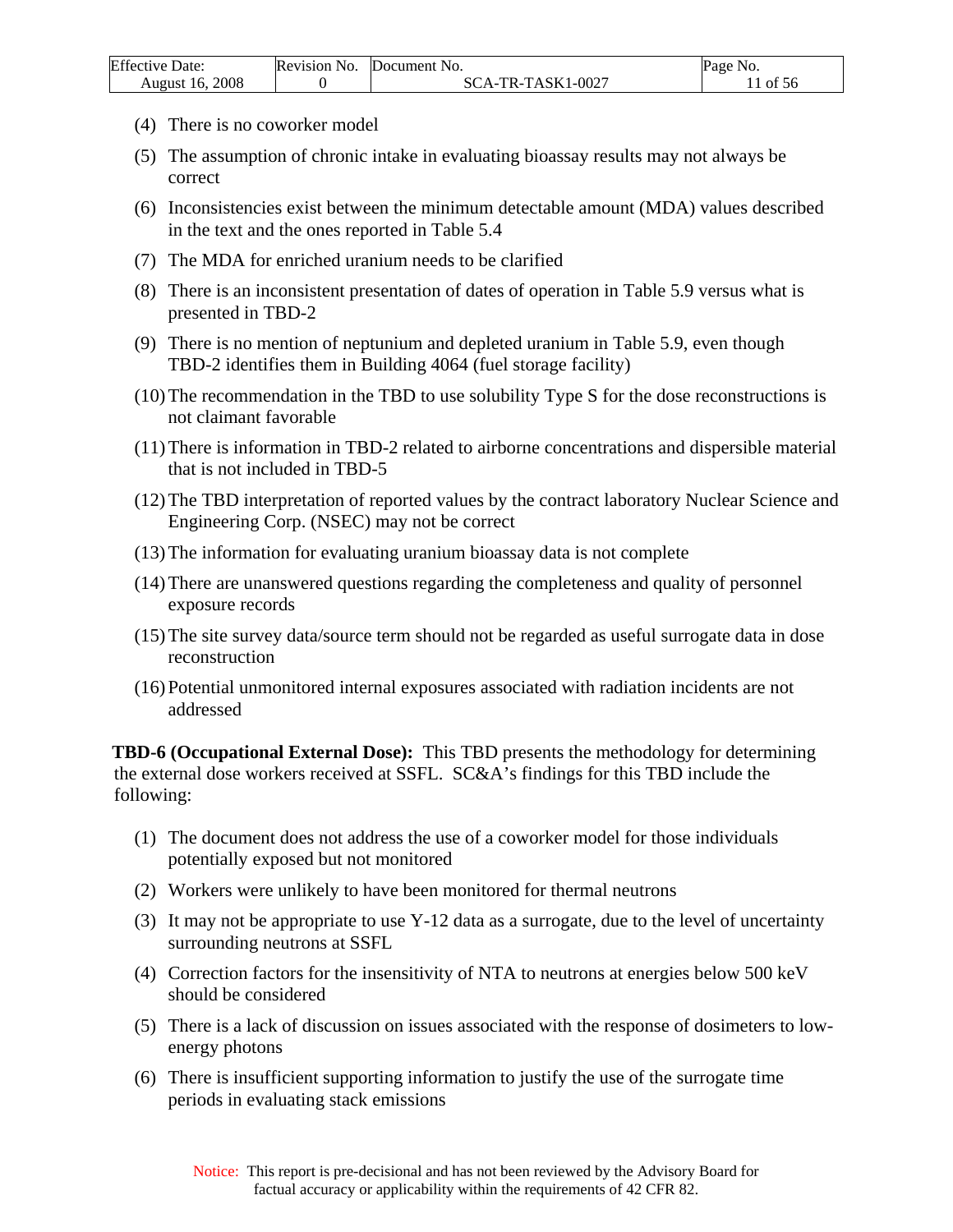(4) There is no coworker model

(5) The assumption of chronic intake in evaluating bioassay results may not always be correct

(6) Inconsistencies exist between the minimum detectable amount (MDA) values described in the text and the ones reported in Table 5.4

(7) The MDA for enriched uranium needs to be clarified

(8) There is an inconsistent presentation of dates of operation in Table 5.9 versus what is presented in TBD-2

(9) There is no mention of neptunium and depleted uranium in Table 5.9, even though TBD-2 identifies them in Building 4064 (fuel storage facility)

(10) The recommendation in the TBD to use solubility Type S for the dose reconstructions is not claimant favorable

(11) There is information in TBD-2 related to airborne concentrations and dispersible material that is not included in TBD-5

(12) The TBD interpretation of reported values by the contract laboratory Nuclear Science and Engineering Corp. (NSEC) may not be correct

(13) The information for evaluating uranium bioassay data is not complete

(14) There are unanswered questions regarding the completeness and quality of personnel exposure records

(15) The site survey data/source term should not be regarded as useful surrogate data in dose reconstruction

(16) Potential unmonitored internal exposures associated with radiation incidents are not addressed

**TBD-6 (Occupational External Dose):** This TBD presents the methodology for determining the external dose workers received at SSFL. SC&A's findings for this TBD include the following:

(1) The document does not address the use of a coworker model for those individuals potentially exposed but not monitored

(2) Workers were unlikely to have been monitored for thermal neutrons

(3) It may not be appropriate to use Y-12 data as a surrogate, due to the level of uncertainty surrounding neutrons at SSFL

(4) Correction factors for the insensitivity of NTA to neutrons at energies below 500 keV should be considered

(5) There is a lack of discussion on issues associated with the response of dosimeters to low-energy photons

(6) There is insufficient supporting information to justify the use of the surrogate time periods in evaluating stack emissions

Notice: This report is pre-decisional and has not been reviewed by the Advisory Board for factual accuracy or applicability within the requirements of 42 CFR 82.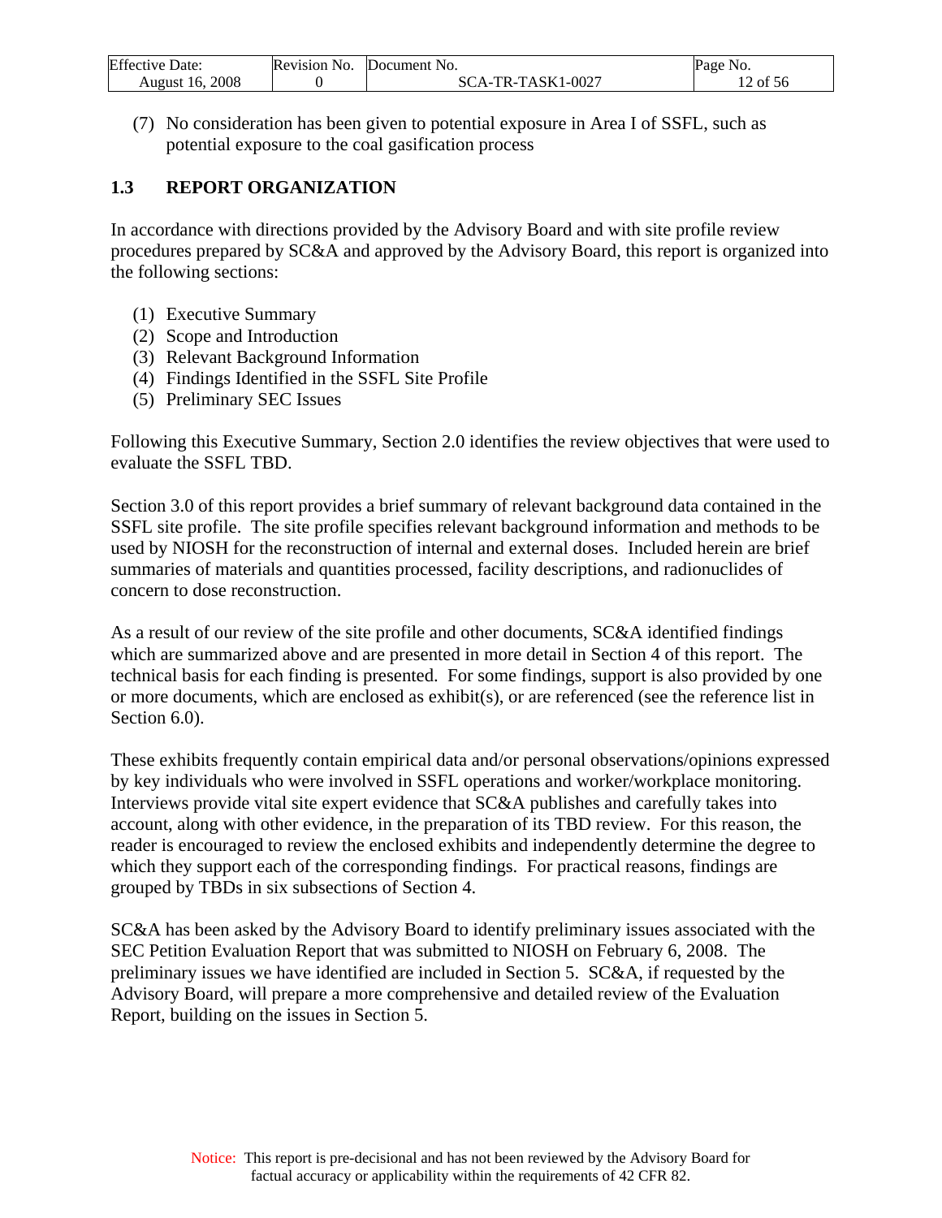(7) No consideration has been given to potential exposure in Area I of SSFL, such as potential exposure to the coal gasification process

## 1.3 REPORT ORGANIZATION

In accordance with directions provided by the Advisory Board and with site profile review procedures prepared by SC&A and approved by the Advisory Board, this report is organized into the following sections:

(1) Executive Summary
(2) Scope and Introduction
(3) Relevant Background Information
(4) Findings Identified in the SSFL Site Profile
(5) Preliminary SEC Issues

Following this Executive Summary, Section 2.0 identifies the review objectives that were used to evaluate the SSFL TBD.

Section 3.0 of this report provides a brief summary of relevant background data contained in the SSFL site profile. The site profile specifies relevant background information and methods to be used by NIOSH for the reconstruction of internal and external doses. Included herein are brief summaries of materials and quantities processed, facility descriptions, and radionuclides of concern to dose reconstruction.

As a result of our review of the site profile and other documents, SC&A identified findings which are summarized above and are presented in more detail in Section 4 of this report. The technical basis for each finding is presented. For some findings, support is also provided by one or more documents, which are enclosed as exhibit(s), or are referenced (see the reference list in Section 6.0).

These exhibits frequently contain empirical data and/or personal observations/opinions expressed by key individuals who were involved in SSFL operations and worker/workplace monitoring. Interviews provide vital site expert evidence that SC&A publishes and carefully takes into account, along with other evidence, in the preparation of its TBD review. For this reason, the reader is encouraged to review the enclosed exhibits and independently determine the degree to which they support each of the corresponding findings. For practical reasons, findings are grouped by TBDs in six subsections of Section 4.

SC&A has been asked by the Advisory Board to identify preliminary issues associated with the SEC Petition Evaluation Report that was submitted to NIOSH on February 6, 2008. The preliminary issues we have identified are included in Section 5. SC&A, if requested by the Advisory Board, will prepare a more comprehensive and detailed review of the Evaluation Report, building on the issues in Section 5.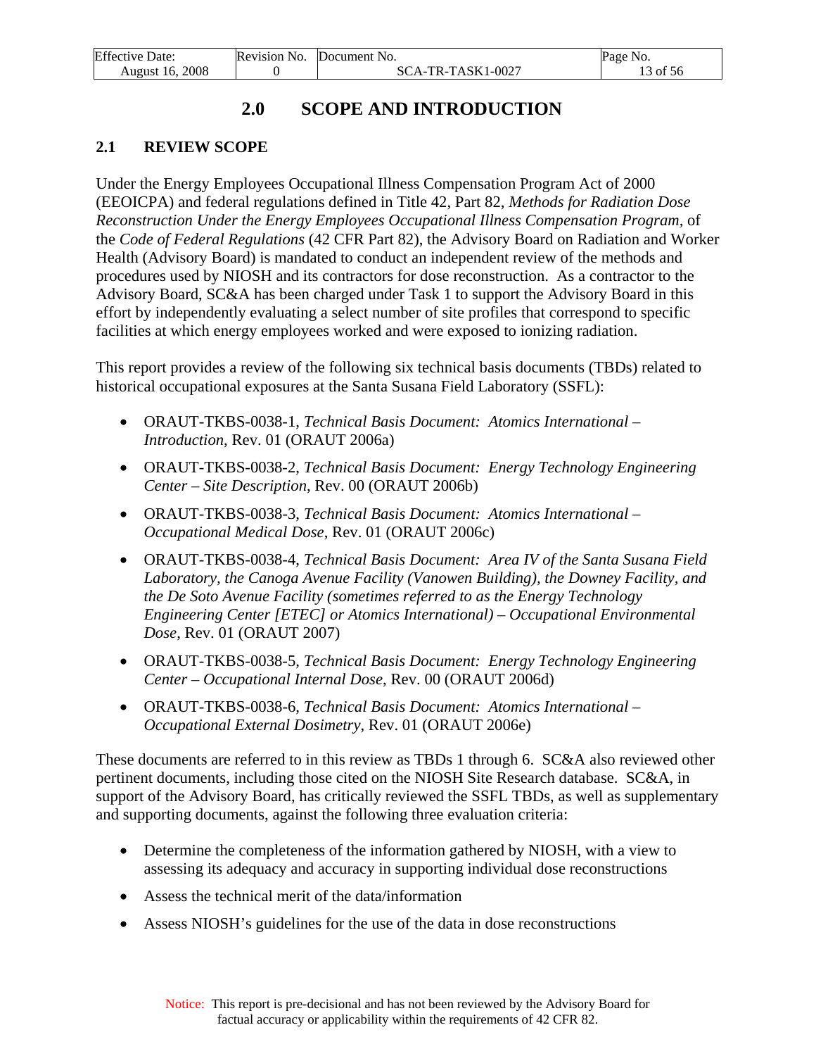# 2.0 SCOPE AND INTRODUCTION

## 2.1 REVIEW SCOPE

Under the Energy Employees Occupational Illness Compensation Program Act of 2000 (EEOICPA) and federal regulations defined in Title 42, Part 82, *Methods for Radiation Dose Reconstruction Under the Energy Employees Occupational Illness Compensation Program*, of the *Code of Federal Regulations* (42 CFR Part 82), the Advisory Board on Radiation and Worker Health (Advisory Board) is mandated to conduct an independent review of the methods and procedures used by NIOSH and its contractors for dose reconstruction. As a contractor to the Advisory Board, SC&A has been charged under Task 1 to support the Advisory Board in this effort by independently evaluating a select number of site profiles that correspond to specific facilities at which energy employees worked and were exposed to ionizing radiation.

This report provides a review of the following six technical basis documents (TBDs) related to historical occupational exposures at the Santa Susana Field Laboratory (SSFL):

- ORAUT-TKBS-0038-1, *Technical Basis Document: Atomics International – Introduction*, Rev. 01 (ORAUT 2006a)
- ORAUT-TKBS-0038-2, *Technical Basis Document: Energy Technology Engineering Center – Site Description*, Rev. 00 (ORAUT 2006b)
- ORAUT-TKBS-0038-3, *Technical Basis Document: Atomics International – Occupational Medical Dose*, Rev. 01 (ORAUT 2006c)
- ORAUT-TKBS-0038-4, *Technical Basis Document: Area IV of the Santa Susana Field Laboratory, the Canoga Avenue Facility (Vanowen Building), the Downey Facility, and the De Soto Avenue Facility (sometimes referred to as the Energy Technology Engineering Center [ETEC] or Atomics International) – Occupational Environmental Dose*, Rev. 01 (ORAUT 2007)
- ORAUT-TKBS-0038-5, *Technical Basis Document: Energy Technology Engineering Center – Occupational Internal Dose*, Rev. 00 (ORAUT 2006d)
- ORAUT-TKBS-0038-6, *Technical Basis Document: Atomics International – Occupational External Dosimetry*, Rev. 01 (ORAUT 2006e)

These documents are referred to in this review as TBDs 1 through 6. SC&A also reviewed other pertinent documents, including those cited on the NIOSH Site Research database. SC&A, in support of the Advisory Board, has critically reviewed the SSFL TBDs, as well as supplementary and supporting documents, against the following three evaluation criteria:

- Determine the completeness of the information gathered by NIOSH, with a view to assessing its adequacy and accuracy in supporting individual dose reconstructions
- Assess the technical merit of the data/information
- Assess NIOSH's guidelines for the use of the data in dose reconstructions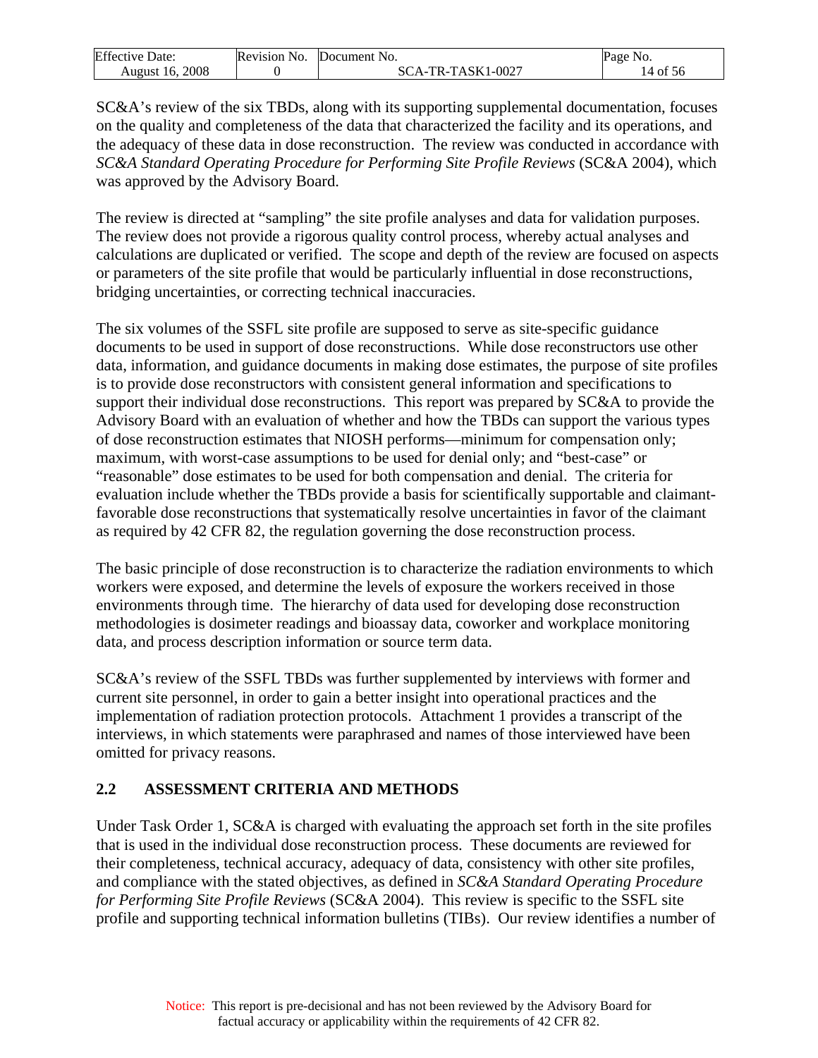SC&A's review of the six TBDs, along with its supporting supplemental documentation, focuses on the quality and completeness of the data that characterized the facility and its operations, and the adequacy of these data in dose reconstruction. The review was conducted in accordance with *SC&A Standard Operating Procedure for Performing Site Profile Reviews* (SC&A 2004), which was approved by the Advisory Board.

The review is directed at "sampling" the site profile analyses and data for validation purposes. The review does not provide a rigorous quality control process, whereby actual analyses and calculations are duplicated or verified. The scope and depth of the review are focused on aspects or parameters of the site profile that would be particularly influential in dose reconstructions, bridging uncertainties, or correcting technical inaccuracies.

The six volumes of the SSFL site profile are supposed to serve as site-specific guidance documents to be used in support of dose reconstructions. While dose reconstructors use other data, information, and guidance documents in making dose estimates, the purpose of site profiles is to provide dose reconstructors with consistent general information and specifications to support their individual dose reconstructions. This report was prepared by SC&A to provide the Advisory Board with an evaluation of whether and how the TBDs can support the various types of dose reconstruction estimates that NIOSH performs—minimum for compensation only; maximum, with worst-case assumptions to be used for denial only; and "best-case" or "reasonable" dose estimates to be used for both compensation and denial. The criteria for evaluation include whether the TBDs provide a basis for scientifically supportable and claimant-favorable dose reconstructions that systematically resolve uncertainties in favor of the claimant as required by 42 CFR 82, the regulation governing the dose reconstruction process.

The basic principle of dose reconstruction is to characterize the radiation environments to which workers were exposed, and determine the levels of exposure the workers received in those environments through time. The hierarchy of data used for developing dose reconstruction methodologies is dosimeter readings and bioassay data, coworker and workplace monitoring data, and process description information or source term data.

SC&A's review of the SSFL TBDs was further supplemented by interviews with former and current site personnel, in order to gain a better insight into operational practices and the implementation of radiation protection protocols. Attachment 1 provides a transcript of the interviews, in which statements were paraphrased and names of those interviewed have been omitted for privacy reasons.

## 2.2 ASSESSMENT CRITERIA AND METHODS

Under Task Order 1, SC&A is charged with evaluating the approach set forth in the site profiles that is used in the individual dose reconstruction process. These documents are reviewed for their completeness, technical accuracy, adequacy of data, consistency with other site profiles, and compliance with the stated objectives, as defined in *SC&A Standard Operating Procedure for Performing Site Profile Reviews* (SC&A 2004). This review is specific to the SSFL site profile and supporting technical information bulletins (TIBs). Our review identifies a number of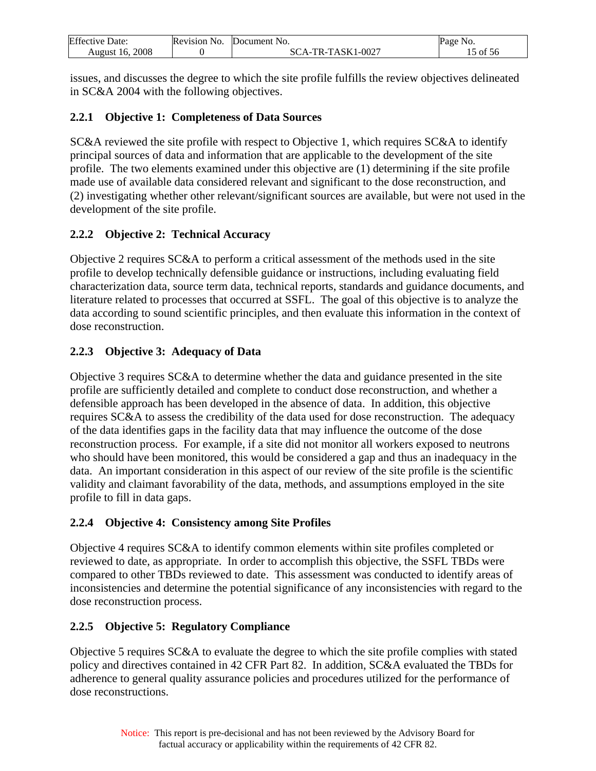issues, and discusses the degree to which the site profile fulfills the review objectives delineated in SC&A 2004 with the following objectives.

### 2.2.1 Objective 1: Completeness of Data Sources

SC&A reviewed the site profile with respect to Objective 1, which requires SC&A to identify principal sources of data and information that are applicable to the development of the site profile. The two elements examined under this objective are (1) determining if the site profile made use of available data considered relevant and significant to the dose reconstruction, and (2) investigating whether other relevant/significant sources are available, but were not used in the development of the site profile.

### 2.2.2 Objective 2: Technical Accuracy

Objective 2 requires SC&A to perform a critical assessment of the methods used in the site profile to develop technically defensible guidance or instructions, including evaluating field characterization data, source term data, technical reports, standards and guidance documents, and literature related to processes that occurred at SSFL. The goal of this objective is to analyze the data according to sound scientific principles, and then evaluate this information in the context of dose reconstruction.

### 2.2.3 Objective 3: Adequacy of Data

Objective 3 requires SC&A to determine whether the data and guidance presented in the site profile are sufficiently detailed and complete to conduct dose reconstruction, and whether a defensible approach has been developed in the absence of data. In addition, this objective requires SC&A to assess the credibility of the data used for dose reconstruction. The adequacy of the data identifies gaps in the facility data that may influence the outcome of the dose reconstruction process. For example, if a site did not monitor all workers exposed to neutrons who should have been monitored, this would be considered a gap and thus an inadequacy in the data. An important consideration in this aspect of our review of the site profile is the scientific validity and claimant favorability of the data, methods, and assumptions employed in the site profile to fill in data gaps.

### 2.2.4 Objective 4: Consistency among Site Profiles

Objective 4 requires SC&A to identify common elements within site profiles completed or reviewed to date, as appropriate. In order to accomplish this objective, the SSFL TBDs were compared to other TBDs reviewed to date. This assessment was conducted to identify areas of inconsistencies and determine the potential significance of any inconsistencies with regard to the dose reconstruction process.

### 2.2.5 Objective 5: Regulatory Compliance

Objective 5 requires SC&A to evaluate the degree to which the site profile complies with stated policy and directives contained in 42 CFR Part 82. In addition, SC&A evaluated the TBDs for adherence to general quality assurance policies and procedures utilized for the performance of dose reconstructions.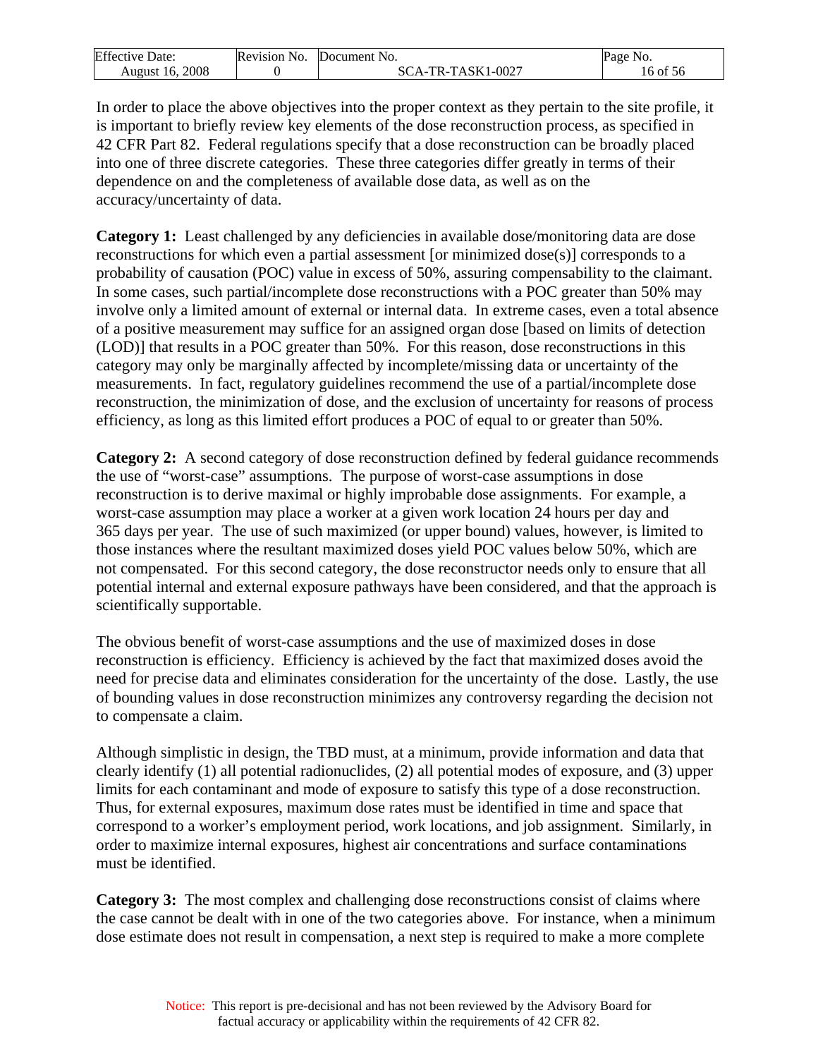In order to place the above objectives into the proper context as they pertain to the site profile, it is important to briefly review key elements of the dose reconstruction process, as specified in 42 CFR Part 82. Federal regulations specify that a dose reconstruction can be broadly placed into one of three discrete categories. These three categories differ greatly in terms of their dependence on and the completeness of available dose data, as well as on the accuracy/uncertainty of data.

**Category 1:** Least challenged by any deficiencies in available dose/monitoring data are dose reconstructions for which even a partial assessment [or minimized dose(s)] corresponds to a probability of causation (POC) value in excess of 50%, assuring compensability to the claimant. In some cases, such partial/incomplete dose reconstructions with a POC greater than 50% may involve only a limited amount of external or internal data. In extreme cases, even a total absence of a positive measurement may suffice for an assigned organ dose [based on limits of detection (LOD)] that results in a POC greater than 50%. For this reason, dose reconstructions in this category may only be marginally affected by incomplete/missing data or uncertainty of the measurements. In fact, regulatory guidelines recommend the use of a partial/incomplete dose reconstruction, the minimization of dose, and the exclusion of uncertainty for reasons of process efficiency, as long as this limited effort produces a POC of equal to or greater than 50%.

**Category 2:** A second category of dose reconstruction defined by federal guidance recommends the use of "worst-case" assumptions. The purpose of worst-case assumptions in dose reconstruction is to derive maximal or highly improbable dose assignments. For example, a worst-case assumption may place a worker at a given work location 24 hours per day and 365 days per year. The use of such maximized (or upper bound) values, however, is limited to those instances where the resultant maximized doses yield POC values below 50%, which are not compensated. For this second category, the dose reconstructor needs only to ensure that all potential internal and external exposure pathways have been considered, and that the approach is scientifically supportable.

The obvious benefit of worst-case assumptions and the use of maximized doses in dose reconstruction is efficiency. Efficiency is achieved by the fact that maximized doses avoid the need for precise data and eliminates consideration for the uncertainty of the dose. Lastly, the use of bounding values in dose reconstruction minimizes any controversy regarding the decision not to compensate a claim.

Although simplistic in design, the TBD must, at a minimum, provide information and data that clearly identify (1) all potential radionuclides, (2) all potential modes of exposure, and (3) upper limits for each contaminant and mode of exposure to satisfy this type of a dose reconstruction. Thus, for external exposures, maximum dose rates must be identified in time and space that correspond to a worker's employment period, work locations, and job assignment. Similarly, in order to maximize internal exposures, highest air concentrations and surface contaminations must be identified.

**Category 3:** The most complex and challenging dose reconstructions consist of claims where the case cannot be dealt with in one of the two categories above. For instance, when a minimum dose estimate does not result in compensation, a next step is required to make a more complete

Notice: This report is pre-decisional and has not been reviewed by the Advisory Board for factual accuracy or applicability within the requirements of 42 CFR 82.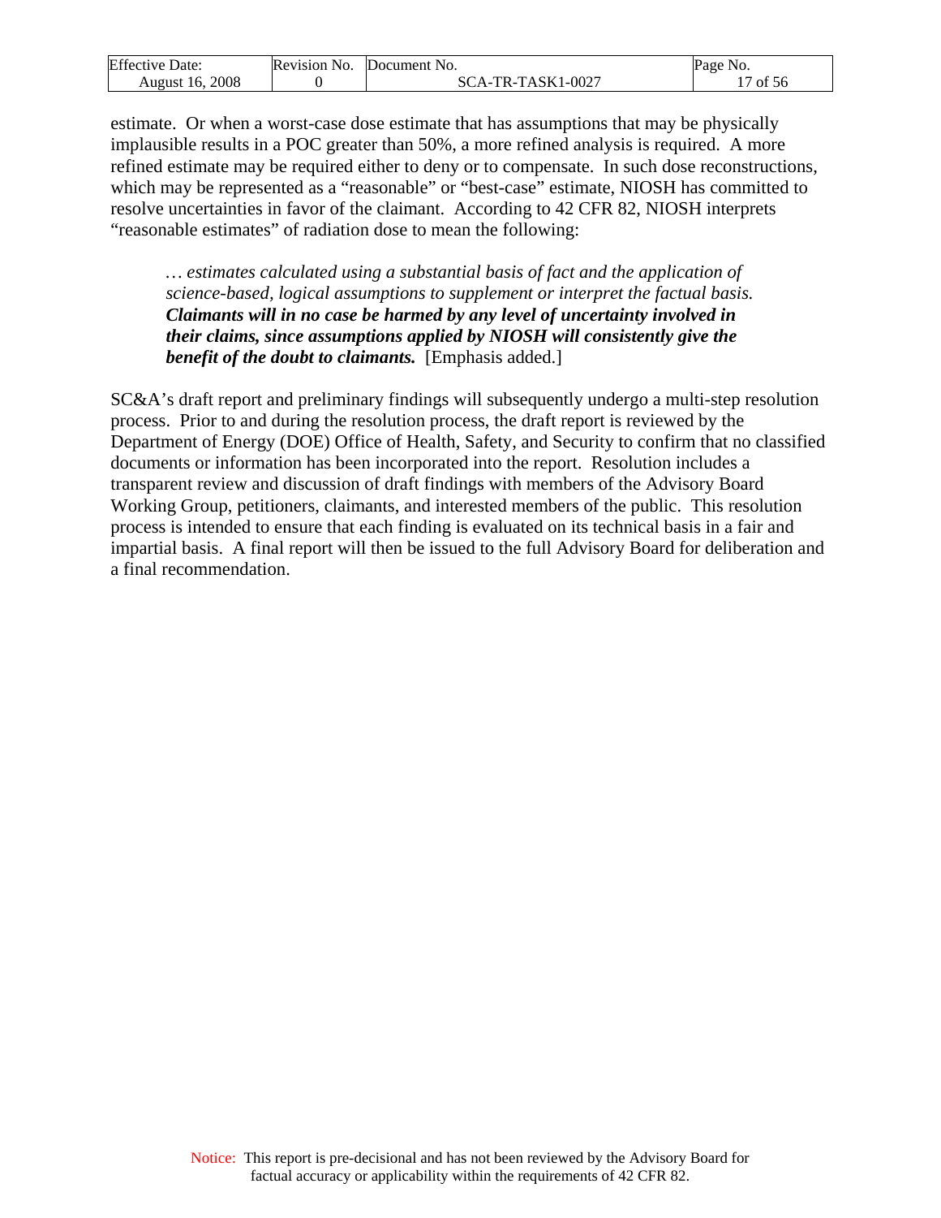estimate. Or when a worst-case dose estimate that has assumptions that may be physically implausible results in a POC greater than 50%, a more refined analysis is required. A more refined estimate may be required either to deny or to compensate. In such dose reconstructions, which may be represented as a "reasonable" or "best-case" estimate, NIOSH has committed to resolve uncertainties in favor of the claimant. According to 42 CFR 82, NIOSH interprets "reasonable estimates" of radiation dose to mean the following:

> *… estimates calculated using a substantial basis of fact and the application of science-based, logical assumptions to supplement or interpret the factual basis.* ***Claimants will in no case be harmed by any level of uncertainty involved in their claims, since assumptions applied by NIOSH will consistently give the benefit of the doubt to claimants.*** [Emphasis added.]

SC&A's draft report and preliminary findings will subsequently undergo a multi-step resolution process. Prior to and during the resolution process, the draft report is reviewed by the Department of Energy (DOE) Office of Health, Safety, and Security to confirm that no classified documents or information has been incorporated into the report. Resolution includes a transparent review and discussion of draft findings with members of the Advisory Board Working Group, petitioners, claimants, and interested members of the public. This resolution process is intended to ensure that each finding is evaluated on its technical basis in a fair and impartial basis. A final report will then be issued to the full Advisory Board for deliberation and a final recommendation.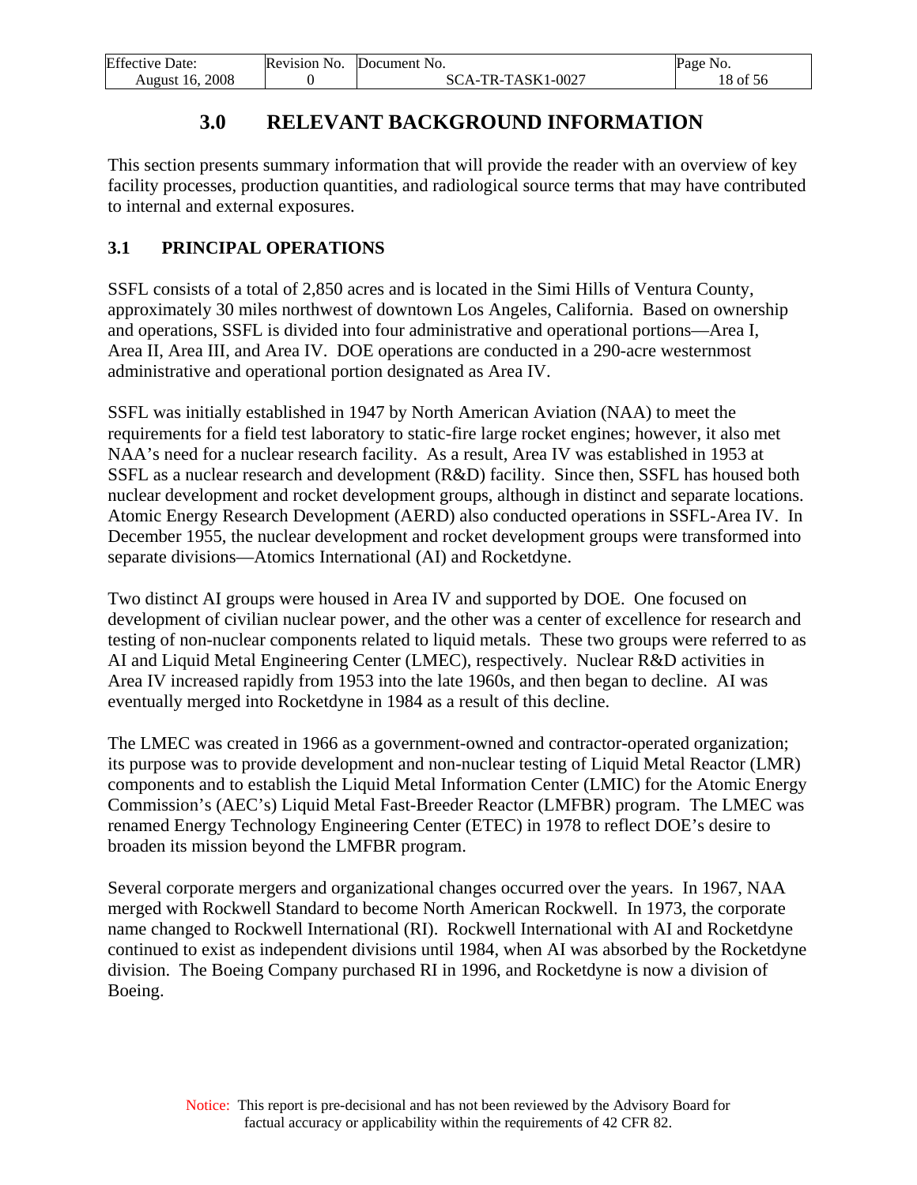# 3.0 RELEVANT BACKGROUND INFORMATION

This section presents summary information that will provide the reader with an overview of key facility processes, production quantities, and radiological source terms that may have contributed to internal and external exposures.

## 3.1 PRINCIPAL OPERATIONS

SSFL consists of a total of 2,850 acres and is located in the Simi Hills of Ventura County, approximately 30 miles northwest of downtown Los Angeles, California. Based on ownership and operations, SSFL is divided into four administrative and operational portions—Area I, Area II, Area III, and Area IV. DOE operations are conducted in a 290-acre westernmost administrative and operational portion designated as Area IV.

SSFL was initially established in 1947 by North American Aviation (NAA) to meet the requirements for a field test laboratory to static-fire large rocket engines; however, it also met NAA's need for a nuclear research facility. As a result, Area IV was established in 1953 at SSFL as a nuclear research and development (R&D) facility. Since then, SSFL has housed both nuclear development and rocket development groups, although in distinct and separate locations. Atomic Energy Research Development (AERD) also conducted operations in SSFL-Area IV. In December 1955, the nuclear development and rocket development groups were transformed into separate divisions—Atomics International (AI) and Rocketdyne.

Two distinct AI groups were housed in Area IV and supported by DOE. One focused on development of civilian nuclear power, and the other was a center of excellence for research and testing of non-nuclear components related to liquid metals. These two groups were referred to as AI and Liquid Metal Engineering Center (LMEC), respectively. Nuclear R&D activities in Area IV increased rapidly from 1953 into the late 1960s, and then began to decline. AI was eventually merged into Rocketdyne in 1984 as a result of this decline.

The LMEC was created in 1966 as a government-owned and contractor-operated organization; its purpose was to provide development and non-nuclear testing of Liquid Metal Reactor (LMR) components and to establish the Liquid Metal Information Center (LMIC) for the Atomic Energy Commission's (AEC's) Liquid Metal Fast-Breeder Reactor (LMFBR) program. The LMEC was renamed Energy Technology Engineering Center (ETEC) in 1978 to reflect DOE's desire to broaden its mission beyond the LMFBR program.

Several corporate mergers and organizational changes occurred over the years. In 1967, NAA merged with Rockwell Standard to become North American Rockwell. In 1973, the corporate name changed to Rockwell International (RI). Rockwell International with AI and Rocketdyne continued to exist as independent divisions until 1984, when AI was absorbed by the Rocketdyne division. The Boeing Company purchased RI in 1996, and Rocketdyne is now a division of Boeing.

Notice: This report is pre-decisional and has not been reviewed by the Advisory Board for factual accuracy or applicability within the requirements of 42 CFR 82.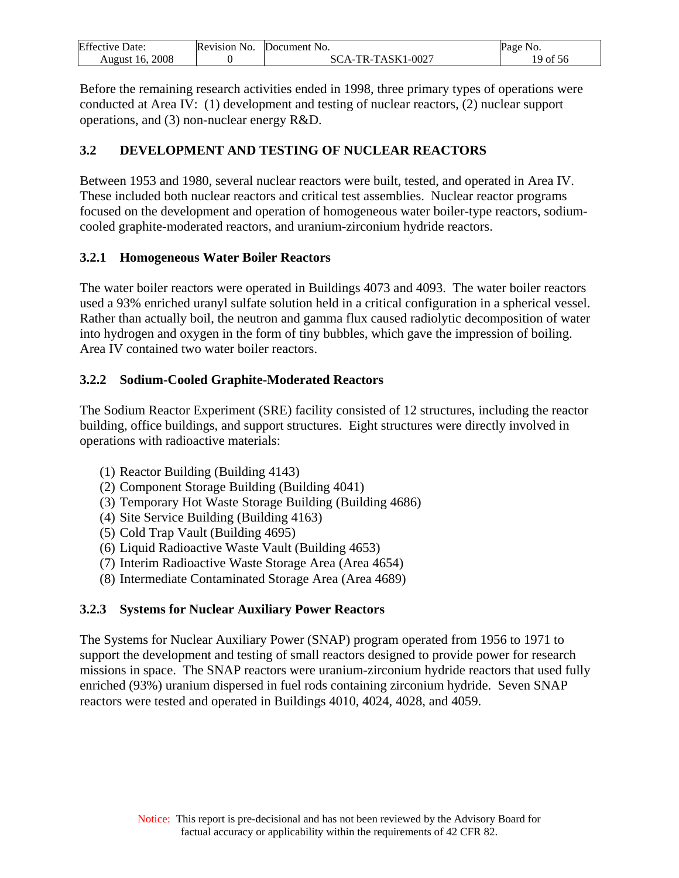Before the remaining research activities ended in 1998, three primary types of operations were conducted at Area IV: (1) development and testing of nuclear reactors, (2) nuclear support operations, and (3) non-nuclear energy R&D.

## 3.2 DEVELOPMENT AND TESTING OF NUCLEAR REACTORS

Between 1953 and 1980, several nuclear reactors were built, tested, and operated in Area IV. These included both nuclear reactors and critical test assemblies. Nuclear reactor programs focused on the development and operation of homogeneous water boiler-type reactors, sodium-cooled graphite-moderated reactors, and uranium-zirconium hydride reactors.

### 3.2.1 Homogeneous Water Boiler Reactors

The water boiler reactors were operated in Buildings 4073 and 4093. The water boiler reactors used a 93% enriched uranyl sulfate solution held in a critical configuration in a spherical vessel. Rather than actually boil, the neutron and gamma flux caused radiolytic decomposition of water into hydrogen and oxygen in the form of tiny bubbles, which gave the impression of boiling. Area IV contained two water boiler reactors.

### 3.2.2 Sodium-Cooled Graphite-Moderated Reactors

The Sodium Reactor Experiment (SRE) facility consisted of 12 structures, including the reactor building, office buildings, and support structures. Eight structures were directly involved in operations with radioactive materials:

(1) Reactor Building (Building 4143)
(2) Component Storage Building (Building 4041)
(3) Temporary Hot Waste Storage Building (Building 4686)
(4) Site Service Building (Building 4163)
(5) Cold Trap Vault (Building 4695)
(6) Liquid Radioactive Waste Vault (Building 4653)
(7) Interim Radioactive Waste Storage Area (Area 4654)
(8) Intermediate Contaminated Storage Area (Area 4689)

### 3.2.3 Systems for Nuclear Auxiliary Power Reactors

The Systems for Nuclear Auxiliary Power (SNAP) program operated from 1956 to 1971 to support the development and testing of small reactors designed to provide power for research missions in space. The SNAP reactors were uranium-zirconium hydride reactors that used fully enriched (93%) uranium dispersed in fuel rods containing zirconium hydride. Seven SNAP reactors were tested and operated in Buildings 4010, 4024, 4028, and 4059.

Notice: This report is pre-decisional and has not been reviewed by the Advisory Board for factual accuracy or applicability within the requirements of 42 CFR 82.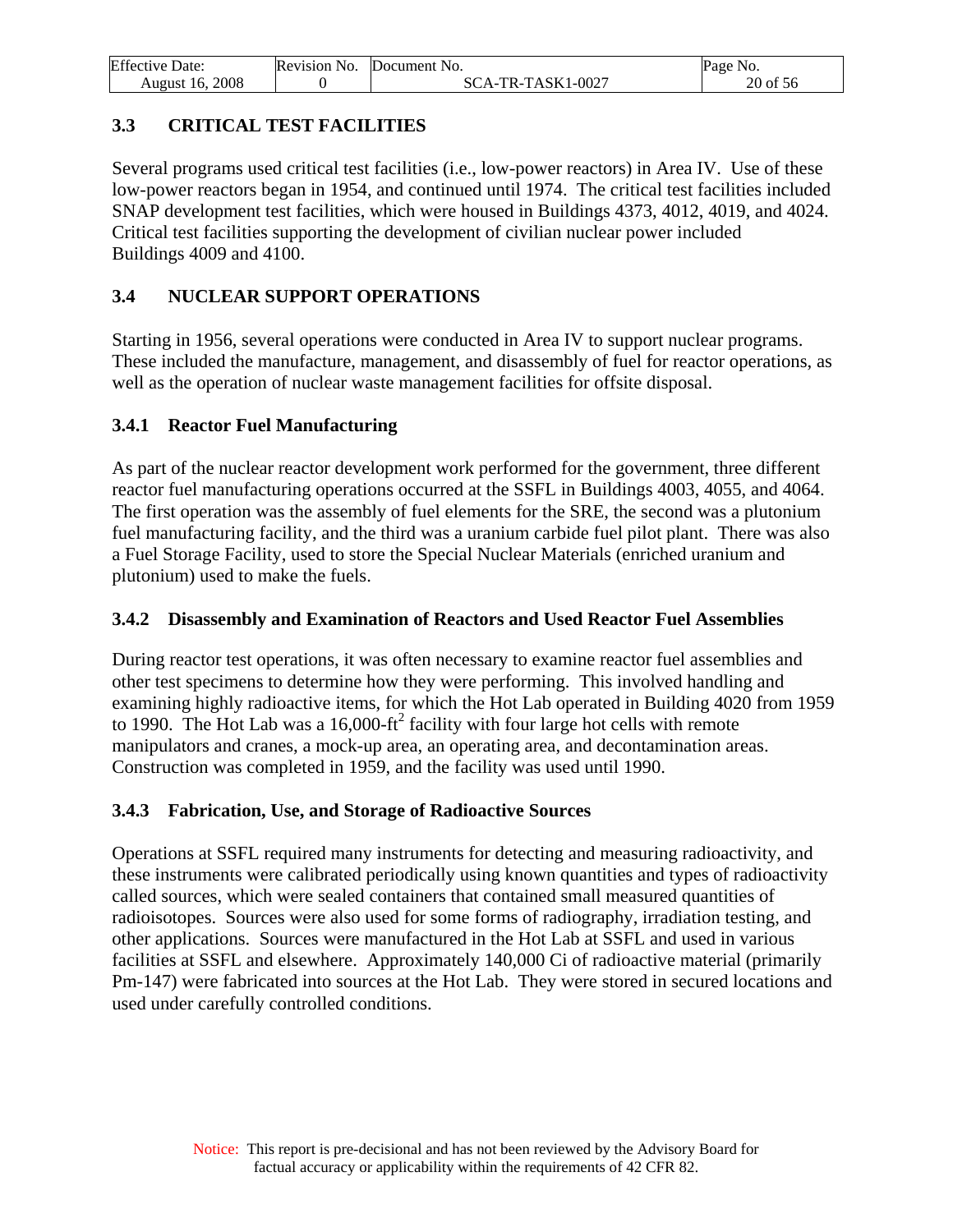## 3.3 CRITICAL TEST FACILITIES

Several programs used critical test facilities (i.e., low-power reactors) in Area IV. Use of these low-power reactors began in 1954, and continued until 1974. The critical test facilities included SNAP development test facilities, which were housed in Buildings 4373, 4012, 4019, and 4024. Critical test facilities supporting the development of civilian nuclear power included Buildings 4009 and 4100.

## 3.4 NUCLEAR SUPPORT OPERATIONS

Starting in 1956, several operations were conducted in Area IV to support nuclear programs. These included the manufacture, management, and disassembly of fuel for reactor operations, as well as the operation of nuclear waste management facilities for offsite disposal.

### 3.4.1 Reactor Fuel Manufacturing

As part of the nuclear reactor development work performed for the government, three different reactor fuel manufacturing operations occurred at the SSFL in Buildings 4003, 4055, and 4064. The first operation was the assembly of fuel elements for the SRE, the second was a plutonium fuel manufacturing facility, and the third was a uranium carbide fuel pilot plant. There was also a Fuel Storage Facility, used to store the Special Nuclear Materials (enriched uranium and plutonium) used to make the fuels.

### 3.4.2 Disassembly and Examination of Reactors and Used Reactor Fuel Assemblies

During reactor test operations, it was often necessary to examine reactor fuel assemblies and other test specimens to determine how they were performing. This involved handling and examining highly radioactive items, for which the Hot Lab operated in Building 4020 from 1959 to 1990. The Hot Lab was a 16,000-$ft^2$ facility with four large hot cells with remote manipulators and cranes, a mock-up area, an operating area, and decontamination areas. Construction was completed in 1959, and the facility was used until 1990.

### 3.4.3 Fabrication, Use, and Storage of Radioactive Sources

Operations at SSFL required many instruments for detecting and measuring radioactivity, and these instruments were calibrated periodically using known quantities and types of radioactivity called sources, which were sealed containers that contained small measured quantities of radioisotopes. Sources were also used for some forms of radiography, irradiation testing, and other applications. Sources were manufactured in the Hot Lab at SSFL and used in various facilities at SSFL and elsewhere. Approximately 140,000 Ci of radioactive material (primarily Pm-147) were fabricated into sources at the Hot Lab. They were stored in secured locations and used under carefully controlled conditions.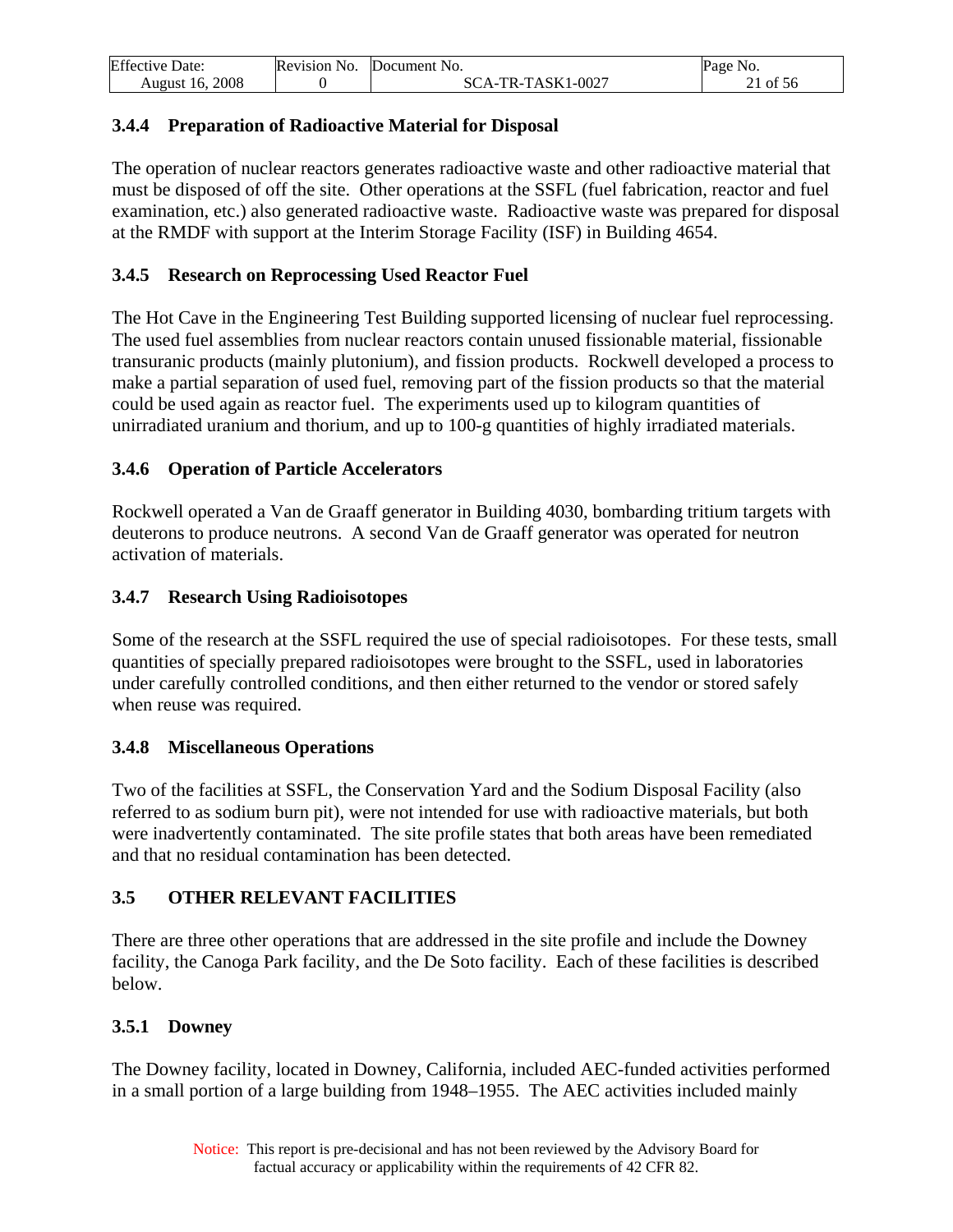### 3.4.4 Preparation of Radioactive Material for Disposal

The operation of nuclear reactors generates radioactive waste and other radioactive material that must be disposed of off the site. Other operations at the SSFL (fuel fabrication, reactor and fuel examination, etc.) also generated radioactive waste. Radioactive waste was prepared for disposal at the RMDF with support at the Interim Storage Facility (ISF) in Building 4654.

### 3.4.5 Research on Reprocessing Used Reactor Fuel

The Hot Cave in the Engineering Test Building supported licensing of nuclear fuel reprocessing. The used fuel assemblies from nuclear reactors contain unused fissionable material, fissionable transuranic products (mainly plutonium), and fission products. Rockwell developed a process to make a partial separation of used fuel, removing part of the fission products so that the material could be used again as reactor fuel. The experiments used up to kilogram quantities of unirradiated uranium and thorium, and up to 100-g quantities of highly irradiated materials.

### 3.4.6 Operation of Particle Accelerators

Rockwell operated a Van de Graaff generator in Building 4030, bombarding tritium targets with deuterons to produce neutrons. A second Van de Graaff generator was operated for neutron activation of materials.

### 3.4.7 Research Using Radioisotopes

Some of the research at the SSFL required the use of special radioisotopes. For these tests, small quantities of specially prepared radioisotopes were brought to the SSFL, used in laboratories under carefully controlled conditions, and then either returned to the vendor or stored safely when reuse was required.

### 3.4.8 Miscellaneous Operations

Two of the facilities at SSFL, the Conservation Yard and the Sodium Disposal Facility (also referred to as sodium burn pit), were not intended for use with radioactive materials, but both were inadvertently contaminated. The site profile states that both areas have been remediated and that no residual contamination has been detected.

## 3.5 OTHER RELEVANT FACILITIES

There are three other operations that are addressed in the site profile and include the Downey facility, the Canoga Park facility, and the De Soto facility. Each of these facilities is described below.

### 3.5.1 Downey

The Downey facility, located in Downey, California, included AEC-funded activities performed in a small portion of a large building from 1948–1955. The AEC activities included mainly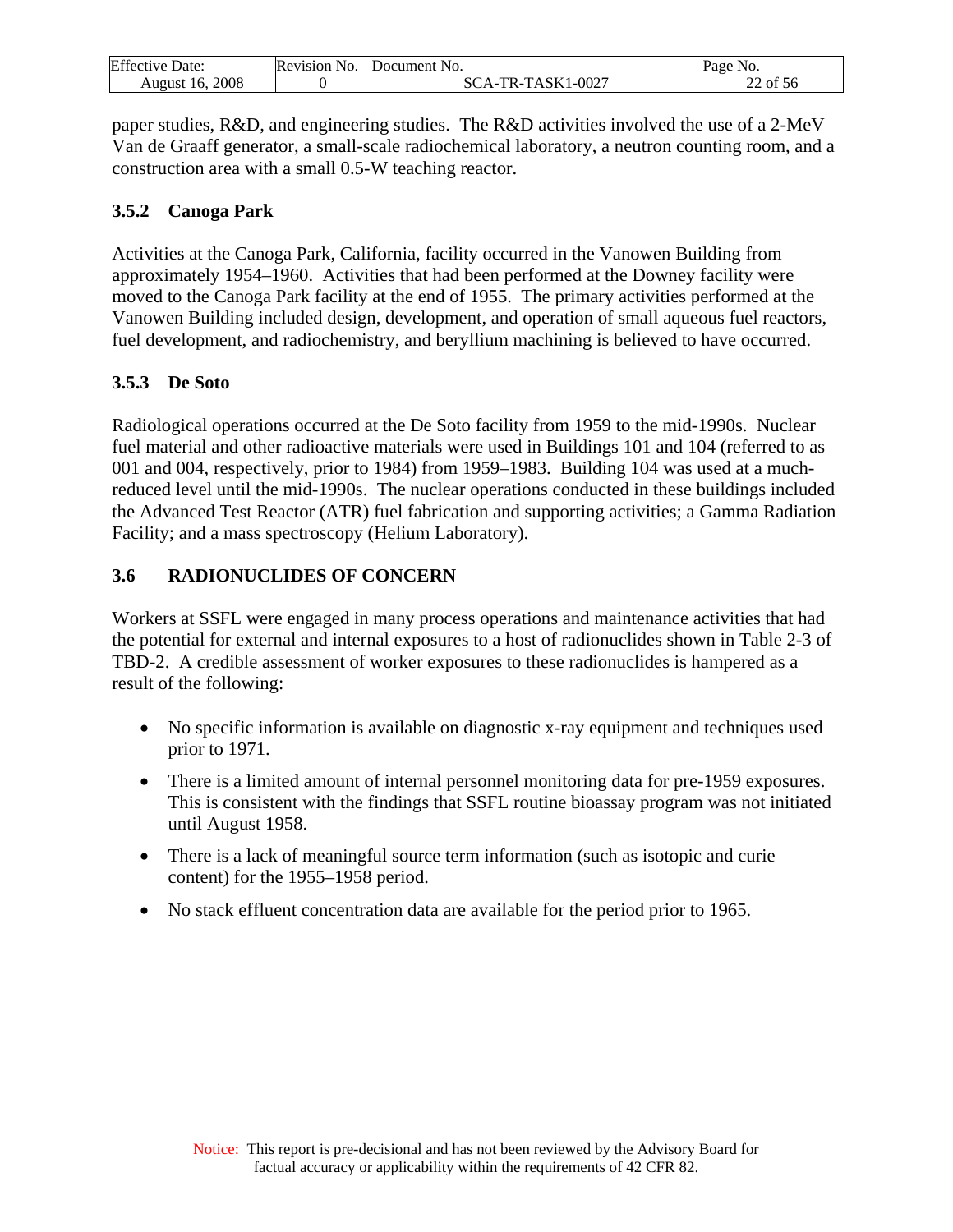paper studies, R&D, and engineering studies. The R&D activities involved the use of a 2-MeV Van de Graaff generator, a small-scale radiochemical laboratory, a neutron counting room, and a construction area with a small 0.5-W teaching reactor.

### 3.5.2 Canoga Park

Activities at the Canoga Park, California, facility occurred in the Vanowen Building from approximately 1954–1960. Activities that had been performed at the Downey facility were moved to the Canoga Park facility at the end of 1955. The primary activities performed at the Vanowen Building included design, development, and operation of small aqueous fuel reactors, fuel development, and radiochemistry, and beryllium machining is believed to have occurred.

### 3.5.3 De Soto

Radiological operations occurred at the De Soto facility from 1959 to the mid-1990s. Nuclear fuel material and other radioactive materials were used in Buildings 101 and 104 (referred to as 001 and 004, respectively, prior to 1984) from 1959–1983. Building 104 was used at a much-reduced level until the mid-1990s. The nuclear operations conducted in these buildings included the Advanced Test Reactor (ATR) fuel fabrication and supporting activities; a Gamma Radiation Facility; and a mass spectroscopy (Helium Laboratory).

## 3.6 RADIONUCLIDES OF CONCERN

Workers at SSFL were engaged in many process operations and maintenance activities that had the potential for external and internal exposures to a host of radionuclides shown in Table 2-3 of TBD-2. A credible assessment of worker exposures to these radionuclides is hampered as a result of the following:

- No specific information is available on diagnostic x-ray equipment and techniques used prior to 1971.
- There is a limited amount of internal personnel monitoring data for pre-1959 exposures. This is consistent with the findings that SSFL routine bioassay program was not initiated until August 1958.
- There is a lack of meaningful source term information (such as isotopic and curie content) for the 1955–1958 period.
- No stack effluent concentration data are available for the period prior to 1965.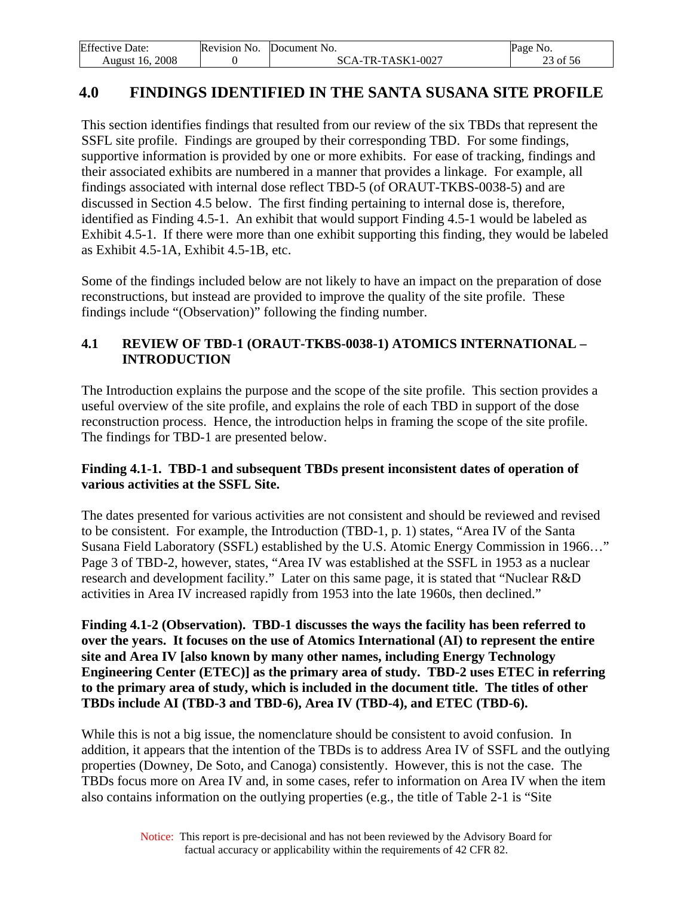## 4.0 FINDINGS IDENTIFIED IN THE SANTA SUSANA SITE PROFILE

This section identifies findings that resulted from our review of the six TBDs that represent the SSFL site profile. Findings are grouped by their corresponding TBD. For some findings, supportive information is provided by one or more exhibits. For ease of tracking, findings and their associated exhibits are numbered in a manner that provides a linkage. For example, all findings associated with internal dose reflect TBD-5 (of ORAUT-TKBS-0038-5) and are discussed in Section 4.5 below. The first finding pertaining to internal dose is, therefore, identified as Finding 4.5-1. An exhibit that would support Finding 4.5-1 would be labeled as Exhibit 4.5-1. If there were more than one exhibit supporting this finding, they would be labeled as Exhibit 4.5-1A, Exhibit 4.5-1B, etc.

Some of the findings included below are not likely to have an impact on the preparation of dose reconstructions, but instead are provided to improve the quality of the site profile. These findings include "(Observation)" following the finding number.

### 4.1 REVIEW OF TBD-1 (ORAUT-TKBS-0038-1) ATOMICS INTERNATIONAL – INTRODUCTION

The Introduction explains the purpose and the scope of the site profile. This section provides a useful overview of the site profile, and explains the role of each TBD in support of the dose reconstruction process. Hence, the introduction helps in framing the scope of the site profile. The findings for TBD-1 are presented below.

**Finding 4.1-1. TBD-1 and subsequent TBDs present inconsistent dates of operation of various activities at the SSFL Site.**

The dates presented for various activities are not consistent and should be reviewed and revised to be consistent. For example, the Introduction (TBD-1, p. 1) states, "Area IV of the Santa Susana Field Laboratory (SSFL) established by the U.S. Atomic Energy Commission in 1966…" Page 3 of TBD-2, however, states, "Area IV was established at the SSFL in 1953 as a nuclear research and development facility." Later on this same page, it is stated that "Nuclear R&D activities in Area IV increased rapidly from 1953 into the late 1960s, then declined."

**Finding 4.1-2 (Observation). TBD-1 discusses the ways the facility has been referred to over the years. It focuses on the use of Atomics International (AI) to represent the entire site and Area IV [also known by many other names, including Energy Technology Engineering Center (ETEC)] as the primary area of study. TBD-2 uses ETEC in referring to the primary area of study, which is included in the document title. The titles of other TBDs include AI (TBD-3 and TBD-6), Area IV (TBD-4), and ETEC (TBD-6).**

While this is not a big issue, the nomenclature should be consistent to avoid confusion. In addition, it appears that the intention of the TBDs is to address Area IV of SSFL and the outlying properties (Downey, De Soto, and Canoga) consistently. However, this is not the case. The TBDs focus more on Area IV and, in some cases, refer to information on Area IV when the item also contains information on the outlying properties (e.g., the title of Table 2-1 is "Site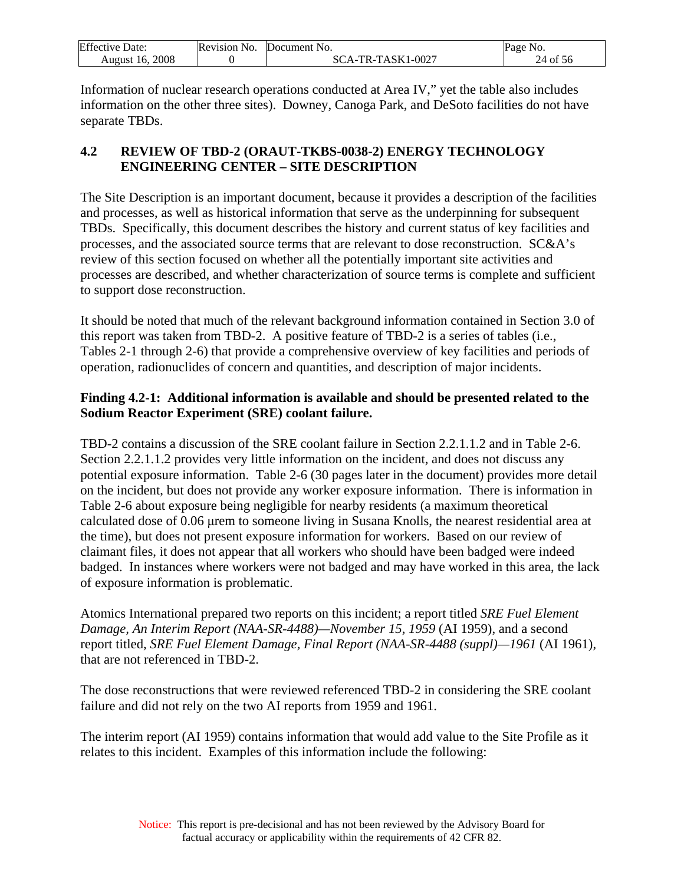Information of nuclear research operations conducted at Area IV," yet the table also includes information on the other three sites). Downey, Canoga Park, and DeSoto facilities do not have separate TBDs.

## 4.2 REVIEW OF TBD-2 (ORAUT-TKBS-0038-2) ENERGY TECHNOLOGY ENGINEERING CENTER – SITE DESCRIPTION

The Site Description is an important document, because it provides a description of the facilities and processes, as well as historical information that serve as the underpinning for subsequent TBDs. Specifically, this document describes the history and current status of key facilities and processes, and the associated source terms that are relevant to dose reconstruction. SC&A's review of this section focused on whether all the potentially important site activities and processes are described, and whether characterization of source terms is complete and sufficient to support dose reconstruction.

It should be noted that much of the relevant background information contained in Section 3.0 of this report was taken from TBD-2. A positive feature of TBD-2 is a series of tables (i.e., Tables 2-1 through 2-6) that provide a comprehensive overview of key facilities and periods of operation, radionuclides of concern and quantities, and description of major incidents.

**Finding 4.2-1: Additional information is available and should be presented related to the Sodium Reactor Experiment (SRE) coolant failure.**

TBD-2 contains a discussion of the SRE coolant failure in Section 2.2.1.1.2 and in Table 2-6. Section 2.2.1.1.2 provides very little information on the incident, and does not discuss any potential exposure information. Table 2-6 (30 pages later in the document) provides more detail on the incident, but does not provide any worker exposure information. There is information in Table 2-6 about exposure being negligible for nearby residents (a maximum theoretical calculated dose of 0.06 μrem to someone living in Susana Knolls, the nearest residential area at the time), but does not present exposure information for workers. Based on our review of claimant files, it does not appear that all workers who should have been badged were indeed badged. In instances where workers were not badged and may have worked in this area, the lack of exposure information is problematic.

Atomics International prepared two reports on this incident; a report titled *SRE Fuel Element Damage, An Interim Report (NAA-SR-4488)—November 15, 1959* (AI 1959), and a second report titled, *SRE Fuel Element Damage, Final Report (NAA-SR-4488 (suppl)—1961* (AI 1961), that are not referenced in TBD-2.

The dose reconstructions that were reviewed referenced TBD-2 in considering the SRE coolant failure and did not rely on the two AI reports from 1959 and 1961.

The interim report (AI 1959) contains information that would add value to the Site Profile as it relates to this incident. Examples of this information include the following: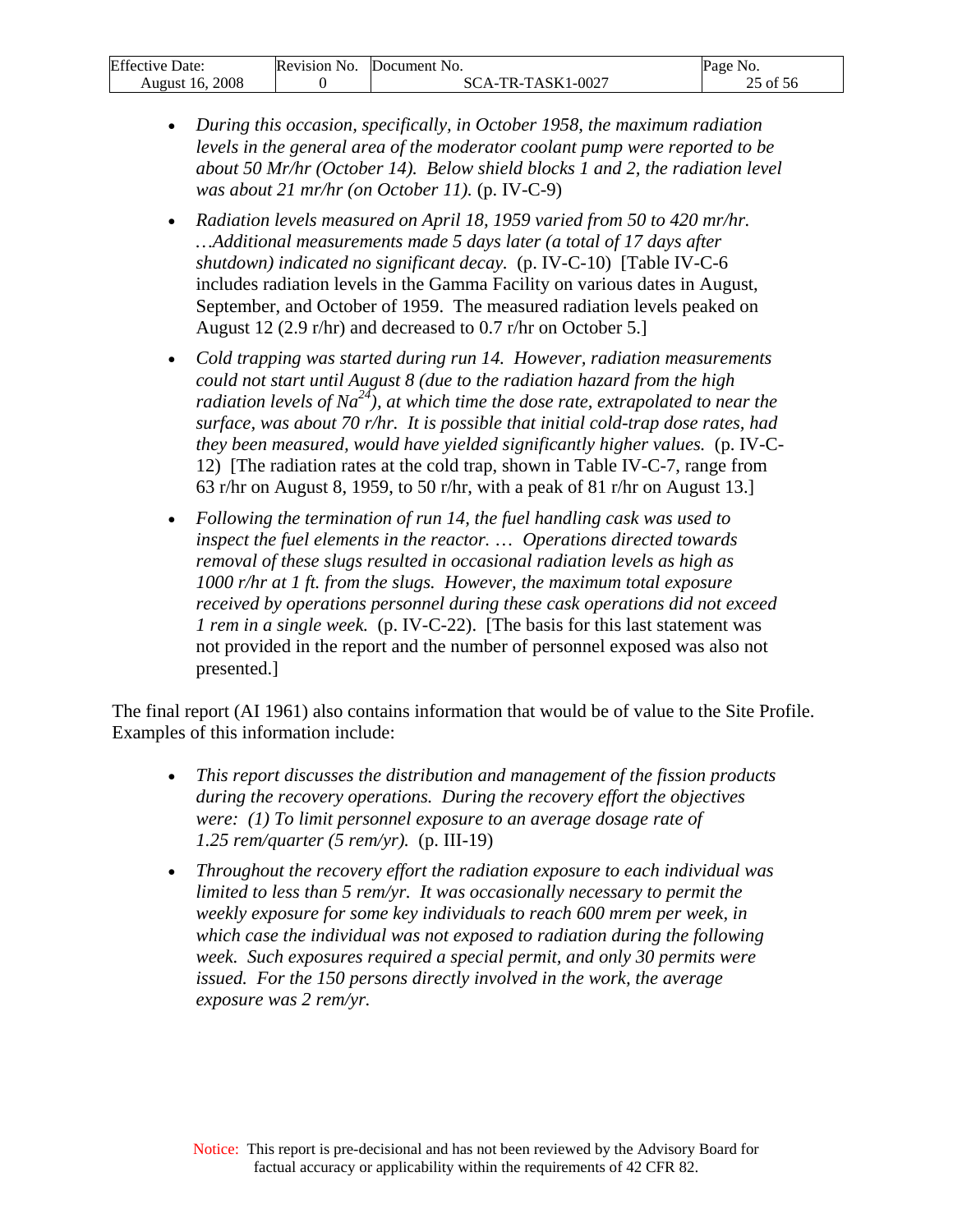- *During this occasion, specifically, in October 1958, the maximum radiation levels in the general area of the moderator coolant pump were reported to be about 50 Mr/hr (October 14). Below shield blocks 1 and 2, the radiation level was about 21 mr/hr (on October 11).* (p. IV-C-9)

- *Radiation levels measured on April 18, 1959 varied from 50 to 420 mr/hr. …Additional measurements made 5 days later (a total of 17 days after shutdown) indicated no significant decay.* (p. IV-C-10) [Table IV-C-6 includes radiation levels in the Gamma Facility on various dates in August, September, and October of 1959. The measured radiation levels peaked on August 12 (2.9 r/hr) and decreased to 0.7 r/hr on October 5.]

- *Cold trapping was started during run 14. However, radiation measurements could not start until August 8 (due to the radiation hazard from the high radiation levels of $Na^{24}$), at which time the dose rate, extrapolated to near the surface, was about 70 r/hr. It is possible that initial cold-trap dose rates, had they been measured, would have yielded significantly higher values.* (p. IV-C-12) [The radiation rates at the cold trap, shown in Table IV-C-7, range from 63 r/hr on August 8, 1959, to 50 r/hr, with a peak of 81 r/hr on August 13.]

- *Following the termination of run 14, the fuel handling cask was used to inspect the fuel elements in the reactor. … Operations directed towards removal of these slugs resulted in occasional radiation levels as high as 1000 r/hr at 1 ft. from the slugs. However, the maximum total exposure received by operations personnel during these cask operations did not exceed 1 rem in a single week.* (p. IV-C-22). [The basis for this last statement was not provided in the report and the number of personnel exposed was also not presented.]

The final report (AI 1961) also contains information that would be of value to the Site Profile. Examples of this information include:

- *This report discusses the distribution and management of the fission products during the recovery operations. During the recovery effort the objectives were: (1) To limit personnel exposure to an average dosage rate of 1.25 rem/quarter (5 rem/yr).* (p. III-19)

- *Throughout the recovery effort the radiation exposure to each individual was limited to less than 5 rem/yr. It was occasionally necessary to permit the weekly exposure for some key individuals to reach 600 mrem per week, in which case the individual was not exposed to radiation during the following week. Such exposures required a special permit, and only 30 permits were issued. For the 150 persons directly involved in the work, the average exposure was 2 rem/yr.*

Notice: This report is pre-decisional and has not been reviewed by the Advisory Board for factual accuracy or applicability within the requirements of 42 CFR 82.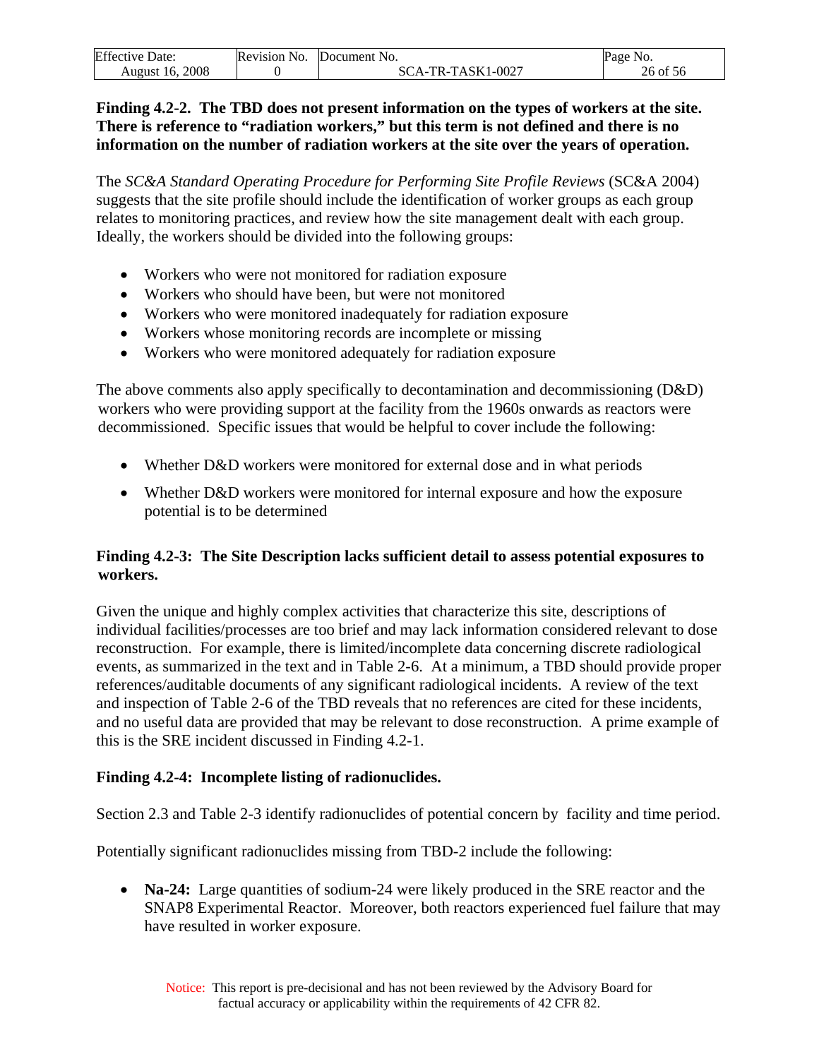**Finding 4.2-2. The TBD does not present information on the types of workers at the site. There is reference to "radiation workers," but this term is not defined and there is no information on the number of radiation workers at the site over the years of operation.**

The *SC&A Standard Operating Procedure for Performing Site Profile Reviews* (SC&A 2004) suggests that the site profile should include the identification of worker groups as each group relates to monitoring practices, and review how the site management dealt with each group. Ideally, the workers should be divided into the following groups:

- Workers who were not monitored for radiation exposure
- Workers who should have been, but were not monitored
- Workers who were monitored inadequately for radiation exposure
- Workers whose monitoring records are incomplete or missing
- Workers who were monitored adequately for radiation exposure

The above comments also apply specifically to decontamination and decommissioning (D&D) workers who were providing support at the facility from the 1960s onwards as reactors were decommissioned. Specific issues that would be helpful to cover include the following:

- Whether D&D workers were monitored for external dose and in what periods
- Whether D&D workers were monitored for internal exposure and how the exposure potential is to be determined

**Finding 4.2-3: The Site Description lacks sufficient detail to assess potential exposures to workers.**

Given the unique and highly complex activities that characterize this site, descriptions of individual facilities/processes are too brief and may lack information considered relevant to dose reconstruction. For example, there is limited/incomplete data concerning discrete radiological events, as summarized in the text and in Table 2-6. At a minimum, a TBD should provide proper references/auditable documents of any significant radiological incidents. A review of the text and inspection of Table 2-6 of the TBD reveals that no references are cited for these incidents, and no useful data are provided that may be relevant to dose reconstruction. A prime example of this is the SRE incident discussed in Finding 4.2-1.

**Finding 4.2-4: Incomplete listing of radionuclides.**

Section 2.3 and Table 2-3 identify radionuclides of potential concern by facility and time period.

Potentially significant radionuclides missing from TBD-2 include the following:

- **Na-24:** Large quantities of sodium-24 were likely produced in the SRE reactor and the SNAP8 Experimental Reactor. Moreover, both reactors experienced fuel failure that may have resulted in worker exposure.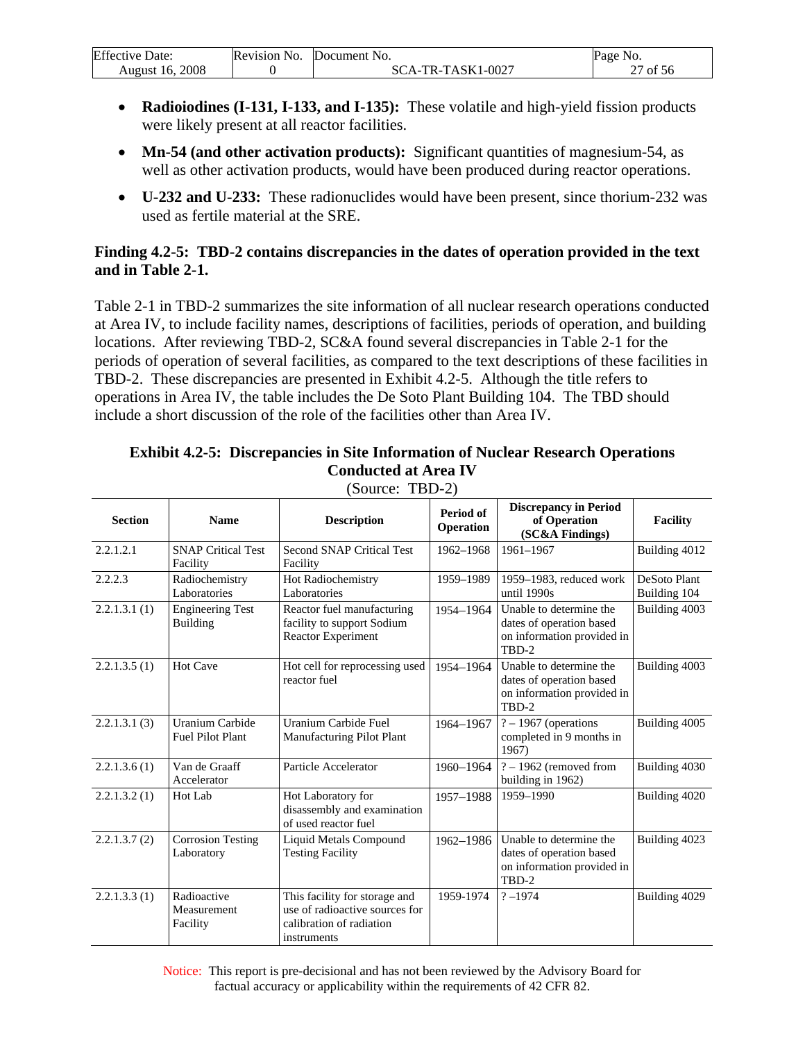- **Radioiodines (I-131, I-133, and I-135):** These volatile and high-yield fission products were likely present at all reactor facilities.
- **Mn-54 (and other activation products):** Significant quantities of magnesium-54, as well as other activation products, would have been produced during reactor operations.
- **U-232 and U-233:** These radionuclides would have been present, since thorium-232 was used as fertile material at the SRE.

**Finding 4.2-5: TBD-2 contains discrepancies in the dates of operation provided in the text and in Table 2-1.**

Table 2-1 in TBD-2 summarizes the site information of all nuclear research operations conducted at Area IV, to include facility names, descriptions of facilities, periods of operation, and building locations. After reviewing TBD-2, SC&A found several discrepancies in Table 2-1 for the periods of operation of several facilities, as compared to the text descriptions of these facilities in TBD-2. These discrepancies are presented in Exhibit 4.2-5. Although the title refers to operations in Area IV, the table includes the De Soto Plant Building 104. The TBD should include a short discussion of the role of the facilities other than Area IV.

**Exhibit 4.2-5: Discrepancies in Site Information of Nuclear Research Operations Conducted at Area IV**
(Source: TBD-2)

| Section | Name | Description | Period of Operation | Discrepancy in Period of Operation (SC&A Findings) | Facility |
|---|---|---|---|---|---|
| 2.2.1.2.1 | SNAP Critical Test Facility | Second SNAP Critical Test Facility | 1962–1968 | 1961–1967 | Building 4012 |
| 2.2.2.3 | Radiochemistry Laboratories | Hot Radiochemistry Laboratories | 1959–1989 | 1959–1983, reduced work until 1990s | DeSoto Plant Building 104 |
| 2.2.1.3.1 (1) | Engineering Test Building | Reactor fuel manufacturing facility to support Sodium Reactor Experiment | 1954–1964 | Unable to determine the dates of operation based on information provided in TBD-2 | Building 4003 |
| 2.2.1.3.5 (1) | Hot Cave | Hot cell for reprocessing used reactor fuel | 1954–1964 | Unable to determine the dates of operation based on information provided in TBD-2 | Building 4003 |
| 2.2.1.3.1 (3) | Uranium Carbide Fuel Pilot Plant | Uranium Carbide Fuel Manufacturing Pilot Plant | 1964–1967 | ? – 1967 (operations completed in 9 months in 1967) | Building 4005 |
| 2.2.1.3.6 (1) | Van de Graaff Accelerator | Particle Accelerator | 1960–1964 | ? – 1962 (removed from building in 1962) | Building 4030 |
| 2.2.1.3.2 (1) | Hot Lab | Hot Laboratory for disassembly and examination of used reactor fuel | 1957–1988 | 1959–1990 | Building 4020 |
| 2.2.1.3.7 (2) | Corrosion Testing Laboratory | Liquid Metals Compound Testing Facility | 1962–1986 | Unable to determine the dates of operation based on information provided in TBD-2 | Building 4023 |
| 2.2.1.3.3 (1) | Radioactive Measurement Facility | This facility for storage and use of radioactive sources for calibration of radiation instruments | 1959-1974 | ? –1974 | Building 4029 |

Notice: This report is pre-decisional and has not been reviewed by the Advisory Board for factual accuracy or applicability within the requirements of 42 CFR 82.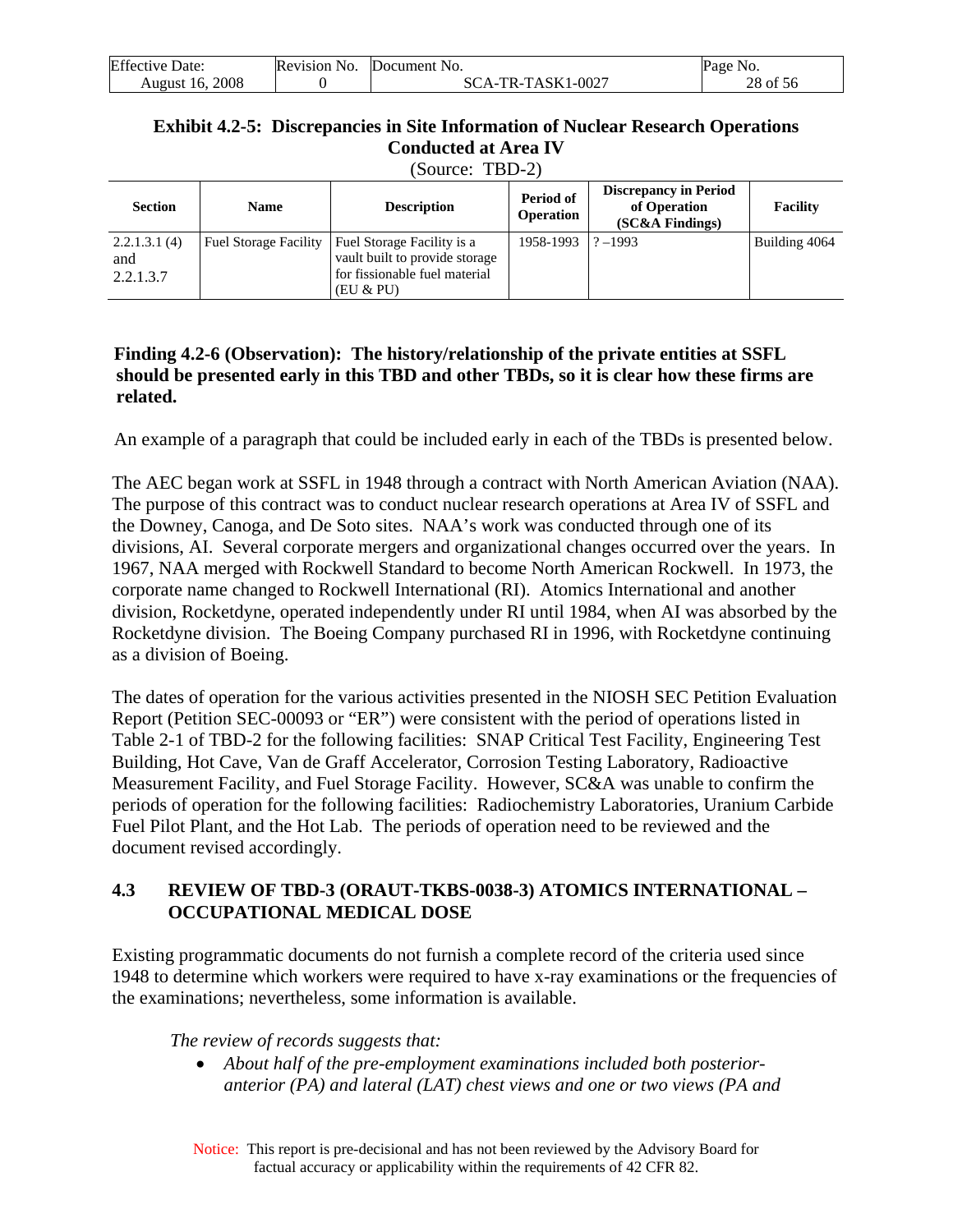**Exhibit 4.2-5: Discrepancies in Site Information of Nuclear Research Operations Conducted at Area IV**

(Source: TBD-2)

| Section | Name | Description | Period of Operation | Discrepancy in Period of Operation (SC&A Findings) | Facility |
|---|---|---|---|---|---|
| 2.2.1.3.1 (4) and 2.2.1.3.7 | Fuel Storage Facility | Fuel Storage Facility is a vault built to provide storage for fissionable fuel material (EU & PU) | 1958-1993 | ? –1993 | Building 4064 |

**Finding 4.2-6 (Observation): The history/relationship of the private entities at SSFL should be presented early in this TBD and other TBDs, so it is clear how these firms are related.**

An example of a paragraph that could be included early in each of the TBDs is presented below.

The AEC began work at SSFL in 1948 through a contract with North American Aviation (NAA). The purpose of this contract was to conduct nuclear research operations at Area IV of SSFL and the Downey, Canoga, and De Soto sites. NAA's work was conducted through one of its divisions, AI. Several corporate mergers and organizational changes occurred over the years. In 1967, NAA merged with Rockwell Standard to become North American Rockwell. In 1973, the corporate name changed to Rockwell International (RI). Atomics International and another division, Rocketdyne, operated independently under RI until 1984, when AI was absorbed by the Rocketdyne division. The Boeing Company purchased RI in 1996, with Rocketdyne continuing as a division of Boeing.

The dates of operation for the various activities presented in the NIOSH SEC Petition Evaluation Report (Petition SEC-00093 or "ER") were consistent with the period of operations listed in Table 2-1 of TBD-2 for the following facilities: SNAP Critical Test Facility, Engineering Test Building, Hot Cave, Van de Graff Accelerator, Corrosion Testing Laboratory, Radioactive Measurement Facility, and Fuel Storage Facility. However, SC&A was unable to confirm the periods of operation for the following facilities: Radiochemistry Laboratories, Uranium Carbide Fuel Pilot Plant, and the Hot Lab. The periods of operation need to be reviewed and the document revised accordingly.

## 4.3 REVIEW OF TBD-3 (ORAUT-TKBS-0038-3) ATOMICS INTERNATIONAL – OCCUPATIONAL MEDICAL DOSE

Existing programmatic documents do not furnish a complete record of the criteria used since 1948 to determine which workers were required to have x-ray examinations or the frequencies of the examinations; nevertheless, some information is available.

*The review of records suggests that:*

- *About half of the pre-employment examinations included both posterior-anterior (PA) and lateral (LAT) chest views and one or two views (PA and*

Notice: This report is pre-decisional and has not been reviewed by the Advisory Board for factual accuracy or applicability within the requirements of 42 CFR 82.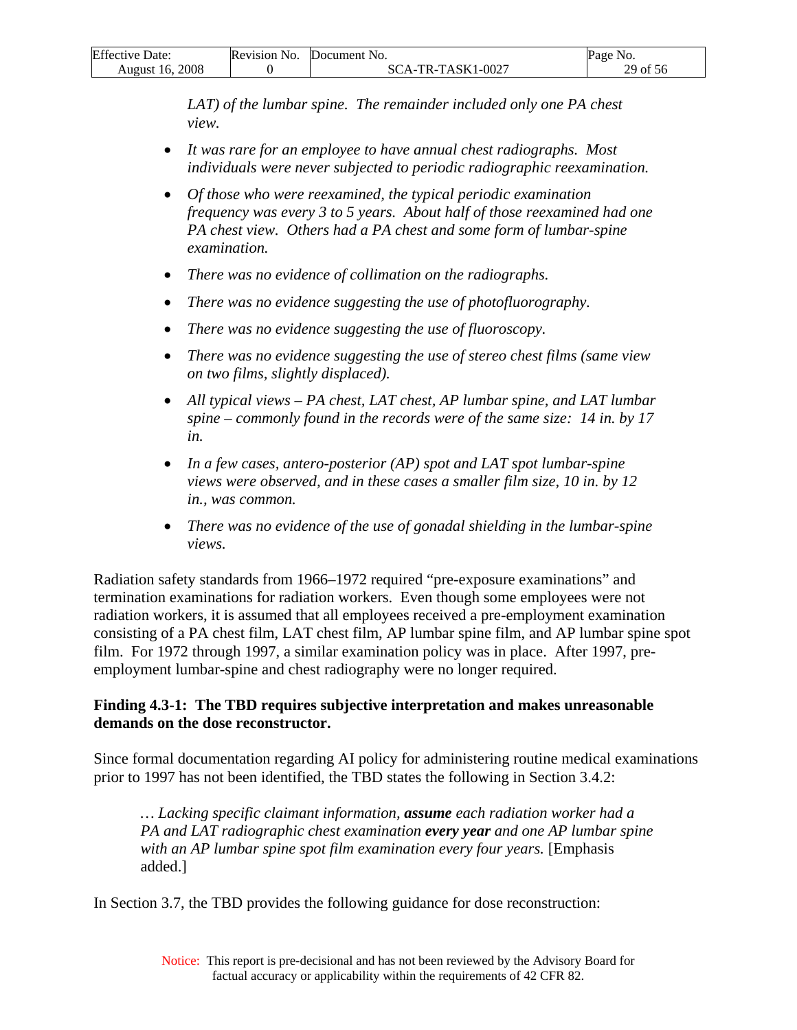*LAT) of the lumbar spine. The remainder included only one PA chest view.*

- *It was rare for an employee to have annual chest radiographs. Most individuals were never subjected to periodic radiographic reexamination.*
- *Of those who were reexamined, the typical periodic examination frequency was every 3 to 5 years. About half of those reexamined had one PA chest view. Others had a PA chest and some form of lumbar-spine examination.*
- *There was no evidence of collimation on the radiographs.*
- *There was no evidence suggesting the use of photofluorography.*
- *There was no evidence suggesting the use of fluoroscopy.*
- *There was no evidence suggesting the use of stereo chest films (same view on two films, slightly displaced).*
- *All typical views – PA chest, LAT chest, AP lumbar spine, and LAT lumbar spine – commonly found in the records were of the same size: 14 in. by 17 in.*
- *In a few cases, antero-posterior (AP) spot and LAT spot lumbar-spine views were observed, and in these cases a smaller film size, 10 in. by 12 in., was common.*
- *There was no evidence of the use of gonadal shielding in the lumbar-spine views.*

Radiation safety standards from 1966–1972 required "pre-exposure examinations" and termination examinations for radiation workers. Even though some employees were not radiation workers, it is assumed that all employees received a pre-employment examination consisting of a PA chest film, LAT chest film, AP lumbar spine film, and AP lumbar spine spot film. For 1972 through 1997, a similar examination policy was in place. After 1997, pre-employment lumbar-spine and chest radiography were no longer required.

**Finding 4.3-1: The TBD requires subjective interpretation and makes unreasonable demands on the dose reconstructor.**

Since formal documentation regarding AI policy for administering routine medical examinations prior to 1997 has not been identified, the TBD states the following in Section 3.4.2:

> *… Lacking specific claimant information,* ***assume*** *each radiation worker had a PA and LAT radiographic chest examination* ***every year*** *and one AP lumbar spine with an AP lumbar spine spot film examination every four years.* [Emphasis added.]

In Section 3.7, the TBD provides the following guidance for dose reconstruction: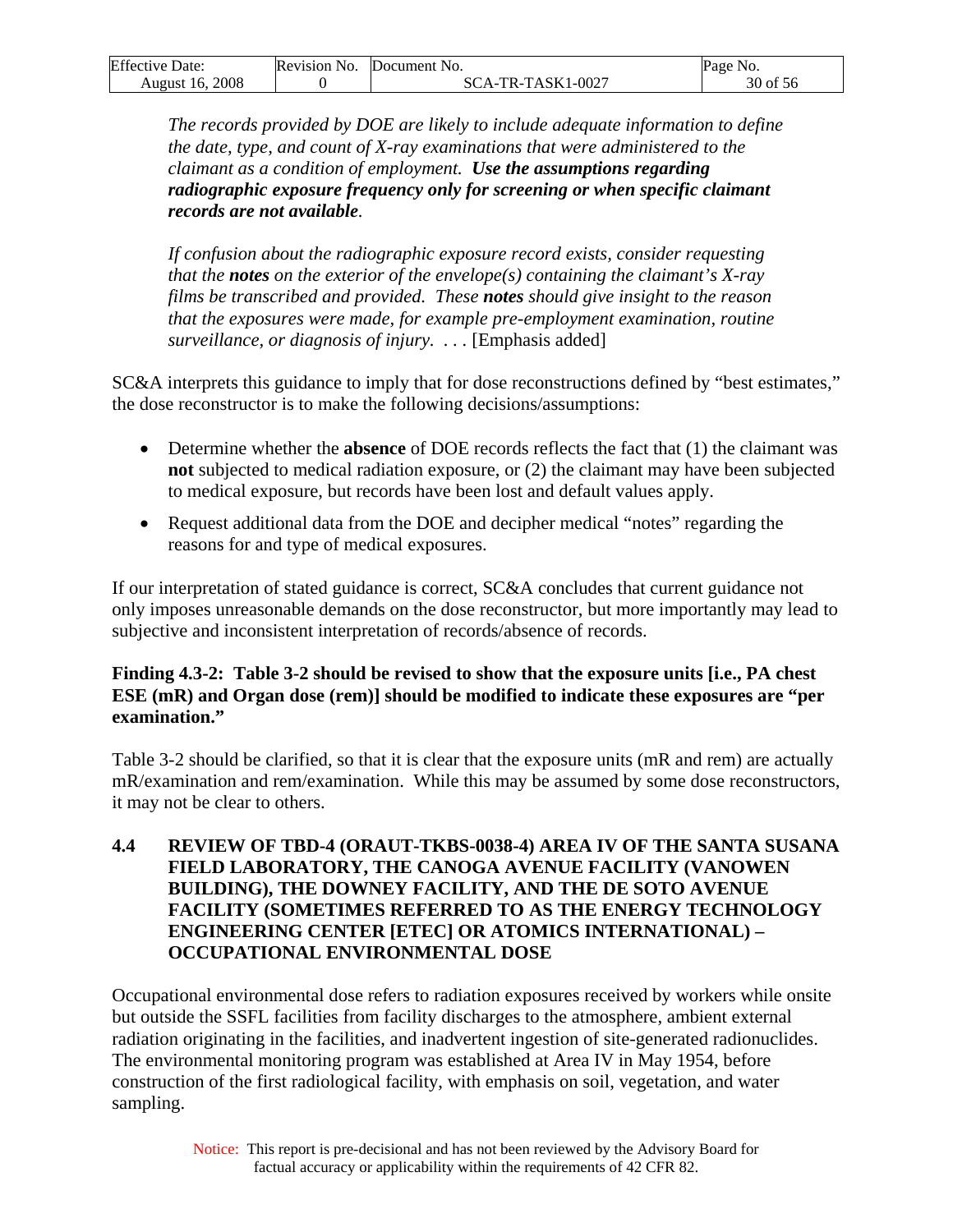> *The records provided by DOE are likely to include adequate information to define the date, type, and count of X-ray examinations that were administered to the claimant as a condition of employment.* ***Use the assumptions regarding radiographic exposure frequency only for screening or when specific claimant records are not available****.*
>
> *If confusion about the radiographic exposure record exists, consider requesting that the* ***notes*** *on the exterior of the envelope(s) containing the claimant's X-ray films be transcribed and provided. These* ***notes*** *should give insight to the reason that the exposures were made, for example pre-employment examination, routine surveillance, or diagnosis of injury.* . . . [Emphasis added]

SC&A interprets this guidance to imply that for dose reconstructions defined by "best estimates," the dose reconstructor is to make the following decisions/assumptions:

- Determine whether the **absence** of DOE records reflects the fact that (1) the claimant was **not** subjected to medical radiation exposure, or (2) the claimant may have been subjected to medical exposure, but records have been lost and default values apply.
- Request additional data from the DOE and decipher medical "notes" regarding the reasons for and type of medical exposures.

If our interpretation of stated guidance is correct, SC&A concludes that current guidance not only imposes unreasonable demands on the dose reconstructor, but more importantly may lead to subjective and inconsistent interpretation of records/absence of records.

**Finding 4.3-2: Table 3-2 should be revised to show that the exposure units [i.e., PA chest ESE (mR) and Organ dose (rem)] should be modified to indicate these exposures are "per examination."**

Table 3-2 should be clarified, so that it is clear that the exposure units (mR and rem) are actually mR/examination and rem/examination. While this may be assumed by some dose reconstructors, it may not be clear to others.

## 4.4 REVIEW OF TBD-4 (ORAUT-TKBS-0038-4) AREA IV OF THE SANTA SUSANA FIELD LABORATORY, THE CANOGA AVENUE FACILITY (VANOWEN BUILDING), THE DOWNEY FACILITY, AND THE DE SOTO AVENUE FACILITY (SOMETIMES REFERRED TO AS THE ENERGY TECHNOLOGY ENGINEERING CENTER [ETEC] OR ATOMICS INTERNATIONAL) – OCCUPATIONAL ENVIRONMENTAL DOSE

Occupational environmental dose refers to radiation exposures received by workers while onsite but outside the SSFL facilities from facility discharges to the atmosphere, ambient external radiation originating in the facilities, and inadvertent ingestion of site-generated radionuclides. The environmental monitoring program was established at Area IV in May 1954, before construction of the first radiological facility, with emphasis on soil, vegetation, and water sampling.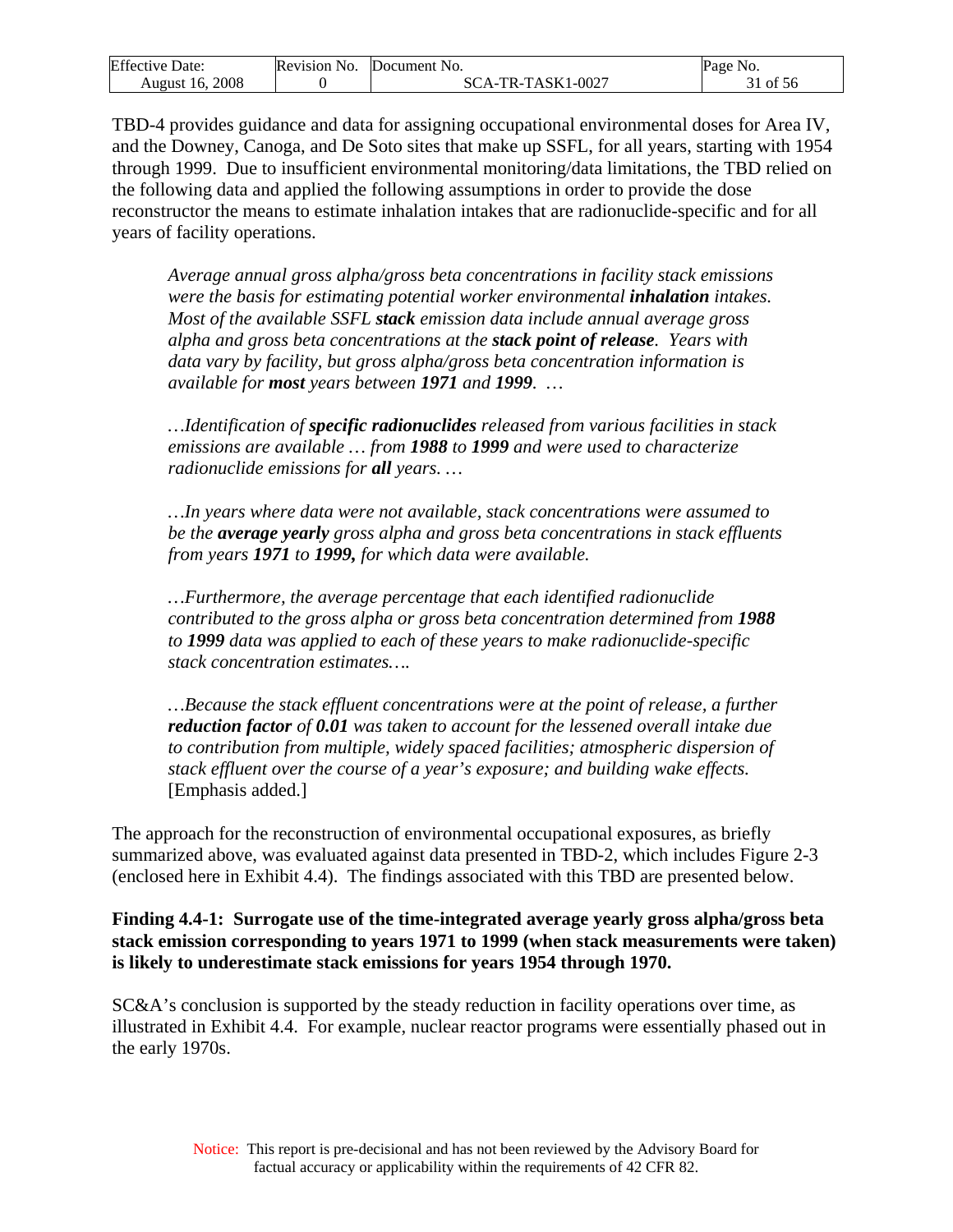TBD-4 provides guidance and data for assigning occupational environmental doses for Area IV, and the Downey, Canoga, and De Soto sites that make up SSFL, for all years, starting with 1954 through 1999. Due to insufficient environmental monitoring/data limitations, the TBD relied on the following data and applied the following assumptions in order to provide the dose reconstructor the means to estimate inhalation intakes that are radionuclide-specific and for all years of facility operations.

> *Average annual gross alpha/gross beta concentrations in facility stack emissions were the basis for estimating potential worker environmental **inhalation** intakes. Most of the available SSFL **stack** emission data include annual average gross alpha and gross beta concentrations at the **stack point of release**. Years with data vary by facility, but gross alpha/gross beta concentration information is available for **most** years between **1971** and **1999**. …*
>
> *…Identification of **specific radionuclides** released from various facilities in stack emissions are available … from **1988** to **1999** and were used to characterize radionuclide emissions for **all** years. …*
>
> *…In years where data were not available, stack concentrations were assumed to be the **average yearly** gross alpha and gross beta concentrations in stack effluents from years **1971** to **1999,** for which data were available.*
>
> *…Furthermore, the average percentage that each identified radionuclide contributed to the gross alpha or gross beta concentration determined from **1988** to **1999** data was applied to each of these years to make radionuclide-specific stack concentration estimates….*
>
> *…Because the stack effluent concentrations were at the point of release, a further **reduction factor** of **0.01** was taken to account for the lessened overall intake due to contribution from multiple, widely spaced facilities; atmospheric dispersion of stack effluent over the course of a year's exposure; and building wake effects.* [Emphasis added.]

The approach for the reconstruction of environmental occupational exposures, as briefly summarized above, was evaluated against data presented in TBD-2, which includes Figure 2-3 (enclosed here in Exhibit 4.4). The findings associated with this TBD are presented below.

**Finding 4.4-1: Surrogate use of the time-integrated average yearly gross alpha/gross beta stack emission corresponding to years 1971 to 1999 (when stack measurements were taken) is likely to underestimate stack emissions for years 1954 through 1970.**

SC&A's conclusion is supported by the steady reduction in facility operations over time, as illustrated in Exhibit 4.4. For example, nuclear reactor programs were essentially phased out in the early 1970s.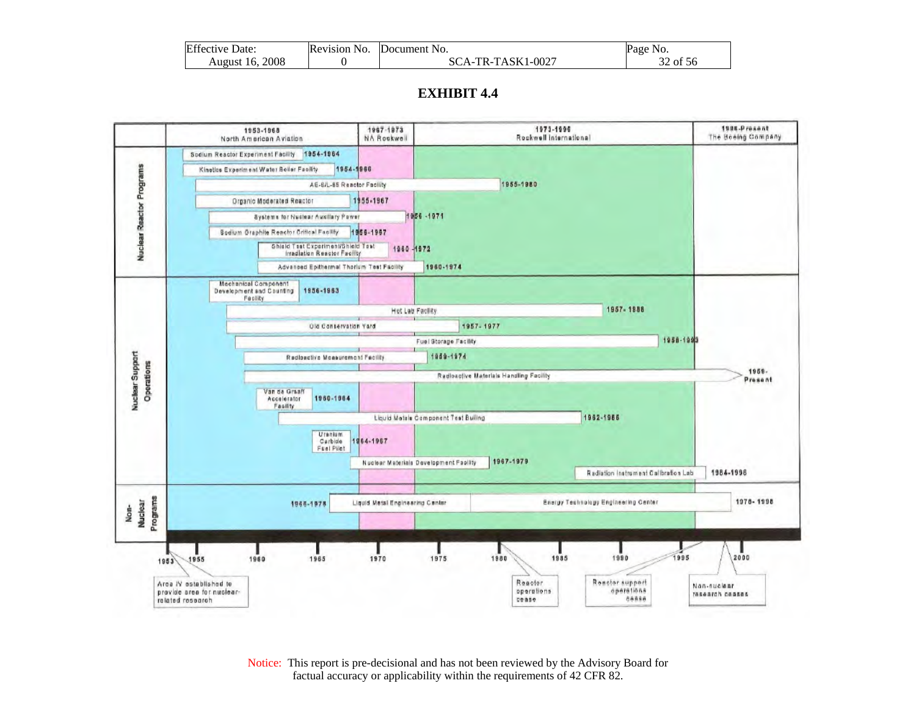# EXHIBIT 4.4

| | 1953-1968 North American Aviation | 1967-1973 NA Rockwell | 1973-1996 Rockwell International | 1996-Present The Boeing Company |
|---|---|---|---|---|
| **Nuclear Reactor Programs** | | | | |
| Sodium Reactor Experiment Facility | 1954-1964 | | | |
| Kinetics Experiment Water Boiler Facility | 1954-1966 | | | |
| AE-6/L-85 Reactor Facility | 1955-1980 | | | |
| Organic Moderated Reactor | 1955-1967 | | | |
| Systems for Nuclear Auxiliary Power | 1956-1971 | | | |
| Sodium Graphite Reactor Critical Facility | 1956-1967 | | | |
| Shield Test Experiment/Shield Test Irradiation Reactor Facility | 1960-1972 | | | |
| Advanced Epithermal Thorium Test Facility | 1960-1974 | | | |
| **Nuclear Support Operations** | | | | |
| Mechanical Component Development and Counting Facility | 1956-1963 | | | |
| Hot Lab Facility | 1957-1988 | | | |
| Old Conservation Yard | 1957-1977 | | | |
| Fuel Storage Facility | 1958-1993 | | | |
| Radioactive Measurement Facility | 1959-1974 | | | |
| Radioactive Materials Handling Facility | 1959-Present | | | |
| Van de Graaff Accelerator Facility | 1960-1964 | | | |
| Liquid Metals Component Test Building | 1962-1986 | | | |
| Uranium Carbide Fuel Pilot | 1964-1967 | | | |
| Nuclear Materials Development Facility | 1967-1979 | | | |
| Radiation Instrument Calibration Lab | 1984-1996 | | | |
| **Non-Nuclear Programs** | | | | |
| Liquid Metal Engineering Center / Energy Technology Engineering Center | 1966-1978; 1978-1998 | | | |

Timeline: 1953, 1955, 1960, 1965, 1970, 1975, 1980, 1985, 1990, 1995, 2000

- 1953: Area IV established to provide area for nuclear-related research
- Reactor operations cease
- Reactor support operations cease
- Non-nuclear research ceases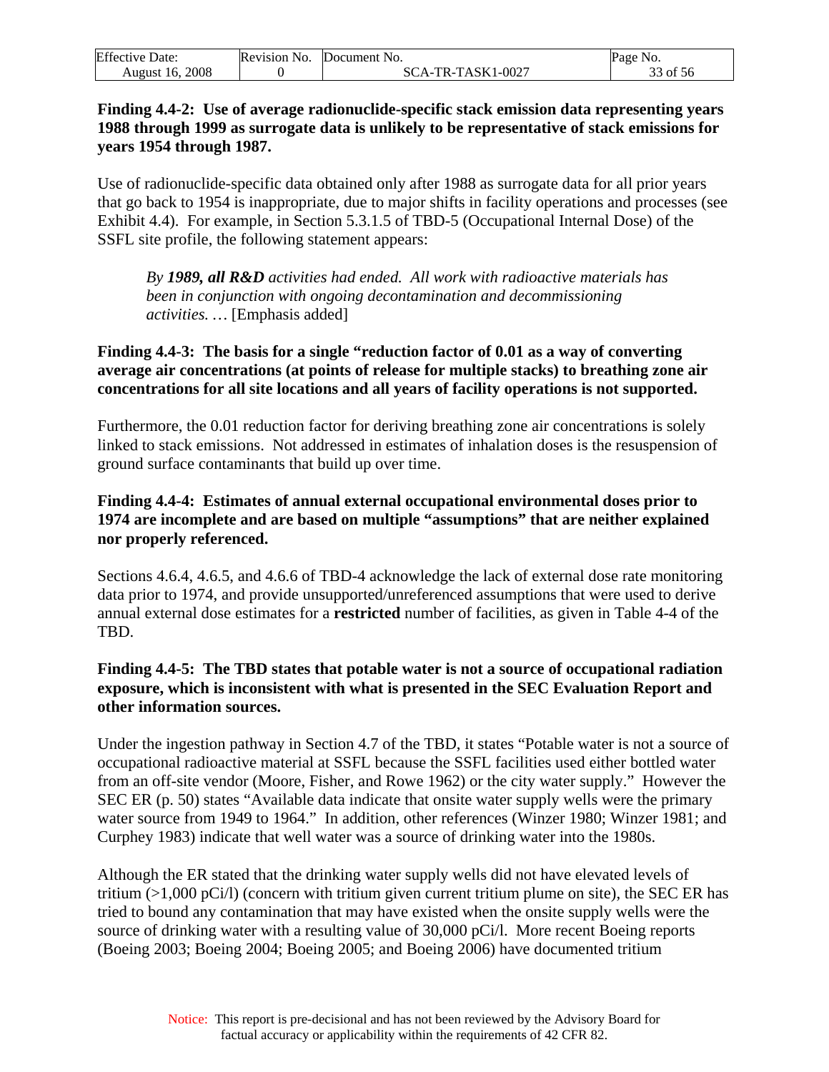**Finding 4.4-2: Use of average radionuclide-specific stack emission data representing years 1988 through 1999 as surrogate data is unlikely to be representative of stack emissions for years 1954 through 1987.**

Use of radionuclide-specific data obtained only after 1988 as surrogate data for all prior years that go back to 1954 is inappropriate, due to major shifts in facility operations and processes (see Exhibit 4.4). For example, in Section 5.3.1.5 of TBD-5 (Occupational Internal Dose) of the SSFL site profile, the following statement appears:

> *By **1989, all R&D** activities had ended. All work with radioactive materials has been in conjunction with ongoing decontamination and decommissioning activities. …* [Emphasis added]

**Finding 4.4-3: The basis for a single "reduction factor of 0.01 as a way of converting average air concentrations (at points of release for multiple stacks) to breathing zone air concentrations for all site locations and all years of facility operations is not supported.**

Furthermore, the 0.01 reduction factor for deriving breathing zone air concentrations is solely linked to stack emissions. Not addressed in estimates of inhalation doses is the resuspension of ground surface contaminants that build up over time.

**Finding 4.4-4: Estimates of annual external occupational environmental doses prior to 1974 are incomplete and are based on multiple "assumptions" that are neither explained nor properly referenced.**

Sections 4.6.4, 4.6.5, and 4.6.6 of TBD-4 acknowledge the lack of external dose rate monitoring data prior to 1974, and provide unsupported/unreferenced assumptions that were used to derive annual external dose estimates for a **restricted** number of facilities, as given in Table 4-4 of the TBD.

**Finding 4.4-5: The TBD states that potable water is not a source of occupational radiation exposure, which is inconsistent with what is presented in the SEC Evaluation Report and other information sources.**

Under the ingestion pathway in Section 4.7 of the TBD, it states "Potable water is not a source of occupational radioactive material at SSFL because the SSFL facilities used either bottled water from an off-site vendor (Moore, Fisher, and Rowe 1962) or the city water supply." However the SEC ER (p. 50) states "Available data indicate that onsite water supply wells were the primary water source from 1949 to 1964." In addition, other references (Winzer 1980; Winzer 1981; and Curphey 1983) indicate that well water was a source of drinking water into the 1980s.

Although the ER stated that the drinking water supply wells did not have elevated levels of tritium (>1,000 pCi/l) (concern with tritium given current tritium plume on site), the SEC ER has tried to bound any contamination that may have existed when the onsite supply wells were the source of drinking water with a resulting value of 30,000 pCi/l. More recent Boeing reports (Boeing 2003; Boeing 2004; Boeing 2005; and Boeing 2006) have documented tritium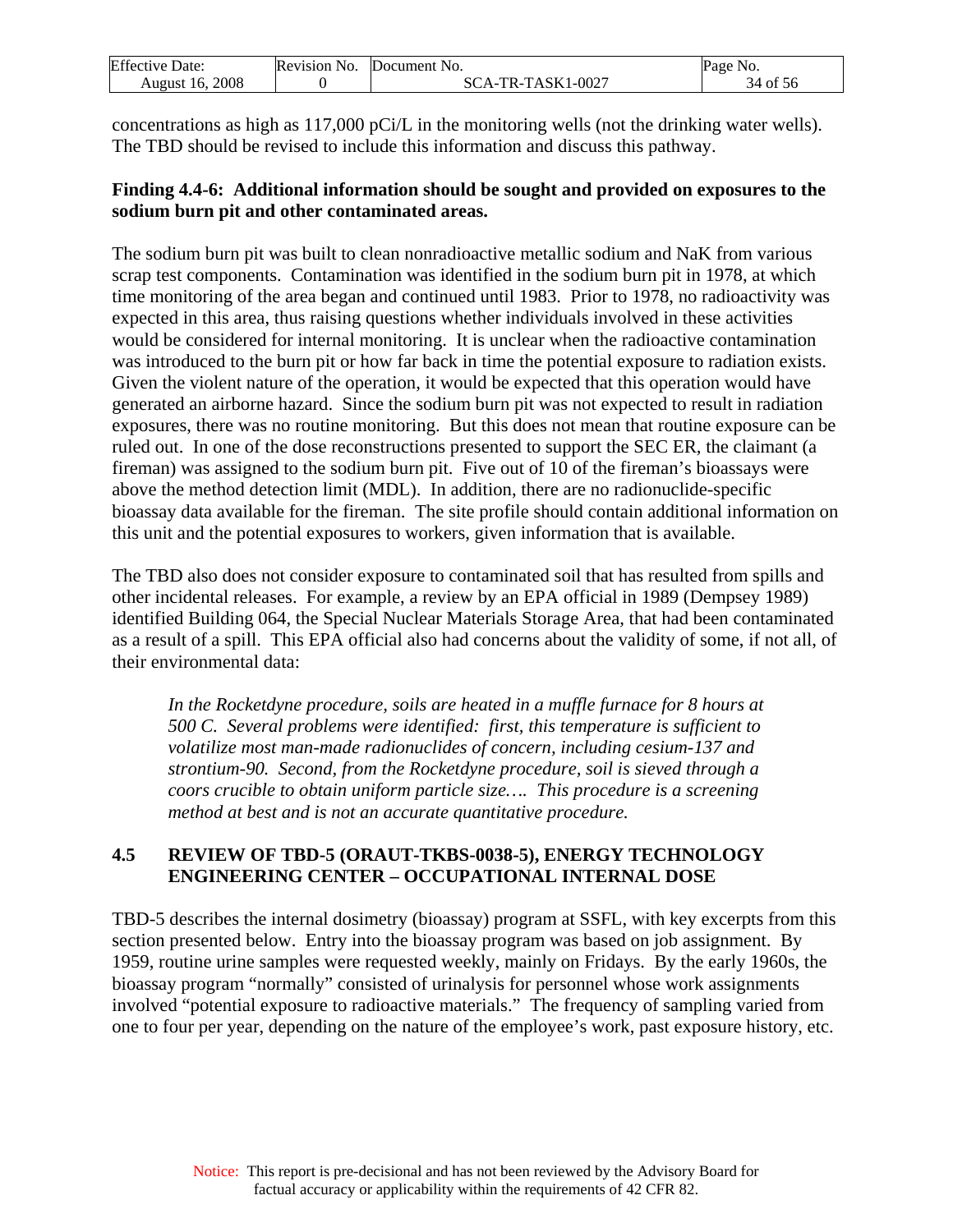concentrations as high as 117,000 pCi/L in the monitoring wells (not the drinking water wells). The TBD should be revised to include this information and discuss this pathway.

**Finding 4.4-6: Additional information should be sought and provided on exposures to the sodium burn pit and other contaminated areas.**

The sodium burn pit was built to clean nonradioactive metallic sodium and NaK from various scrap test components. Contamination was identified in the sodium burn pit in 1978, at which time monitoring of the area began and continued until 1983. Prior to 1978, no radioactivity was expected in this area, thus raising questions whether individuals involved in these activities would be considered for internal monitoring. It is unclear when the radioactive contamination was introduced to the burn pit or how far back in time the potential exposure to radiation exists. Given the violent nature of the operation, it would be expected that this operation would have generated an airborne hazard. Since the sodium burn pit was not expected to result in radiation exposures, there was no routine monitoring. But this does not mean that routine exposure can be ruled out. In one of the dose reconstructions presented to support the SEC ER, the claimant (a fireman) was assigned to the sodium burn pit. Five out of 10 of the fireman's bioassays were above the method detection limit (MDL). In addition, there are no radionuclide-specific bioassay data available for the fireman. The site profile should contain additional information on this unit and the potential exposures to workers, given information that is available.

The TBD also does not consider exposure to contaminated soil that has resulted from spills and other incidental releases. For example, a review by an EPA official in 1989 (Dempsey 1989) identified Building 064, the Special Nuclear Materials Storage Area, that had been contaminated as a result of a spill. This EPA official also had concerns about the validity of some, if not all, of their environmental data:

> *In the Rocketdyne procedure, soils are heated in a muffle furnace for 8 hours at 500 C. Several problems were identified: first, this temperature is sufficient to volatilize most man-made radionuclides of concern, including cesium-137 and strontium-90. Second, from the Rocketdyne procedure, soil is sieved through a coors crucible to obtain uniform particle size…. This procedure is a screening method at best and is not an accurate quantitative procedure.*

## 4.5 REVIEW OF TBD-5 (ORAUT-TKBS-0038-5), ENERGY TECHNOLOGY ENGINEERING CENTER – OCCUPATIONAL INTERNAL DOSE

TBD-5 describes the internal dosimetry (bioassay) program at SSFL, with key excerpts from this section presented below. Entry into the bioassay program was based on job assignment. By 1959, routine urine samples were requested weekly, mainly on Fridays. By the early 1960s, the bioassay program "normally" consisted of urinalysis for personnel whose work assignments involved "potential exposure to radioactive materials." The frequency of sampling varied from one to four per year, depending on the nature of the employee's work, past exposure history, etc.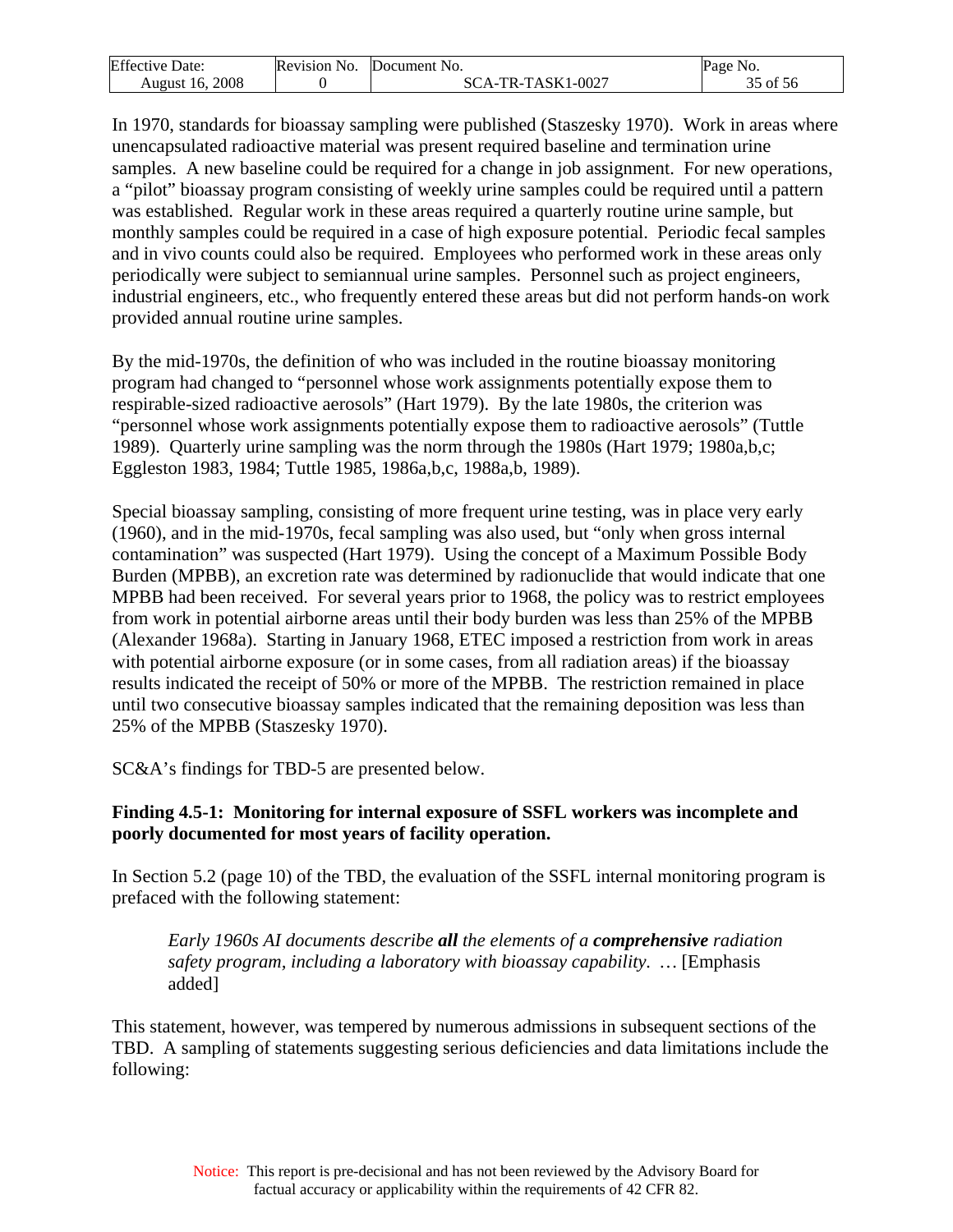In 1970, standards for bioassay sampling were published (Staszesky 1970). Work in areas where unencapsulated radioactive material was present required baseline and termination urine samples. A new baseline could be required for a change in job assignment. For new operations, a "pilot" bioassay program consisting of weekly urine samples could be required until a pattern was established. Regular work in these areas required a quarterly routine urine sample, but monthly samples could be required in a case of high exposure potential. Periodic fecal samples and in vivo counts could also be required. Employees who performed work in these areas only periodically were subject to semiannual urine samples. Personnel such as project engineers, industrial engineers, etc., who frequently entered these areas but did not perform hands-on work provided annual routine urine samples.

By the mid-1970s, the definition of who was included in the routine bioassay monitoring program had changed to "personnel whose work assignments potentially expose them to respirable-sized radioactive aerosols" (Hart 1979). By the late 1980s, the criterion was "personnel whose work assignments potentially expose them to radioactive aerosols" (Tuttle 1989). Quarterly urine sampling was the norm through the 1980s (Hart 1979; 1980a,b,c; Eggleston 1983, 1984; Tuttle 1985, 1986a,b,c, 1988a,b, 1989).

Special bioassay sampling, consisting of more frequent urine testing, was in place very early (1960), and in the mid-1970s, fecal sampling was also used, but "only when gross internal contamination" was suspected (Hart 1979). Using the concept of a Maximum Possible Body Burden (MPBB), an excretion rate was determined by radionuclide that would indicate that one MPBB had been received. For several years prior to 1968, the policy was to restrict employees from work in potential airborne areas until their body burden was less than 25% of the MPBB (Alexander 1968a). Starting in January 1968, ETEC imposed a restriction from work in areas with potential airborne exposure (or in some cases, from all radiation areas) if the bioassay results indicated the receipt of 50% or more of the MPBB. The restriction remained in place until two consecutive bioassay samples indicated that the remaining deposition was less than 25% of the MPBB (Staszesky 1970).

SC&A's findings for TBD-5 are presented below.

**Finding 4.5-1: Monitoring for internal exposure of SSFL workers was incomplete and poorly documented for most years of facility operation.**

In Section 5.2 (page 10) of the TBD, the evaluation of the SSFL internal monitoring program is prefaced with the following statement:

> *Early 1960s AI documents describe **all** the elements of a **comprehensive** radiation safety program, including a laboratory with bioassay capability.* … [Emphasis added]

This statement, however, was tempered by numerous admissions in subsequent sections of the TBD. A sampling of statements suggesting serious deficiencies and data limitations include the following: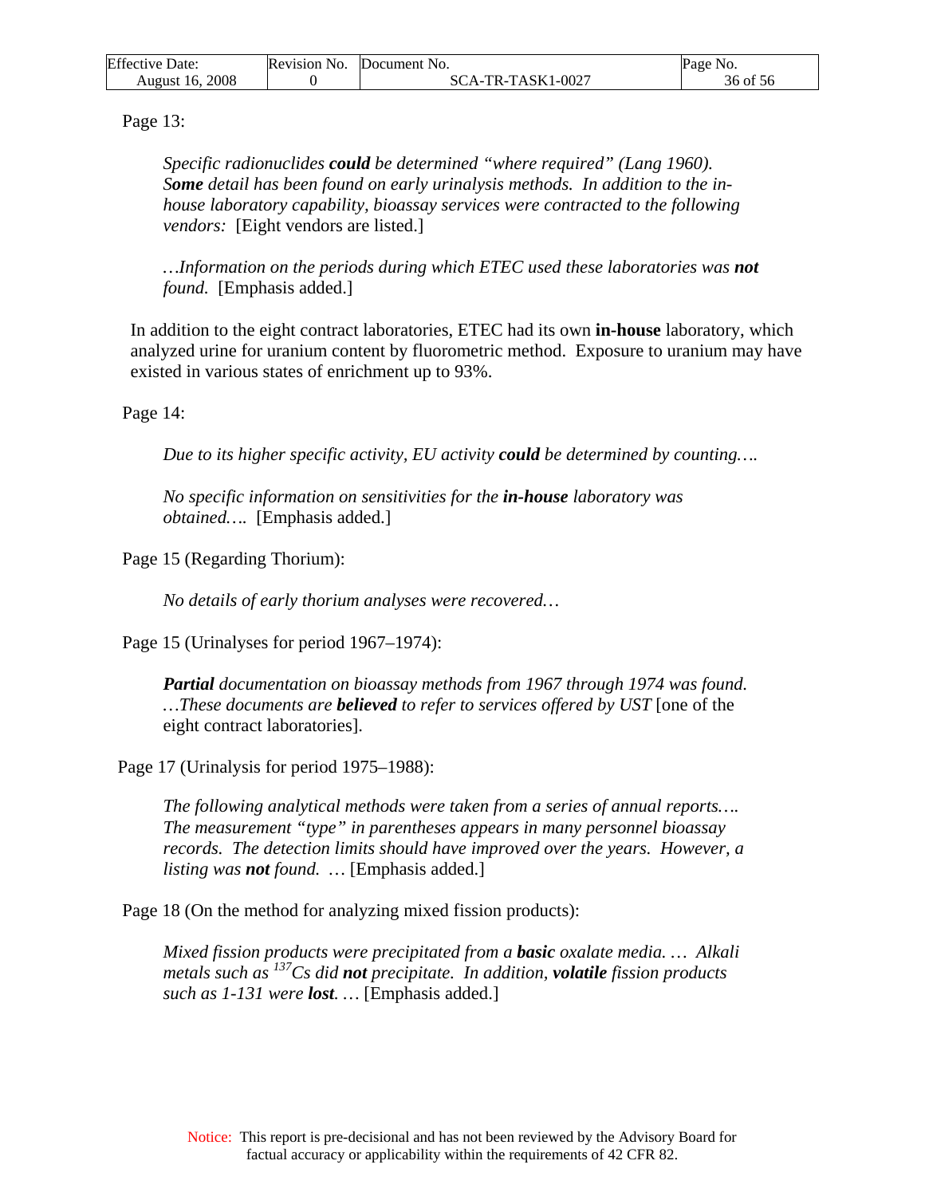Page 13:

> *Specific radionuclides **could** be determined "where required" (Lang 1960). **Some** detail has been found on early urinalysis methods. In addition to the in-house laboratory capability, bioassay services were contracted to the following vendors:* [Eight vendors are listed.]
>
> *…Information on the periods during which ETEC used these laboratories was **not** found.* [Emphasis added.]

In addition to the eight contract laboratories, ETEC had its own **in-house** laboratory, which analyzed urine for uranium content by fluorometric method. Exposure to uranium may have existed in various states of enrichment up to 93%.

Page 14:

> *Due to its higher specific activity, EU activity **could** be determined by counting….*
>
> *No specific information on sensitivities for the **in-house** laboratory was obtained….* [Emphasis added.]

Page 15 (Regarding Thorium):

> *No details of early thorium analyses were recovered…*

Page 15 (Urinalyses for period 1967–1974):

> ***Partial** documentation on bioassay methods from 1967 through 1974 was found. …These documents are **believed** to refer to services offered by UST* [one of the eight contract laboratories].

Page 17 (Urinalysis for period 1975–1988):

> *The following analytical methods were taken from a series of annual reports…. The measurement "type" in parentheses appears in many personnel bioassay records. The detection limits should have improved over the years. However, a listing was **not** found.* … [Emphasis added.]

Page 18 (On the method for analyzing mixed fission products):

> *Mixed fission products were precipitated from a **basic** oxalate media. … Alkali metals such as $^{137}$Cs did **not** precipitate. In addition, **volatile** fission products such as 1-131 were **lost**.* … [Emphasis added.]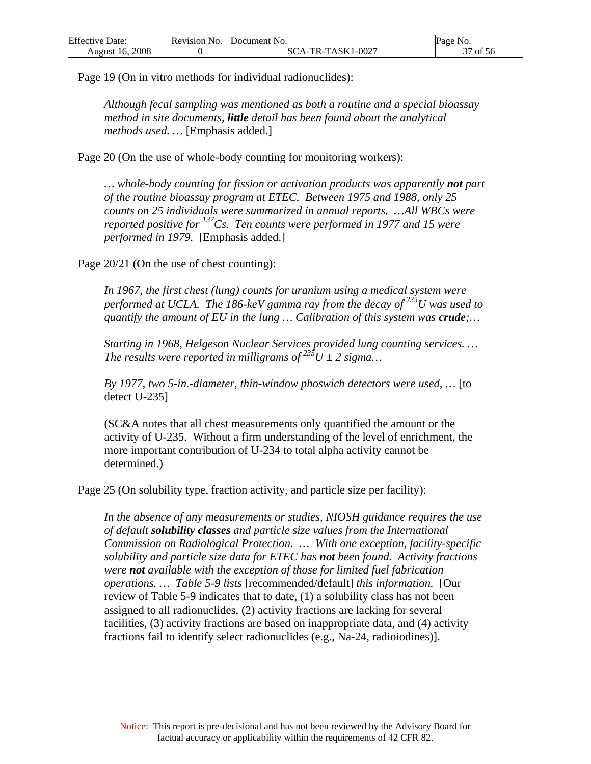Page 19 (On in vitro methods for individual radionuclides):

> *Although fecal sampling was mentioned as both a routine and a special bioassay method in site documents, **little** detail has been found about the analytical methods used. …* [Emphasis added.]

Page 20 (On the use of whole-body counting for monitoring workers):

> *… whole-body counting for fission or activation products was apparently **not** part of the routine bioassay program at ETEC. Between 1975 and 1988, only 25 counts on 25 individuals were summarized in annual reports. …All WBCs were reported positive for $^{137}$Cs. Ten counts were performed in 1977 and 15 were performed in 1979.* [Emphasis added.]

Page 20/21 (On the use of chest counting):

> *In 1967, the first chest (lung) counts for uranium using a medical system were performed at UCLA. The 186-keV gamma ray from the decay of $^{235}$U was used to quantify the amount of EU in the lung … Calibration of this system was **crude**;…*
>
> *Starting in 1968, Helgeson Nuclear Services provided lung counting services. … The results were reported in milligrams of $^{235}$U ± 2 sigma…*
>
> *By 1977, two 5-in.-diameter, thin-window phoswich detectors were used, …* [to detect U-235]
>
> (SC&A notes that all chest measurements only quantified the amount or the activity of U-235. Without a firm understanding of the level of enrichment, the more important contribution of U-234 to total alpha activity cannot be determined.)

Page 25 (On solubility type, fraction activity, and particle size per facility):

> *In the absence of any measurements or studies, NIOSH guidance requires the use of default **solubility classes** and particle size values from the International Commission on Radiological Protection. … With one exception, facility-specific solubility and particle size data for ETEC has **not** been found. Activity fractions were **not** available with the exception of those for limited fuel fabrication operations. … Table 5-9 lists* [recommended/default] *this information.* [Our review of Table 5-9 indicates that to date, (1) a solubility class has not been assigned to all radionuclides, (2) activity fractions are lacking for several facilities, (3) activity fractions are based on inappropriate data, and (4) activity fractions fail to identify select radionuclides (e.g., Na-24, radioiodines)].

Notice: This report is pre-decisional and has not been reviewed by the Advisory Board for factual accuracy or applicability within the requirements of 42 CFR 82.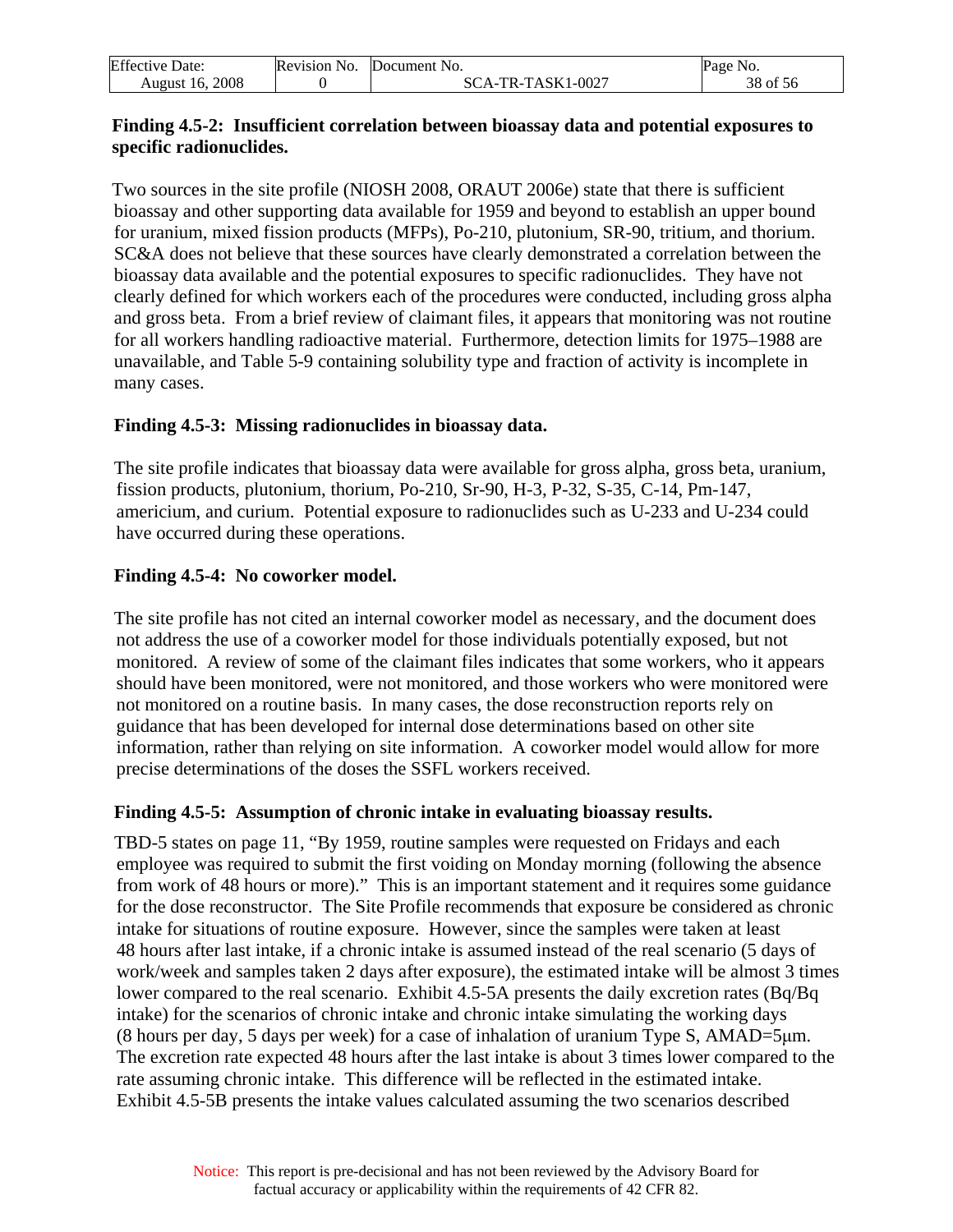**Finding 4.5-2: Insufficient correlation between bioassay data and potential exposures to specific radionuclides.**

Two sources in the site profile (NIOSH 2008, ORAUT 2006e) state that there is sufficient bioassay and other supporting data available for 1959 and beyond to establish an upper bound for uranium, mixed fission products (MFPs), Po-210, plutonium, SR-90, tritium, and thorium. SC&A does not believe that these sources have clearly demonstrated a correlation between the bioassay data available and the potential exposures to specific radionuclides. They have not clearly defined for which workers each of the procedures were conducted, including gross alpha and gross beta. From a brief review of claimant files, it appears that monitoring was not routine for all workers handling radioactive material. Furthermore, detection limits for 1975–1988 are unavailable, and Table 5-9 containing solubility type and fraction of activity is incomplete in many cases.

**Finding 4.5-3: Missing radionuclides in bioassay data.**

The site profile indicates that bioassay data were available for gross alpha, gross beta, uranium, fission products, plutonium, thorium, Po-210, Sr-90, H-3, P-32, S-35, C-14, Pm-147, americium, and curium. Potential exposure to radionuclides such as U-233 and U-234 could have occurred during these operations.

**Finding 4.5-4: No coworker model.**

The site profile has not cited an internal coworker model as necessary, and the document does not address the use of a coworker model for those individuals potentially exposed, but not monitored. A review of some of the claimant files indicates that some workers, who it appears should have been monitored, were not monitored, and those workers who were monitored were not monitored on a routine basis. In many cases, the dose reconstruction reports rely on guidance that has been developed for internal dose determinations based on other site information, rather than relying on site information. A coworker model would allow for more precise determinations of the doses the SSFL workers received.

**Finding 4.5-5: Assumption of chronic intake in evaluating bioassay results.**

TBD-5 states on page 11, "By 1959, routine samples were requested on Fridays and each employee was required to submit the first voiding on Monday morning (following the absence from work of 48 hours or more)." This is an important statement and it requires some guidance for the dose reconstructor. The Site Profile recommends that exposure be considered as chronic intake for situations of routine exposure. However, since the samples were taken at least 48 hours after last intake, if a chronic intake is assumed instead of the real scenario (5 days of work/week and samples taken 2 days after exposure), the estimated intake will be almost 3 times lower compared to the real scenario. Exhibit 4.5-5A presents the daily excretion rates (Bq/Bq intake) for the scenarios of chronic intake and chronic intake simulating the working days (8 hours per day, 5 days per week) for a case of inhalation of uranium Type S, AMAD=5μm. The excretion rate expected 48 hours after the last intake is about 3 times lower compared to the rate assuming chronic intake. This difference will be reflected in the estimated intake. Exhibit 4.5-5B presents the intake values calculated assuming the two scenarios described

Notice: This report is pre-decisional and has not been reviewed by the Advisory Board for factual accuracy or applicability within the requirements of 42 CFR 82.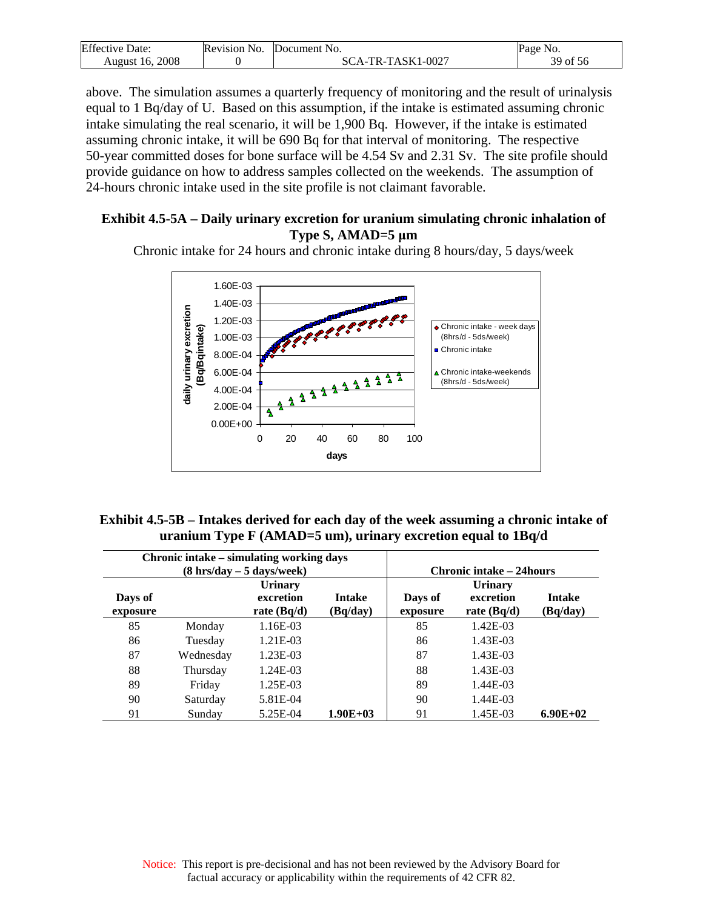above. The simulation assumes a quarterly frequency of monitoring and the result of urinalysis equal to 1 Bq/day of U. Based on this assumption, if the intake is estimated assuming chronic intake simulating the real scenario, it will be 1,900 Bq. However, if the intake is estimated assuming chronic intake, it will be 690 Bq for that interval of monitoring. The respective 50-year committed doses for bone surface will be 4.54 Sv and 2.31 Sv. The site profile should provide guidance on how to address samples collected on the weekends. The assumption of 24-hours chronic intake used in the site profile is not claimant favorable.

**Exhibit 4.5-5A – Daily urinary excretion for uranium simulating chronic inhalation of Type S, AMAD=5 µm**

Chronic intake for 24 hours and chronic intake during 8 hours/day, 5 days/week

**Exhibit 4.5-5B – Intakes derived for each day of the week assuming a chronic intake of uranium Type F (AMAD=5 um), urinary excretion equal to 1Bq/d**

| Chronic intake – simulating working days (8 hrs/day – 5 days/week) | | | | Chronic intake – 24hours | | |
|---|---|---|---|---|---|---|
| Days of exposure | | Urinary excretion rate (Bq/d) | Intake (Bq/day) | Days of exposure | Urinary excretion rate (Bq/d) | Intake (Bq/day) |
| 85 | Monday | 1.16E-03 | | 85 | 1.42E-03 | |
| 86 | Tuesday | 1.21E-03 | | 86 | 1.43E-03 | |
| 87 | Wednesday | 1.23E-03 | | 87 | 1.43E-03 | |
| 88 | Thursday | 1.24E-03 | | 88 | 1.43E-03 | |
| 89 | Friday | 1.25E-03 | | 89 | 1.44E-03 | |
| 90 | Saturday | 5.81E-04 | | 90 | 1.44E-03 | |
| 91 | Sunday | 5.25E-04 | **1.90E+03** | 91 | 1.45E-03 | **6.90E+02** |

Notice: This report is pre-decisional and has not been reviewed by the Advisory Board for factual accuracy or applicability within the requirements of 42 CFR 82.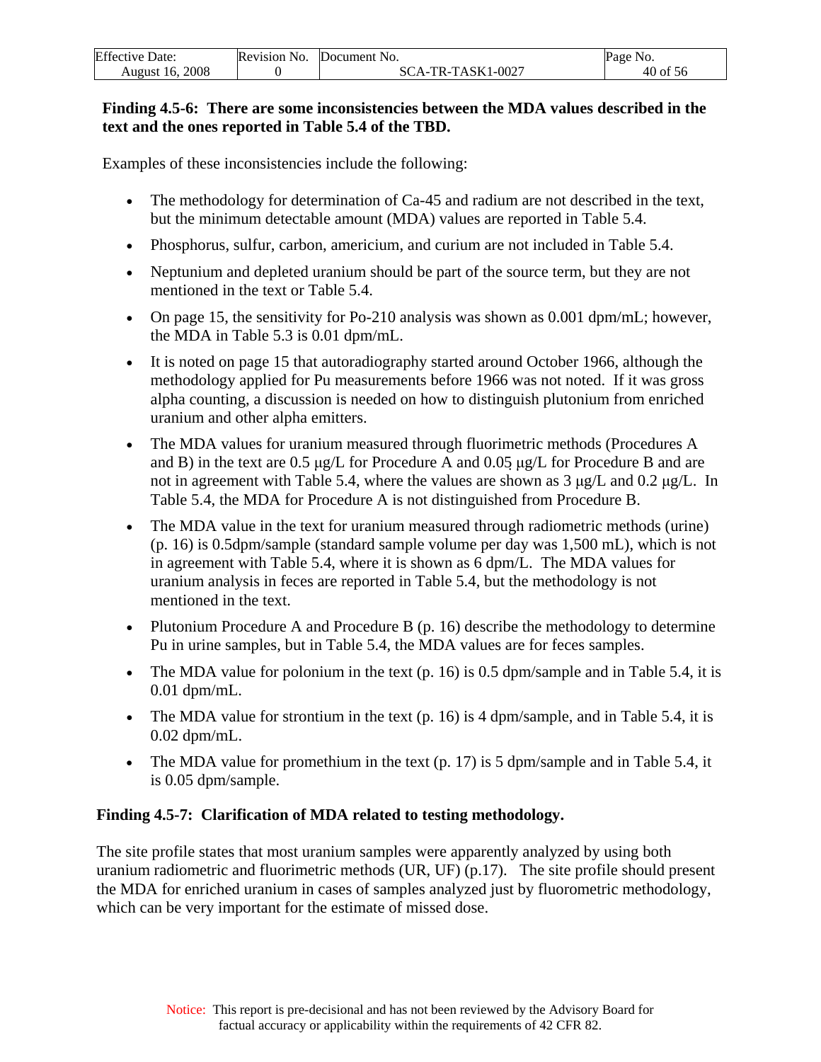**Finding 4.5-6: There are some inconsistencies between the MDA values described in the text and the ones reported in Table 5.4 of the TBD.**

Examples of these inconsistencies include the following:

- The methodology for determination of Ca-45 and radium are not described in the text, but the minimum detectable amount (MDA) values are reported in Table 5.4.
- Phosphorus, sulfur, carbon, americium, and curium are not included in Table 5.4.
- Neptunium and depleted uranium should be part of the source term, but they are not mentioned in the text or Table 5.4.
- On page 15, the sensitivity for Po-210 analysis was shown as 0.001 dpm/mL; however, the MDA in Table 5.3 is 0.01 dpm/mL.
- It is noted on page 15 that autoradiography started around October 1966, although the methodology applied for Pu measurements before 1966 was not noted. If it was gross alpha counting, a discussion is needed on how to distinguish plutonium from enriched uranium and other alpha emitters.
- The MDA values for uranium measured through fluorimetric methods (Procedures A and B) in the text are 0.5 μg/L for Procedure A and 0.05 μg/L for Procedure B and are not in agreement with Table 5.4, where the values are shown as 3 μg/L and 0.2 μg/L. In Table 5.4, the MDA for Procedure A is not distinguished from Procedure B.
- The MDA value in the text for uranium measured through radiometric methods (urine) (p. 16) is 0.5dpm/sample (standard sample volume per day was 1,500 mL), which is not in agreement with Table 5.4, where it is shown as 6 dpm/L. The MDA values for uranium analysis in feces are reported in Table 5.4, but the methodology is not mentioned in the text.
- Plutonium Procedure A and Procedure B (p. 16) describe the methodology to determine Pu in urine samples, but in Table 5.4, the MDA values are for feces samples.
- The MDA value for polonium in the text (p. 16) is 0.5 dpm/sample and in Table 5.4, it is 0.01 dpm/mL.
- The MDA value for strontium in the text (p. 16) is 4 dpm/sample, and in Table 5.4, it is 0.02 dpm/mL.
- The MDA value for promethium in the text (p. 17) is 5 dpm/sample and in Table 5.4, it is 0.05 dpm/sample.

**Finding 4.5-7: Clarification of MDA related to testing methodology.**

The site profile states that most uranium samples were apparently analyzed by using both uranium radiometric and fluorimetric methods (UR, UF) (p.17). The site profile should present the MDA for enriched uranium in cases of samples analyzed just by fluorometric methodology, which can be very important for the estimate of missed dose.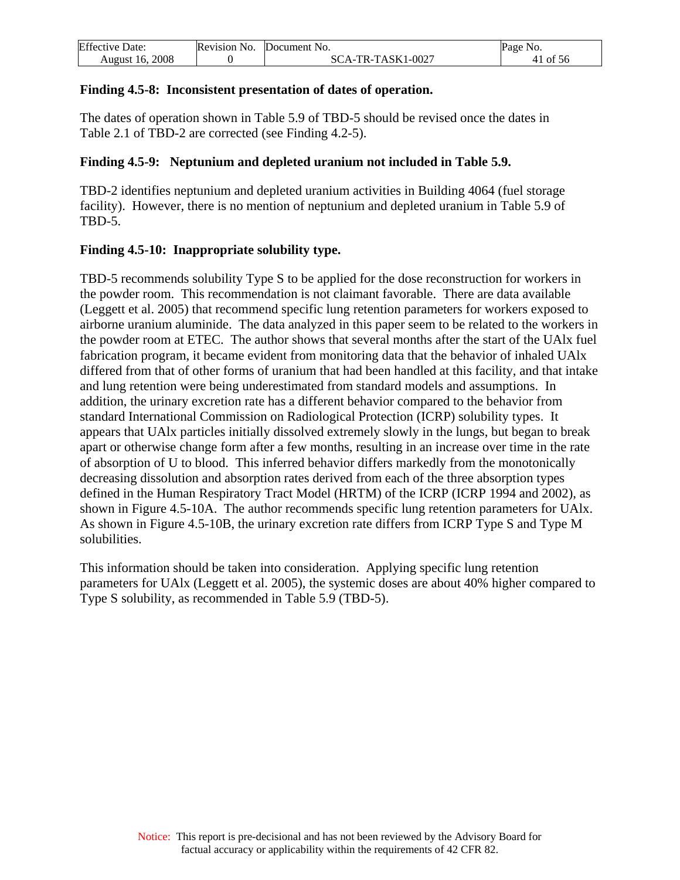**Finding 4.5-8: Inconsistent presentation of dates of operation.**

The dates of operation shown in Table 5.9 of TBD-5 should be revised once the dates in Table 2.1 of TBD-2 are corrected (see Finding 4.2-5).

**Finding 4.5-9: Neptunium and depleted uranium not included in Table 5.9.**

TBD-2 identifies neptunium and depleted uranium activities in Building 4064 (fuel storage facility). However, there is no mention of neptunium and depleted uranium in Table 5.9 of TBD-5.

**Finding 4.5-10: Inappropriate solubility type.**

TBD-5 recommends solubility Type S to be applied for the dose reconstruction for workers in the powder room. This recommendation is not claimant favorable. There are data available (Leggett et al. 2005) that recommend specific lung retention parameters for workers exposed to airborne uranium aluminide. The data analyzed in this paper seem to be related to the workers in the powder room at ETEC. The author shows that several months after the start of the UAlx fuel fabrication program, it became evident from monitoring data that the behavior of inhaled UAlx differed from that of other forms of uranium that had been handled at this facility, and that intake and lung retention were being underestimated from standard models and assumptions. In addition, the urinary excretion rate has a different behavior compared to the behavior from standard International Commission on Radiological Protection (ICRP) solubility types. It appears that UAlx particles initially dissolved extremely slowly in the lungs, but began to break apart or otherwise change form after a few months, resulting in an increase over time in the rate of absorption of U to blood. This inferred behavior differs markedly from the monotonically decreasing dissolution and absorption rates derived from each of the three absorption types defined in the Human Respiratory Tract Model (HRTM) of the ICRP (ICRP 1994 and 2002), as shown in Figure 4.5-10A. The author recommends specific lung retention parameters for UAlx. As shown in Figure 4.5-10B, the urinary excretion rate differs from ICRP Type S and Type M solubilities.

This information should be taken into consideration. Applying specific lung retention parameters for UAlx (Leggett et al. 2005), the systemic doses are about 40% higher compared to Type S solubility, as recommended in Table 5.9 (TBD-5).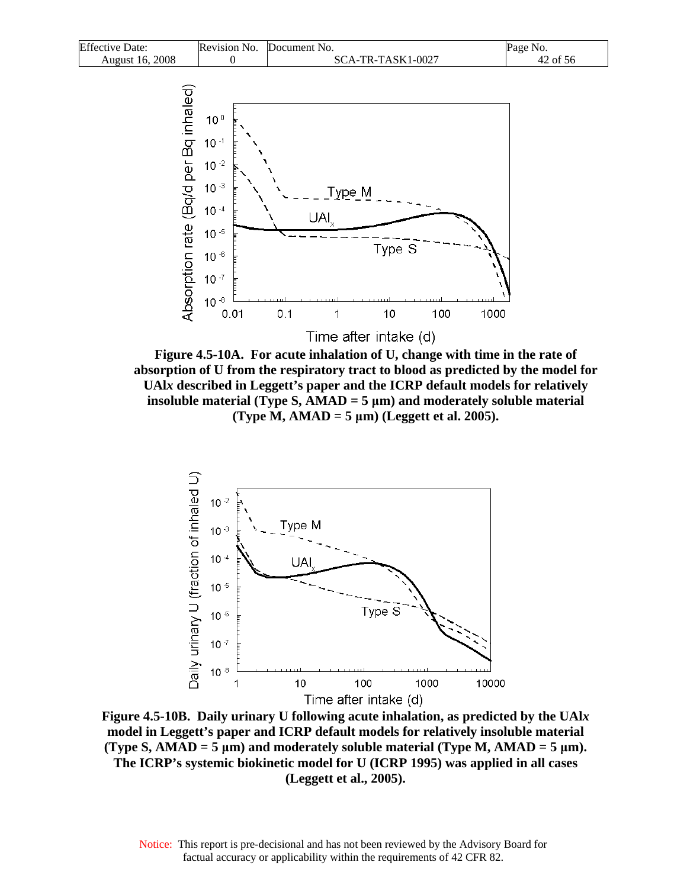**Figure 4.5-10A. For acute inhalation of U, change with time in the rate of absorption of U from the respiratory tract to blood as predicted by the model for UAl*x* described in Leggett's paper and the ICRP default models for relatively insoluble material (Type S, AMAD = 5 µm) and moderately soluble material (Type M, AMAD = 5 µm) (Leggett et al. 2005).**

**Figure 4.5-10B. Daily urinary U following acute inhalation, as predicted by the UAl*x* model in Leggett's paper and ICRP default models for relatively insoluble material (Type S, AMAD = 5 µm) and moderately soluble material (Type M, AMAD = 5 µm). The ICRP's systemic biokinetic model for U (ICRP 1995) was applied in all cases (Leggett et al., 2005).**

Notice: This report is pre-decisional and has not been reviewed by the Advisory Board for factual accuracy or applicability within the requirements of 42 CFR 82.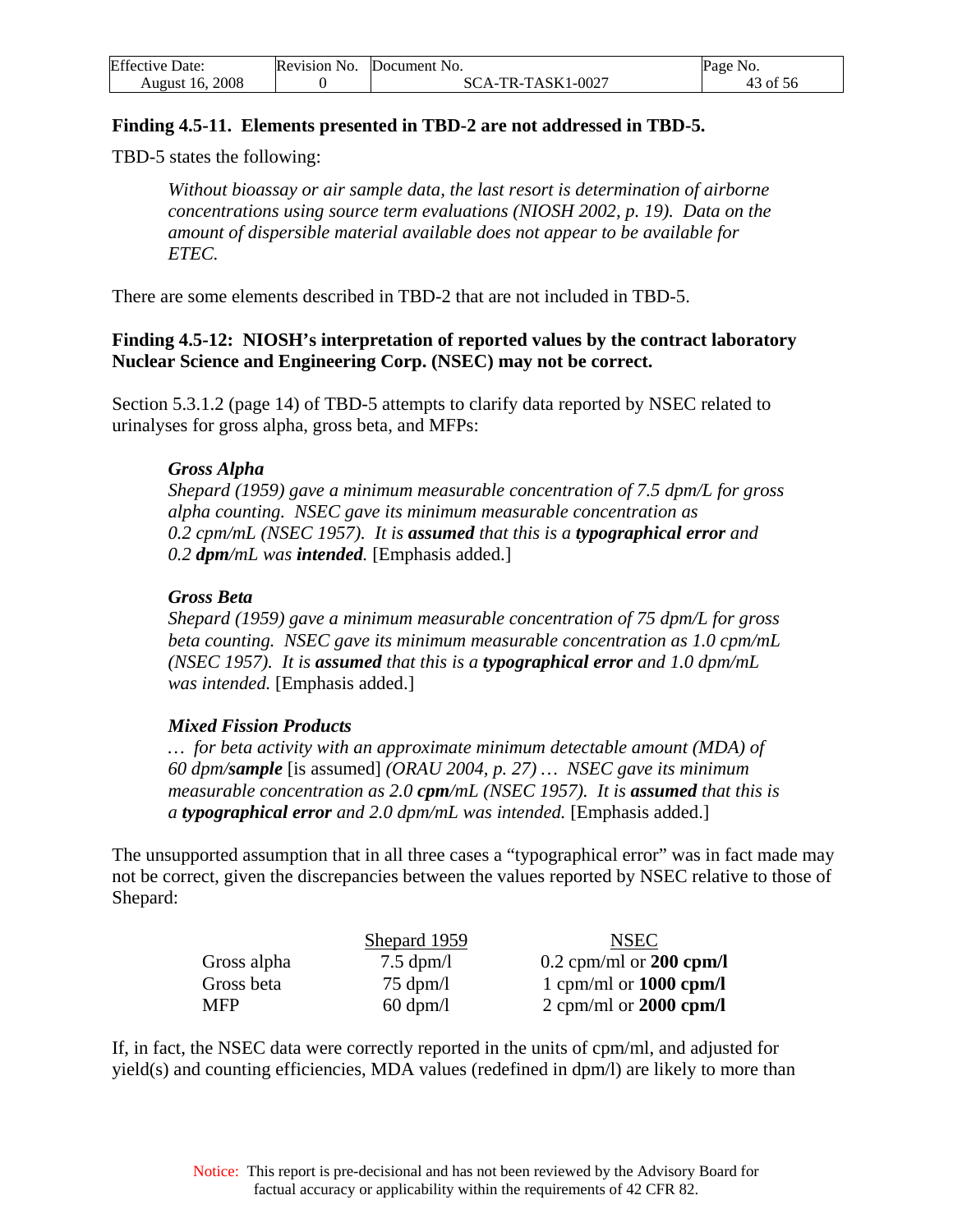**Finding 4.5-11. Elements presented in TBD-2 are not addressed in TBD-5.**

TBD-5 states the following:

> *Without bioassay or air sample data, the last resort is determination of airborne concentrations using source term evaluations (NIOSH 2002, p. 19). Data on the amount of dispersible material available does not appear to be available for ETEC.*

There are some elements described in TBD-2 that are not included in TBD-5.

**Finding 4.5-12: NIOSH's interpretation of reported values by the contract laboratory Nuclear Science and Engineering Corp. (NSEC) may not be correct.**

Section 5.3.1.2 (page 14) of TBD-5 attempts to clarify data reported by NSEC related to urinalyses for gross alpha, gross beta, and MFPs:

> ***Gross Alpha***
> *Shepard (1959) gave a minimum measurable concentration of 7.5 dpm/L for gross alpha counting. NSEC gave its minimum measurable concentration as 0.2 cpm/mL (NSEC 1957). It is* ***assumed*** *that this is a* ***typographical error*** *and 0.2* ***dpm****/mL was* ***intended****.* [Emphasis added.]
>
> ***Gross Beta***
> *Shepard (1959) gave a minimum measurable concentration of 75 dpm/L for gross beta counting. NSEC gave its minimum measurable concentration as 1.0 cpm/mL (NSEC 1957). It is* ***assumed*** *that this is a* ***typographical error*** *and 1.0 dpm/mL was intended.* [Emphasis added.]
>
> ***Mixed Fission Products***
> *… for beta activity with an approximate minimum detectable amount (MDA) of 60 dpm/****sample*** [is assumed] *(ORAU 2004, p. 27) … NSEC gave its minimum measurable concentration as 2.0* ***cpm****/mL (NSEC 1957). It is* ***assumed*** *that this is a* ***typographical error*** *and 2.0 dpm/mL was intended.* [Emphasis added.]

The unsupported assumption that in all three cases a "typographical error" was in fact made may not be correct, given the discrepancies between the values reported by NSEC relative to those of Shepard:

| | Shepard 1959 | NSEC |
|---|---|---|
| Gross alpha | 7.5 dpm/l | 0.2 cpm/ml or **200 cpm/l** |
| Gross beta | 75 dpm/l | 1 cpm/ml or **1000 cpm/l** |
| MFP | 60 dpm/l | 2 cpm/ml or **2000 cpm/l** |

If, in fact, the NSEC data were correctly reported in the units of cpm/ml, and adjusted for yield(s) and counting efficiencies, MDA values (redefined in dpm/l) are likely to more than

Notice: This report is pre-decisional and has not been reviewed by the Advisory Board for factual accuracy or applicability within the requirements of 42 CFR 82.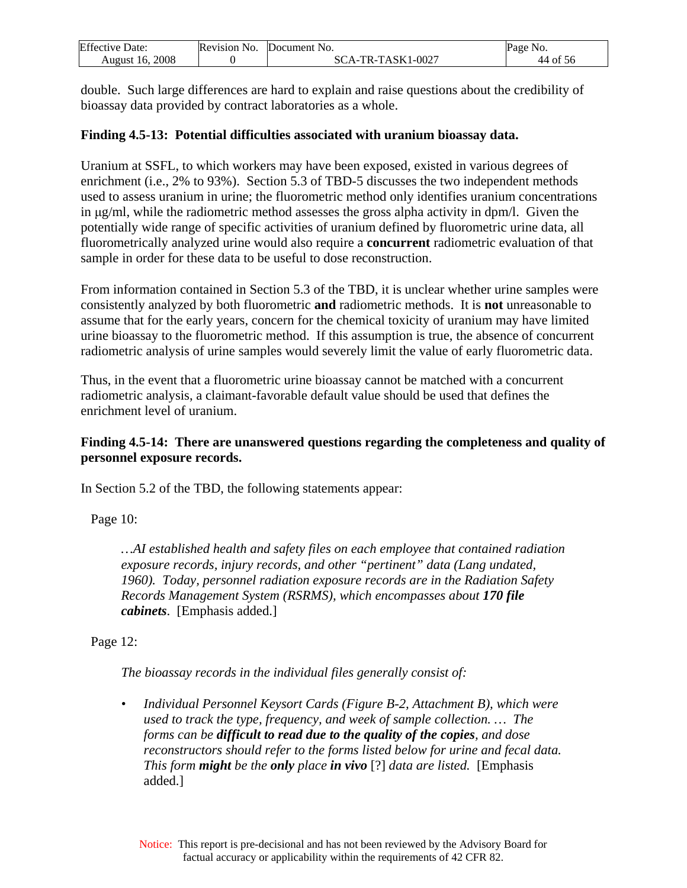double. Such large differences are hard to explain and raise questions about the credibility of bioassay data provided by contract laboratories as a whole.

**Finding 4.5-13: Potential difficulties associated with uranium bioassay data.**

Uranium at SSFL, to which workers may have been exposed, existed in various degrees of enrichment (i.e., 2% to 93%). Section 5.3 of TBD-5 discusses the two independent methods used to assess uranium in urine; the fluorometric method only identifies uranium concentrations in μg/ml, while the radiometric method assesses the gross alpha activity in dpm/l. Given the potentially wide range of specific activities of uranium defined by fluorometric urine data, all fluorometrically analyzed urine would also require a **concurrent** radiometric evaluation of that sample in order for these data to be useful to dose reconstruction.

From information contained in Section 5.3 of the TBD, it is unclear whether urine samples were consistently analyzed by both fluorometric **and** radiometric methods. It is **not** unreasonable to assume that for the early years, concern for the chemical toxicity of uranium may have limited urine bioassay to the fluorometric method. If this assumption is true, the absence of concurrent radiometric analysis of urine samples would severely limit the value of early fluorometric data.

Thus, in the event that a fluorometric urine bioassay cannot be matched with a concurrent radiometric analysis, a claimant-favorable default value should be used that defines the enrichment level of uranium.

**Finding 4.5-14: There are unanswered questions regarding the completeness and quality of personnel exposure records.**

In Section 5.2 of the TBD, the following statements appear:

Page 10:

> *…AI established health and safety files on each employee that contained radiation exposure records, injury records, and other "pertinent" data (Lang undated, 1960). Today, personnel radiation exposure records are in the Radiation Safety Records Management System (RSRMS), which encompasses about* ***170 file cabinets****.* [Emphasis added.]

Page 12:

> *The bioassay records in the individual files generally consist of:*
>
> - *Individual Personnel Keysort Cards (Figure B-2, Attachment B), which were used to track the type, frequency, and week of sample collection. … The forms can be* ***difficult to read due to the quality of the copies****, and dose reconstructors should refer to the forms listed below for urine and fecal data. This form* ***might*** *be the* ***only*** *place* ***in vivo*** [?] *data are listed.* [Emphasis added.]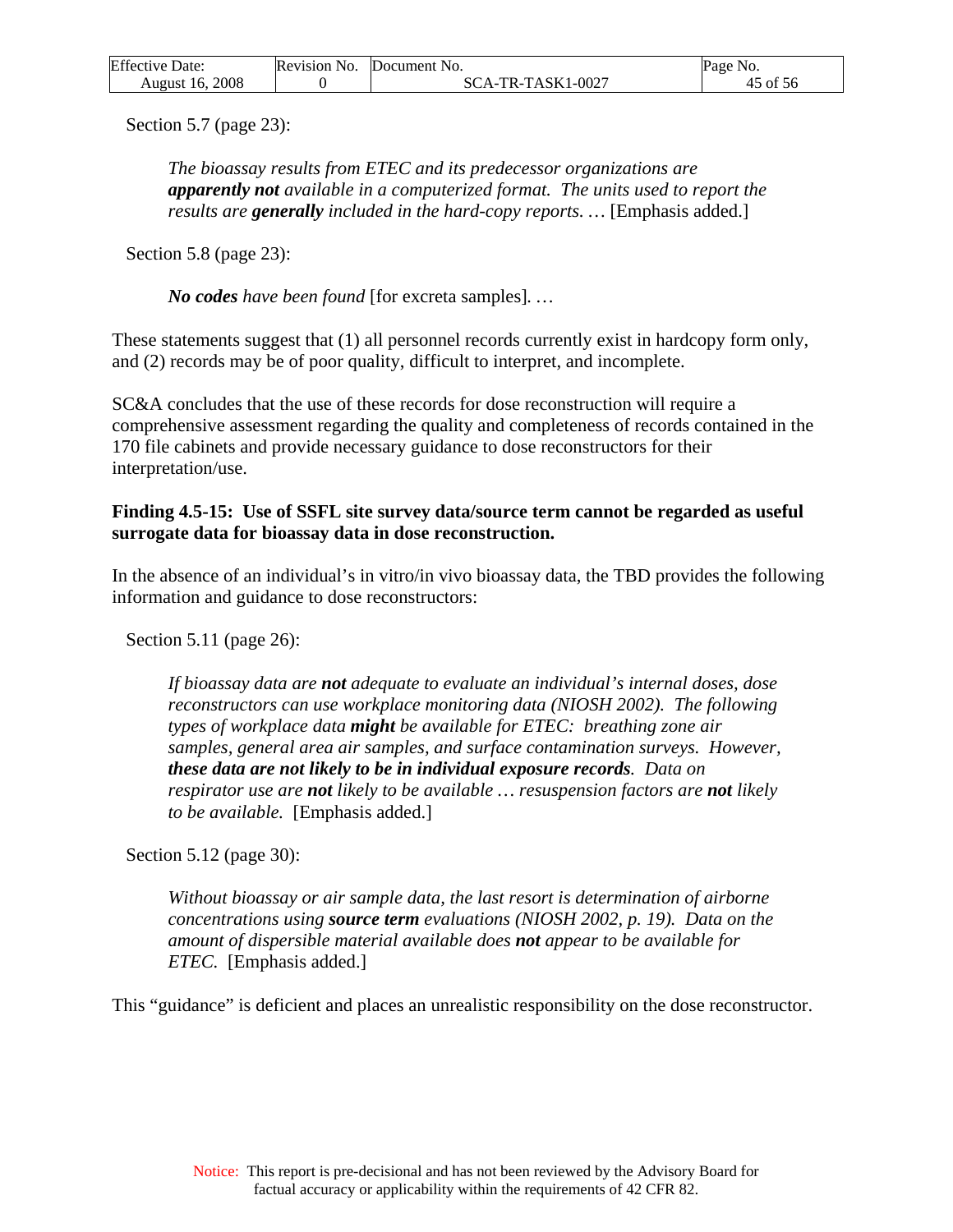Section 5.7 (page 23):

> *The bioassay results from ETEC and its predecessor organizations are* ***apparently not*** *available in a computerized format. The units used to report the results are* ***generally*** *included in the hard-copy reports. …* [Emphasis added.]

Section 5.8 (page 23):

> ***No codes*** *have been found* [for excreta samples]*. …*

These statements suggest that (1) all personnel records currently exist in hardcopy form only, and (2) records may be of poor quality, difficult to interpret, and incomplete.

SC&A concludes that the use of these records for dose reconstruction will require a comprehensive assessment regarding the quality and completeness of records contained in the 170 file cabinets and provide necessary guidance to dose reconstructors for their interpretation/use.

**Finding 4.5-15: Use of SSFL site survey data/source term cannot be regarded as useful surrogate data for bioassay data in dose reconstruction.**

In the absence of an individual's in vitro/in vivo bioassay data, the TBD provides the following information and guidance to dose reconstructors:

Section 5.11 (page 26):

> *If bioassay data are* ***not*** *adequate to evaluate an individual's internal doses, dose reconstructors can use workplace monitoring data (NIOSH 2002). The following types of workplace data* ***might*** *be available for ETEC: breathing zone air samples, general area air samples, and surface contamination surveys. However,* ***these data are not likely to be in individual exposure records****. Data on respirator use are* ***not*** *likely to be available … resuspension factors are* ***not*** *likely to be available.* [Emphasis added.]

Section 5.12 (page 30):

> *Without bioassay or air sample data, the last resort is determination of airborne concentrations using* ***source term*** *evaluations (NIOSH 2002, p. 19). Data on the amount of dispersible material available does* ***not*** *appear to be available for ETEC.* [Emphasis added.]

This "guidance" is deficient and places an unrealistic responsibility on the dose reconstructor.

Notice: This report is pre-decisional and has not been reviewed by the Advisory Board for factual accuracy or applicability within the requirements of 42 CFR 82.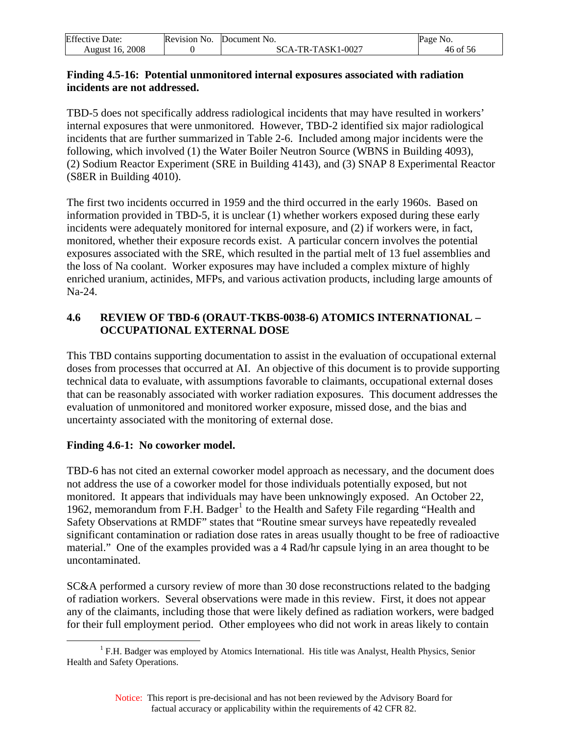**Finding 4.5-16: Potential unmonitored internal exposures associated with radiation incidents are not addressed.**

TBD-5 does not specifically address radiological incidents that may have resulted in workers' internal exposures that were unmonitored. However, TBD-2 identified six major radiological incidents that are further summarized in Table 2-6. Included among major incidents were the following, which involved (1) the Water Boiler Neutron Source (WBNS in Building 4093), (2) Sodium Reactor Experiment (SRE in Building 4143), and (3) SNAP 8 Experimental Reactor (S8ER in Building 4010).

The first two incidents occurred in 1959 and the third occurred in the early 1960s. Based on information provided in TBD-5, it is unclear (1) whether workers exposed during these early incidents were adequately monitored for internal exposure, and (2) if workers were, in fact, monitored, whether their exposure records exist. A particular concern involves the potential exposures associated with the SRE, which resulted in the partial melt of 13 fuel assemblies and the loss of Na coolant. Worker exposures may have included a complex mixture of highly enriched uranium, actinides, MFPs, and various activation products, including large amounts of Na-24.

## 4.6 REVIEW OF TBD-6 (ORAUT-TKBS-0038-6) ATOMICS INTERNATIONAL – OCCUPATIONAL EXTERNAL DOSE

This TBD contains supporting documentation to assist in the evaluation of occupational external doses from processes that occurred at AI. An objective of this document is to provide supporting technical data to evaluate, with assumptions favorable to claimants, occupational external doses that can be reasonably associated with worker radiation exposures. This document addresses the evaluation of unmonitored and monitored worker exposure, missed dose, and the bias and uncertainty associated with the monitoring of external dose.

**Finding 4.6-1: No coworker model.**

TBD-6 has not cited an external coworker model approach as necessary, and the document does not address the use of a coworker model for those individuals potentially exposed, but not monitored. It appears that individuals may have been unknowingly exposed. An October 22, 1962, memorandum from F.H. Badger[1] to the Health and Safety File regarding "Health and Safety Observations at RMDF" states that "Routine smear surveys have repeatedly revealed significant contamination or radiation dose rates in areas usually thought to be free of radioactive material." One of the examples provided was a 4 Rad/hr capsule lying in an area thought to be uncontaminated.

SC&A performed a cursory review of more than 30 dose reconstructions related to the badging of radiation workers. Several observations were made in this review. First, it does not appear any of the claimants, including those that were likely defined as radiation workers, were badged for their full employment period. Other employees who did not work in areas likely to contain

[1] F.H. Badger was employed by Atomics International. His title was Analyst, Health Physics, Senior Health and Safety Operations.

Notice: This report is pre-decisional and has not been reviewed by the Advisory Board for factual accuracy or applicability within the requirements of 42 CFR 82.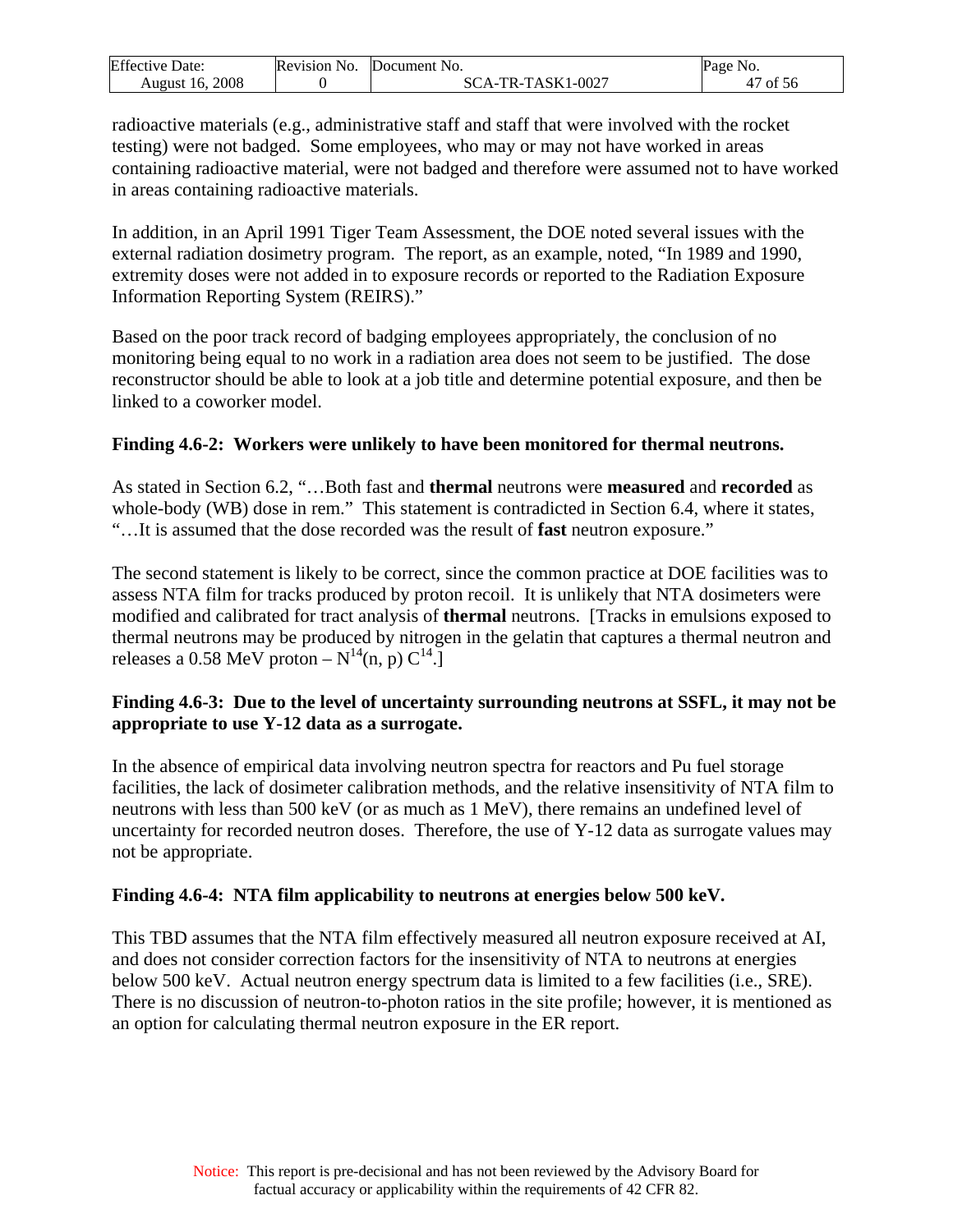radioactive materials (e.g., administrative staff and staff that were involved with the rocket testing) were not badged. Some employees, who may or may not have worked in areas containing radioactive material, were not badged and therefore were assumed not to have worked in areas containing radioactive materials.

In addition, in an April 1991 Tiger Team Assessment, the DOE noted several issues with the external radiation dosimetry program. The report, as an example, noted, "In 1989 and 1990, extremity doses were not added in to exposure records or reported to the Radiation Exposure Information Reporting System (REIRS)."

Based on the poor track record of badging employees appropriately, the conclusion of no monitoring being equal to no work in a radiation area does not seem to be justified. The dose reconstructor should be able to look at a job title and determine potential exposure, and then be linked to a coworker model.

**Finding 4.6-2: Workers were unlikely to have been monitored for thermal neutrons.**

As stated in Section 6.2, "…Both fast and **thermal** neutrons were **measured** and **recorded** as whole-body (WB) dose in rem." This statement is contradicted in Section 6.4, where it states, "…It is assumed that the dose recorded was the result of **fast** neutron exposure."

The second statement is likely to be correct, since the common practice at DOE facilities was to assess NTA film for tracks produced by proton recoil. It is unlikely that NTA dosimeters were modified and calibrated for tract analysis of **thermal** neutrons. [Tracks in emulsions exposed to thermal neutrons may be produced by nitrogen in the gelatin that captures a thermal neutron and releases a 0.58 MeV proton – $N^{14}(n, p)\,C^{14}$.]

**Finding 4.6-3: Due to the level of uncertainty surrounding neutrons at SSFL, it may not be appropriate to use Y-12 data as a surrogate.**

In the absence of empirical data involving neutron spectra for reactors and Pu fuel storage facilities, the lack of dosimeter calibration methods, and the relative insensitivity of NTA film to neutrons with less than 500 keV (or as much as 1 MeV), there remains an undefined level of uncertainty for recorded neutron doses. Therefore, the use of Y-12 data as surrogate values may not be appropriate.

**Finding 4.6-4: NTA film applicability to neutrons at energies below 500 keV.**

This TBD assumes that the NTA film effectively measured all neutron exposure received at AI, and does not consider correction factors for the insensitivity of NTA to neutrons at energies below 500 keV. Actual neutron energy spectrum data is limited to a few facilities (i.e., SRE). There is no discussion of neutron-to-photon ratios in the site profile; however, it is mentioned as an option for calculating thermal neutron exposure in the ER report.

Notice: This report is pre-decisional and has not been reviewed by the Advisory Board for factual accuracy or applicability within the requirements of 42 CFR 82.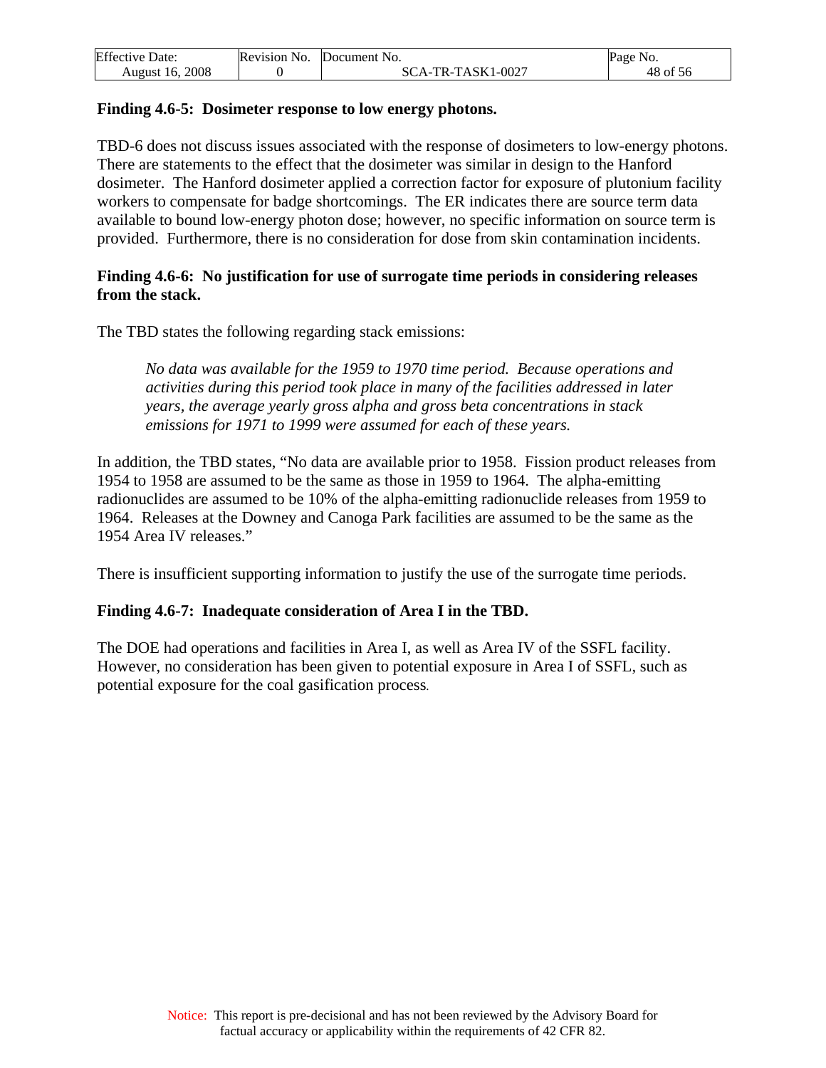**Finding 4.6-5: Dosimeter response to low energy photons.**

TBD-6 does not discuss issues associated with the response of dosimeters to low-energy photons. There are statements to the effect that the dosimeter was similar in design to the Hanford dosimeter. The Hanford dosimeter applied a correction factor for exposure of plutonium facility workers to compensate for badge shortcomings. The ER indicates there are source term data available to bound low-energy photon dose; however, no specific information on source term is provided. Furthermore, there is no consideration for dose from skin contamination incidents.

**Finding 4.6-6: No justification for use of surrogate time periods in considering releases from the stack.**

The TBD states the following regarding stack emissions:

> *No data was available for the 1959 to 1970 time period. Because operations and activities during this period took place in many of the facilities addressed in later years, the average yearly gross alpha and gross beta concentrations in stack emissions for 1971 to 1999 were assumed for each of these years.*

In addition, the TBD states, "No data are available prior to 1958. Fission product releases from 1954 to 1958 are assumed to be the same as those in 1959 to 1964. The alpha-emitting radionuclides are assumed to be 10% of the alpha-emitting radionuclide releases from 1959 to 1964. Releases at the Downey and Canoga Park facilities are assumed to be the same as the 1954 Area IV releases."

There is insufficient supporting information to justify the use of the surrogate time periods.

**Finding 4.6-7: Inadequate consideration of Area I in the TBD.**

The DOE had operations and facilities in Area I, as well as Area IV of the SSFL facility. However, no consideration has been given to potential exposure in Area I of SSFL, such as potential exposure for the coal gasification process.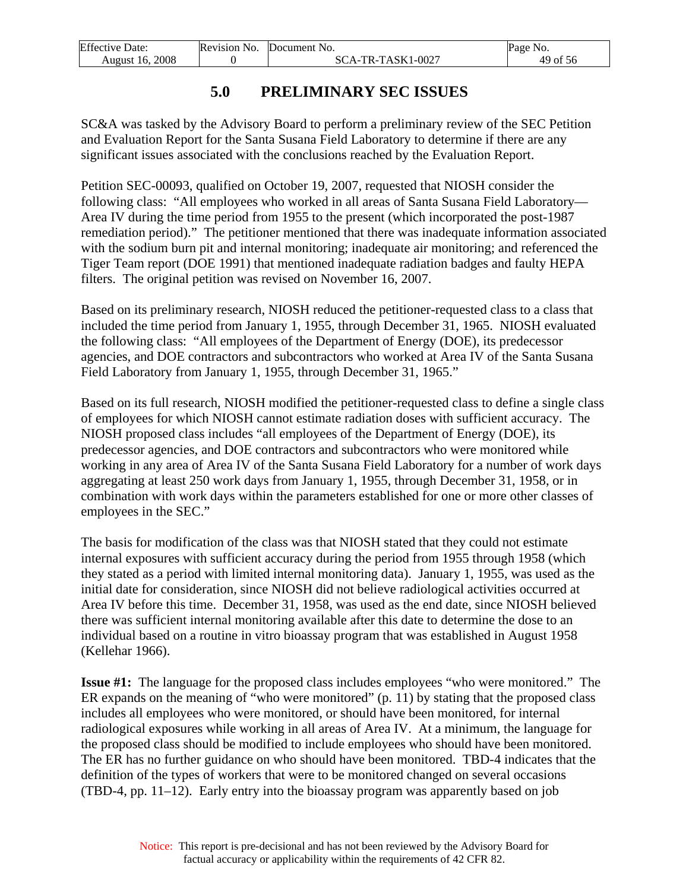# 5.0 PRELIMINARY SEC ISSUES

SC&A was tasked by the Advisory Board to perform a preliminary review of the SEC Petition and Evaluation Report for the Santa Susana Field Laboratory to determine if there are any significant issues associated with the conclusions reached by the Evaluation Report.

Petition SEC-00093, qualified on October 19, 2007, requested that NIOSH consider the following class: "All employees who worked in all areas of Santa Susana Field Laboratory—Area IV during the time period from 1955 to the present (which incorporated the post-1987 remediation period)." The petitioner mentioned that there was inadequate information associated with the sodium burn pit and internal monitoring; inadequate air monitoring; and referenced the Tiger Team report (DOE 1991) that mentioned inadequate radiation badges and faulty HEPA filters. The original petition was revised on November 16, 2007.

Based on its preliminary research, NIOSH reduced the petitioner-requested class to a class that included the time period from January 1, 1955, through December 31, 1965. NIOSH evaluated the following class: "All employees of the Department of Energy (DOE), its predecessor agencies, and DOE contractors and subcontractors who worked at Area IV of the Santa Susana Field Laboratory from January 1, 1955, through December 31, 1965."

Based on its full research, NIOSH modified the petitioner-requested class to define a single class of employees for which NIOSH cannot estimate radiation doses with sufficient accuracy. The NIOSH proposed class includes "all employees of the Department of Energy (DOE), its predecessor agencies, and DOE contractors and subcontractors who were monitored while working in any area of Area IV of the Santa Susana Field Laboratory for a number of work days aggregating at least 250 work days from January 1, 1955, through December 31, 1958, or in combination with work days within the parameters established for one or more other classes of employees in the SEC."

The basis for modification of the class was that NIOSH stated that they could not estimate internal exposures with sufficient accuracy during the period from 1955 through 1958 (which they stated as a period with limited internal monitoring data). January 1, 1955, was used as the initial date for consideration, since NIOSH did not believe radiological activities occurred at Area IV before this time. December 31, 1958, was used as the end date, since NIOSH believed there was sufficient internal monitoring available after this date to determine the dose to an individual based on a routine in vitro bioassay program that was established in August 1958 (Kellehar 1966).

**Issue #1:** The language for the proposed class includes employees "who were monitored." The ER expands on the meaning of "who were monitored" (p. 11) by stating that the proposed class includes all employees who were monitored, or should have been monitored, for internal radiological exposures while working in all areas of Area IV. At a minimum, the language for the proposed class should be modified to include employees who should have been monitored. The ER has no further guidance on who should have been monitored. TBD-4 indicates that the definition of the types of workers that were to be monitored changed on several occasions (TBD-4, pp. 11–12). Early entry into the bioassay program was apparently based on job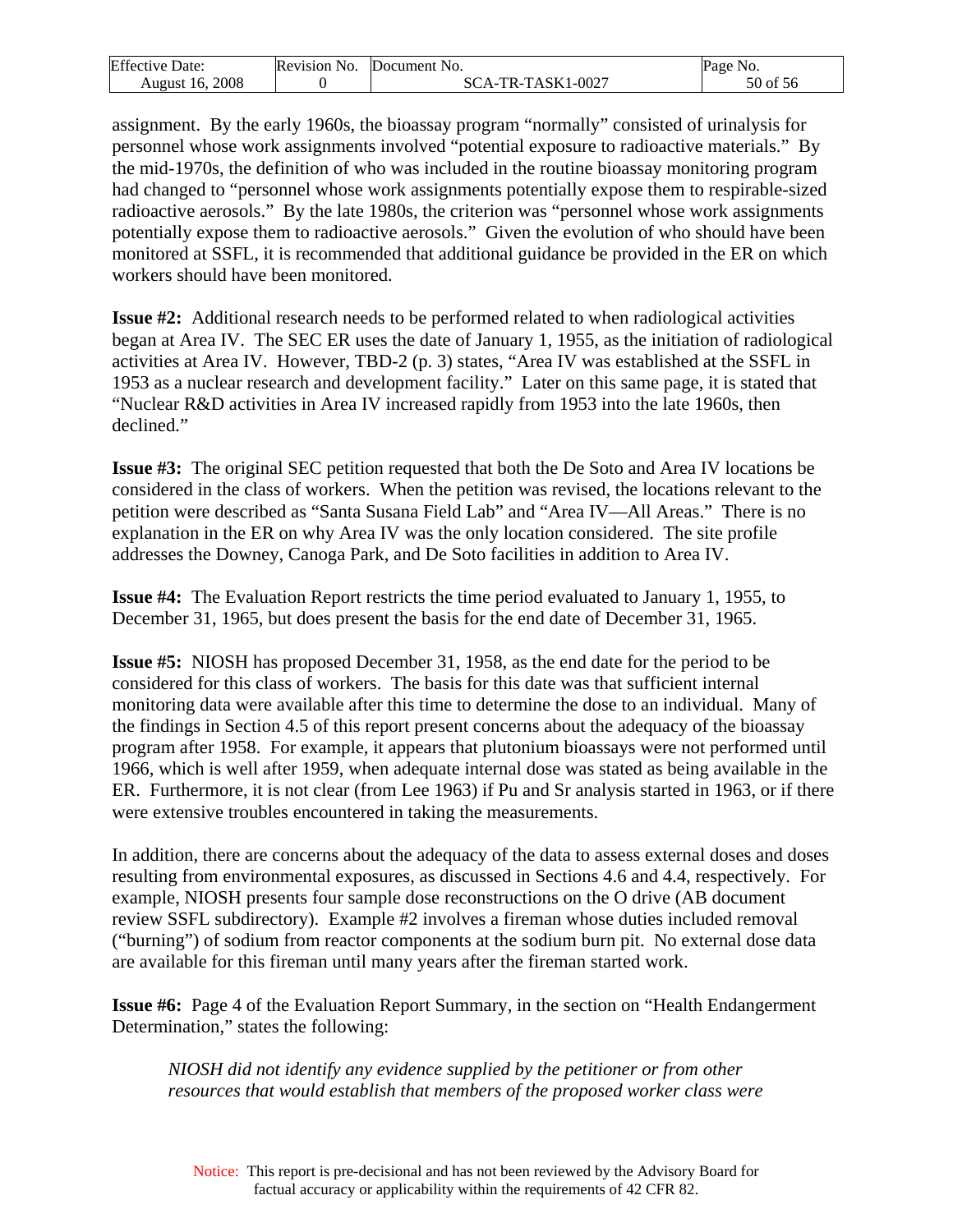assignment. By the early 1960s, the bioassay program "normally" consisted of urinalysis for personnel whose work assignments involved "potential exposure to radioactive materials." By the mid-1970s, the definition of who was included in the routine bioassay monitoring program had changed to "personnel whose work assignments potentially expose them to respirable-sized radioactive aerosols." By the late 1980s, the criterion was "personnel whose work assignments potentially expose them to radioactive aerosols." Given the evolution of who should have been monitored at SSFL, it is recommended that additional guidance be provided in the ER on which workers should have been monitored.

**Issue #2:** Additional research needs to be performed related to when radiological activities began at Area IV. The SEC ER uses the date of January 1, 1955, as the initiation of radiological activities at Area IV. However, TBD-2 (p. 3) states, "Area IV was established at the SSFL in 1953 as a nuclear research and development facility." Later on this same page, it is stated that "Nuclear R&D activities in Area IV increased rapidly from 1953 into the late 1960s, then declined."

**Issue #3:** The original SEC petition requested that both the De Soto and Area IV locations be considered in the class of workers. When the petition was revised, the locations relevant to the petition were described as "Santa Susana Field Lab" and "Area IV—All Areas." There is no explanation in the ER on why Area IV was the only location considered. The site profile addresses the Downey, Canoga Park, and De Soto facilities in addition to Area IV.

**Issue #4:** The Evaluation Report restricts the time period evaluated to January 1, 1955, to December 31, 1965, but does present the basis for the end date of December 31, 1965.

**Issue #5:** NIOSH has proposed December 31, 1958, as the end date for the period to be considered for this class of workers. The basis for this date was that sufficient internal monitoring data were available after this time to determine the dose to an individual. Many of the findings in Section 4.5 of this report present concerns about the adequacy of the bioassay program after 1958. For example, it appears that plutonium bioassays were not performed until 1966, which is well after 1959, when adequate internal dose was stated as being available in the ER. Furthermore, it is not clear (from Lee 1963) if Pu and Sr analysis started in 1963, or if there were extensive troubles encountered in taking the measurements.

In addition, there are concerns about the adequacy of the data to assess external doses and doses resulting from environmental exposures, as discussed in Sections 4.6 and 4.4, respectively. For example, NIOSH presents four sample dose reconstructions on the O drive (AB document review SSFL subdirectory). Example #2 involves a fireman whose duties included removal ("burning") of sodium from reactor components at the sodium burn pit. No external dose data are available for this fireman until many years after the fireman started work.

**Issue #6:** Page 4 of the Evaluation Report Summary, in the section on "Health Endangerment Determination," states the following:

> *NIOSH did not identify any evidence supplied by the petitioner or from other resources that would establish that members of the proposed worker class were*

Notice: This report is pre-decisional and has not been reviewed by the Advisory Board for factual accuracy or applicability within the requirements of 42 CFR 82.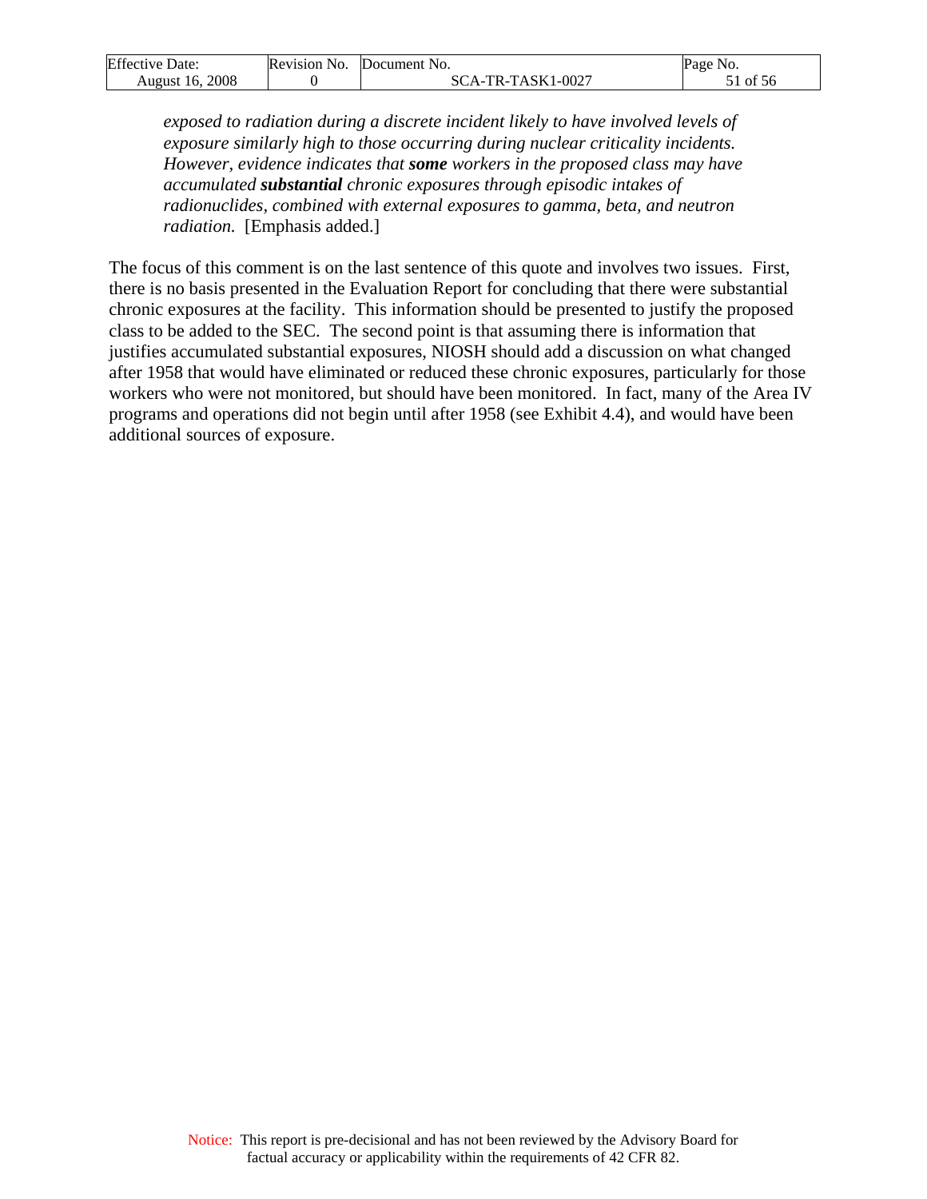*exposed to radiation during a discrete incident likely to have involved levels of exposure similarly high to those occurring during nuclear criticality incidents. However, evidence indicates that **some** workers in the proposed class may have accumulated **substantial** chronic exposures through episodic intakes of radionuclides, combined with external exposures to gamma, beta, and neutron radiation.* [Emphasis added.]

The focus of this comment is on the last sentence of this quote and involves two issues. First, there is no basis presented in the Evaluation Report for concluding that there were substantial chronic exposures at the facility. This information should be presented to justify the proposed class to be added to the SEC. The second point is that assuming there is information that justifies accumulated substantial exposures, NIOSH should add a discussion on what changed after 1958 that would have eliminated or reduced these chronic exposures, particularly for those workers who were not monitored, but should have been monitored. In fact, many of the Area IV programs and operations did not begin until after 1958 (see Exhibit 4.4), and would have been additional sources of exposure.

Notice: This report is pre-decisional and has not been reviewed by the Advisory Board for factual accuracy or applicability within the requirements of 42 CFR 82.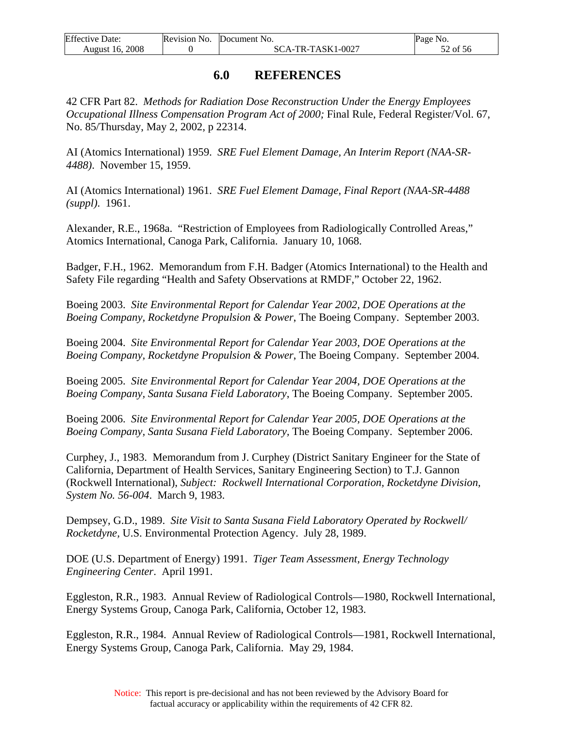# 6.0 REFERENCES

42 CFR Part 82. *Methods for Radiation Dose Reconstruction Under the Energy Employees Occupational Illness Compensation Program Act of 2000;* Final Rule, Federal Register/Vol. 67, No. 85/Thursday, May 2, 2002, p 22314.

AI (Atomics International) 1959. *SRE Fuel Element Damage, An Interim Report (NAA-SR-4488)*. November 15, 1959.

AI (Atomics International) 1961. *SRE Fuel Element Damage, Final Report (NAA-SR-4488 (suppl)*. 1961.

Alexander, R.E., 1968a. "Restriction of Employees from Radiologically Controlled Areas," Atomics International, Canoga Park, California. January 10, 1068.

Badger, F.H., 1962. Memorandum from F.H. Badger (Atomics International) to the Health and Safety File regarding "Health and Safety Observations at RMDF," October 22, 1962.

Boeing 2003. *Site Environmental Report for Calendar Year 2002, DOE Operations at the Boeing Company, Rocketdyne Propulsion & Power*, The Boeing Company. September 2003.

Boeing 2004. *Site Environmental Report for Calendar Year 2003, DOE Operations at the Boeing Company, Rocketdyne Propulsion & Power*, The Boeing Company. September 2004.

Boeing 2005. *Site Environmental Report for Calendar Year 2004, DOE Operations at the Boeing Company, Santa Susana Field Laboratory*, The Boeing Company. September 2005.

Boeing 2006. *Site Environmental Report for Calendar Year 2005, DOE Operations at the Boeing Company, Santa Susana Field Laboratory*, The Boeing Company. September 2006.

Curphey, J., 1983. Memorandum from J. Curphey (District Sanitary Engineer for the State of California, Department of Health Services, Sanitary Engineering Section) to T.J. Gannon (Rockwell International), *Subject: Rockwell International Corporation, Rocketdyne Division, System No. 56-004*. March 9, 1983.

Dempsey, G.D., 1989. *Site Visit to Santa Susana Field Laboratory Operated by Rockwell/ Rocketdyne*, U.S. Environmental Protection Agency. July 28, 1989.

DOE (U.S. Department of Energy) 1991. *Tiger Team Assessment, Energy Technology Engineering Center*. April 1991.

Eggleston, R.R., 1983. Annual Review of Radiological Controls—1980, Rockwell International, Energy Systems Group, Canoga Park, California, October 12, 1983.

Eggleston, R.R., 1984. Annual Review of Radiological Controls—1981, Rockwell International, Energy Systems Group, Canoga Park, California. May 29, 1984.

Notice: This report is pre-decisional and has not been reviewed by the Advisory Board for factual accuracy or applicability within the requirements of 42 CFR 82.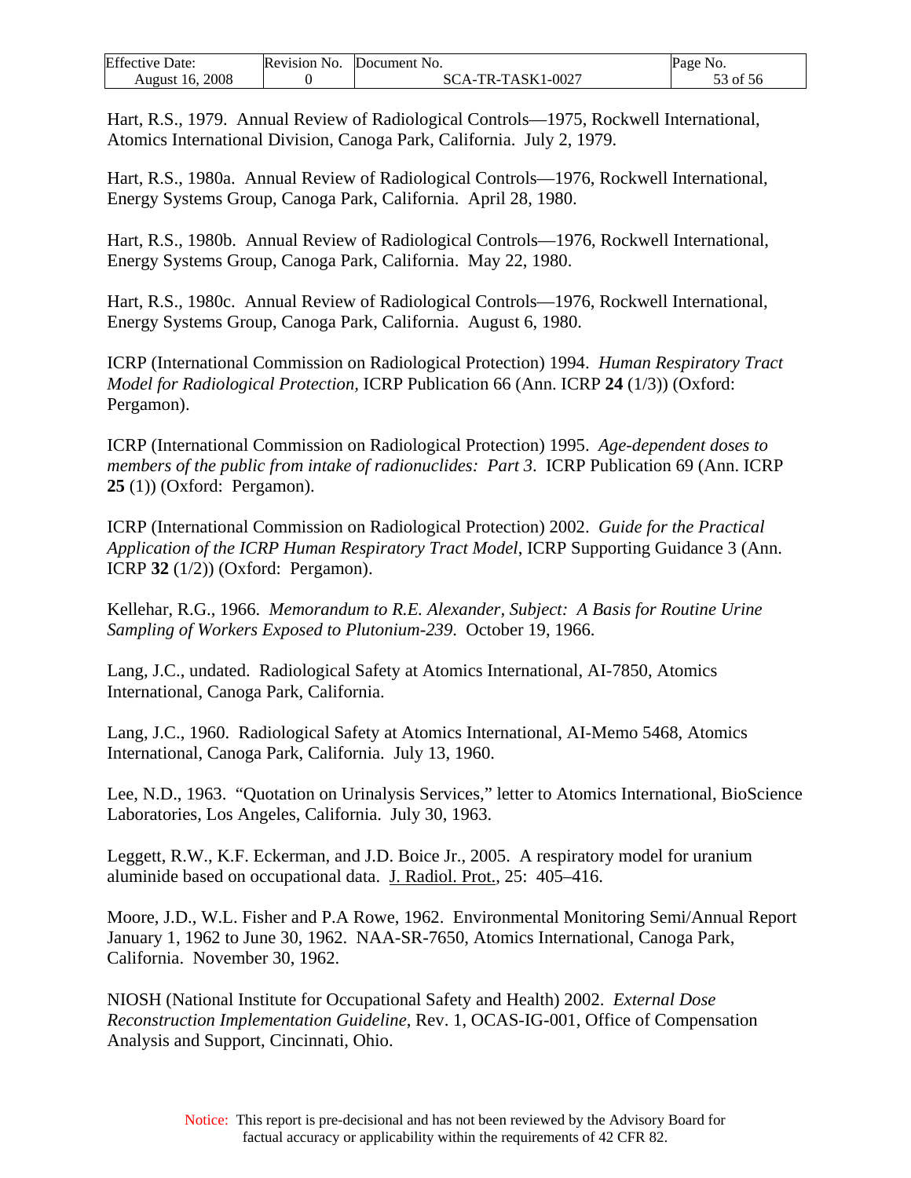Hart, R.S., 1979. Annual Review of Radiological Controls—1975, Rockwell International, Atomics International Division, Canoga Park, California. July 2, 1979.

Hart, R.S., 1980a. Annual Review of Radiological Controls—1976, Rockwell International, Energy Systems Group, Canoga Park, California. April 28, 1980.

Hart, R.S., 1980b. Annual Review of Radiological Controls—1976, Rockwell International, Energy Systems Group, Canoga Park, California. May 22, 1980.

Hart, R.S., 1980c. Annual Review of Radiological Controls—1976, Rockwell International, Energy Systems Group, Canoga Park, California. August 6, 1980.

ICRP (International Commission on Radiological Protection) 1994. *Human Respiratory Tract Model for Radiological Protection,* ICRP Publication 66 (Ann. ICRP **24** (1/3)) (Oxford: Pergamon).

ICRP (International Commission on Radiological Protection) 1995. *Age-dependent doses to members of the public from intake of radionuclides: Part 3*. ICRP Publication 69 (Ann. ICRP **25** (1)) (Oxford: Pergamon).

ICRP (International Commission on Radiological Protection) 2002. *Guide for the Practical Application of the ICRP Human Respiratory Tract Model*, ICRP Supporting Guidance 3 (Ann. ICRP **32** (1/2)) (Oxford: Pergamon).

Kellehar, R.G., 1966. *Memorandum to R.E. Alexander, Subject: A Basis for Routine Urine Sampling of Workers Exposed to Plutonium-239*. October 19, 1966.

Lang, J.C., undated. Radiological Safety at Atomics International, AI-7850, Atomics International, Canoga Park, California.

Lang, J.C., 1960. Radiological Safety at Atomics International, AI-Memo 5468, Atomics International, Canoga Park, California. July 13, 1960.

Lee, N.D., 1963. "Quotation on Urinalysis Services," letter to Atomics International, BioScience Laboratories, Los Angeles, California. July 30, 1963.

Leggett, R.W., K.F. Eckerman, and J.D. Boice Jr., 2005. A respiratory model for uranium aluminide based on occupational data. J. Radiol. Prot., 25: 405–416.

Moore, J.D., W.L. Fisher and P.A Rowe, 1962. Environmental Monitoring Semi/Annual Report January 1, 1962 to June 30, 1962. NAA-SR-7650, Atomics International, Canoga Park, California. November 30, 1962.

NIOSH (National Institute for Occupational Safety and Health) 2002. *External Dose Reconstruction Implementation Guideline*, Rev. 1, OCAS-IG-001, Office of Compensation Analysis and Support, Cincinnati, Ohio.

Notice: This report is pre-decisional and has not been reviewed by the Advisory Board for factual accuracy or applicability within the requirements of 42 CFR 82.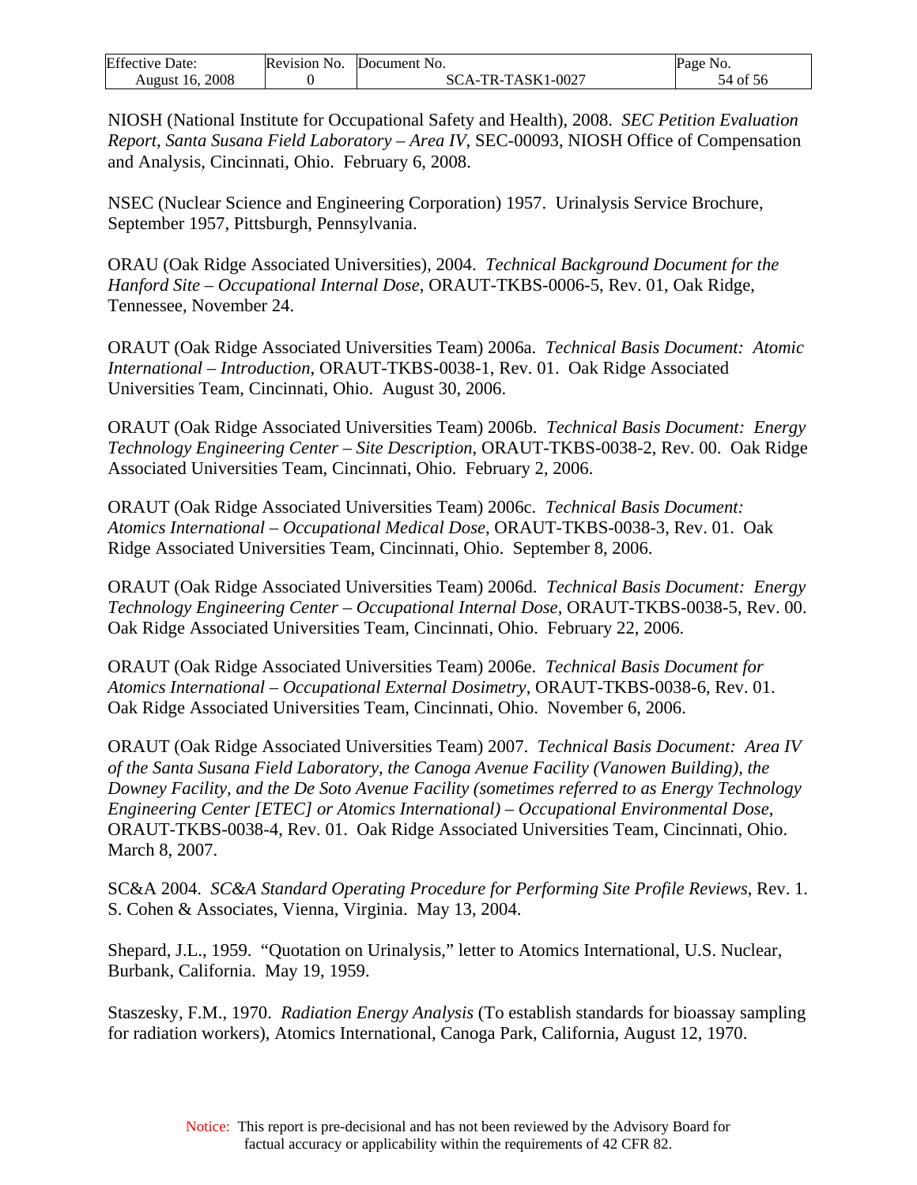NIOSH (National Institute for Occupational Safety and Health), 2008. *SEC Petition Evaluation Report, Santa Susana Field Laboratory – Area IV*, SEC-00093, NIOSH Office of Compensation and Analysis, Cincinnati, Ohio. February 6, 2008.

NSEC (Nuclear Science and Engineering Corporation) 1957. Urinalysis Service Brochure, September 1957, Pittsburgh, Pennsylvania.

ORAU (Oak Ridge Associated Universities), 2004. *Technical Background Document for the Hanford Site – Occupational Internal Dose*, ORAUT-TKBS-0006-5, Rev. 01, Oak Ridge, Tennessee, November 24.

ORAUT (Oak Ridge Associated Universities Team) 2006a. *Technical Basis Document: Atomic International – Introduction*, ORAUT-TKBS-0038-1, Rev. 01. Oak Ridge Associated Universities Team, Cincinnati, Ohio. August 30, 2006.

ORAUT (Oak Ridge Associated Universities Team) 2006b. *Technical Basis Document: Energy Technology Engineering Center – Site Description*, ORAUT-TKBS-0038-2, Rev. 00. Oak Ridge Associated Universities Team, Cincinnati, Ohio. February 2, 2006.

ORAUT (Oak Ridge Associated Universities Team) 2006c. *Technical Basis Document: Atomics International – Occupational Medical Dose*, ORAUT-TKBS-0038-3, Rev. 01. Oak Ridge Associated Universities Team, Cincinnati, Ohio. September 8, 2006.

ORAUT (Oak Ridge Associated Universities Team) 2006d. *Technical Basis Document: Energy Technology Engineering Center – Occupational Internal Dose*, ORAUT-TKBS-0038-5, Rev. 00. Oak Ridge Associated Universities Team, Cincinnati, Ohio. February 22, 2006.

ORAUT (Oak Ridge Associated Universities Team) 2006e. *Technical Basis Document for Atomics International – Occupational External Dosimetry*, ORAUT-TKBS-0038-6, Rev. 01. Oak Ridge Associated Universities Team, Cincinnati, Ohio. November 6, 2006.

ORAUT (Oak Ridge Associated Universities Team) 2007. *Technical Basis Document: Area IV of the Santa Susana Field Laboratory, the Canoga Avenue Facility (Vanowen Building), the Downey Facility, and the De Soto Avenue Facility (sometimes referred to as Energy Technology Engineering Center [ETEC] or Atomics International) – Occupational Environmental Dose*, ORAUT-TKBS-0038-4, Rev. 01. Oak Ridge Associated Universities Team, Cincinnati, Ohio. March 8, 2007.

SC&A 2004. *SC&A Standard Operating Procedure for Performing Site Profile Reviews*, Rev. 1. S. Cohen & Associates, Vienna, Virginia. May 13, 2004.

Shepard, J.L., 1959. "Quotation on Urinalysis," letter to Atomics International, U.S. Nuclear, Burbank, California. May 19, 1959.

Staszesky, F.M., 1970. *Radiation Energy Analysis* (To establish standards for bioassay sampling for radiation workers), Atomics International, Canoga Park, California, August 12, 1970.

Notice: This report is pre-decisional and has not been reviewed by the Advisory Board for factual accuracy or applicability within the requirements of 42 CFR 82.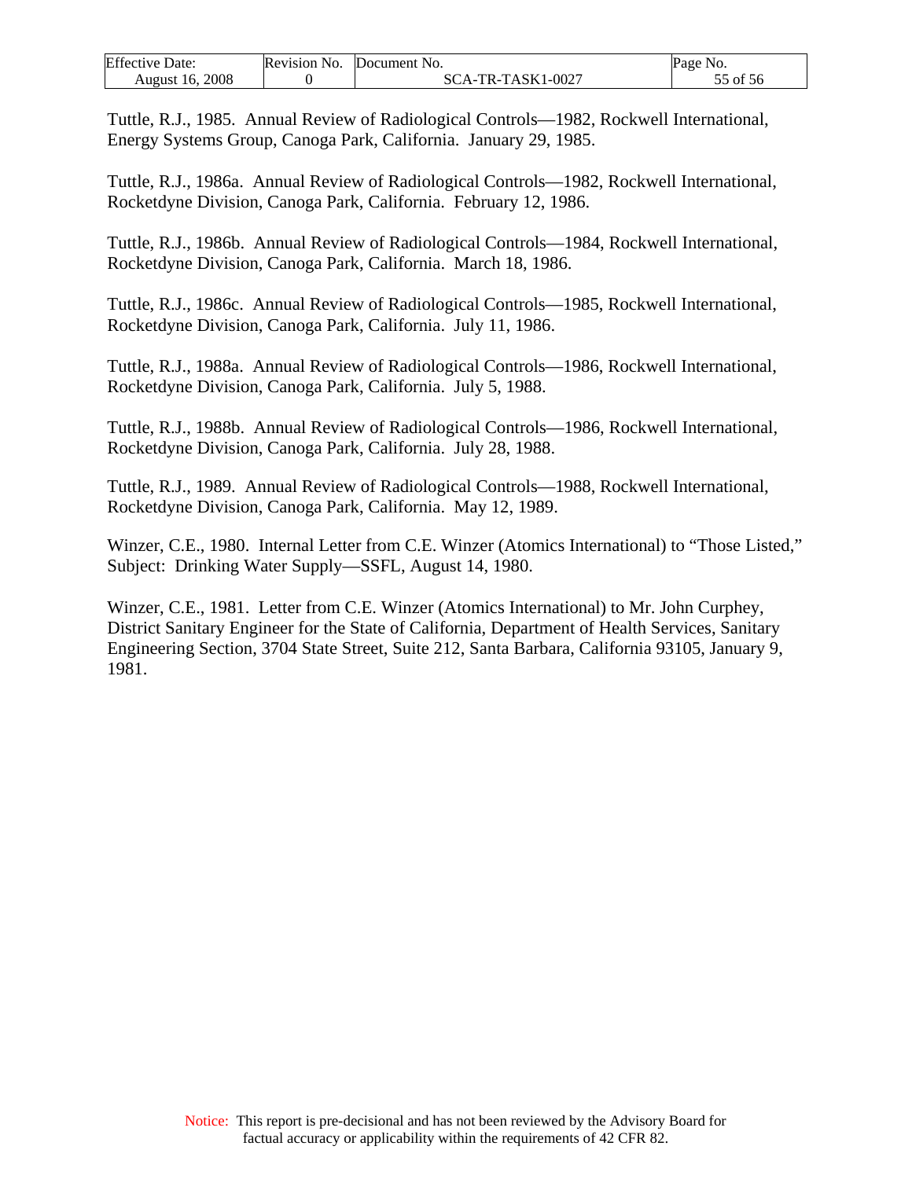Tuttle, R.J., 1985. Annual Review of Radiological Controls—1982, Rockwell International, Energy Systems Group, Canoga Park, California. January 29, 1985.

Tuttle, R.J., 1986a. Annual Review of Radiological Controls—1982, Rockwell International, Rocketdyne Division, Canoga Park, California. February 12, 1986.

Tuttle, R.J., 1986b. Annual Review of Radiological Controls—1984, Rockwell International, Rocketdyne Division, Canoga Park, California. March 18, 1986.

Tuttle, R.J., 1986c. Annual Review of Radiological Controls—1985, Rockwell International, Rocketdyne Division, Canoga Park, California. July 11, 1986.

Tuttle, R.J., 1988a. Annual Review of Radiological Controls—1986, Rockwell International, Rocketdyne Division, Canoga Park, California. July 5, 1988.

Tuttle, R.J., 1988b. Annual Review of Radiological Controls—1986, Rockwell International, Rocketdyne Division, Canoga Park, California. July 28, 1988.

Tuttle, R.J., 1989. Annual Review of Radiological Controls—1988, Rockwell International, Rocketdyne Division, Canoga Park, California. May 12, 1989.

Winzer, C.E., 1980. Internal Letter from C.E. Winzer (Atomics International) to "Those Listed," Subject: Drinking Water Supply—SSFL, August 14, 1980.

Winzer, C.E., 1981. Letter from C.E. Winzer (Atomics International) to Mr. John Curphey, District Sanitary Engineer for the State of California, Department of Health Services, Sanitary Engineering Section, 3704 State Street, Suite 212, Santa Barbara, California 93105, January 9, 1981.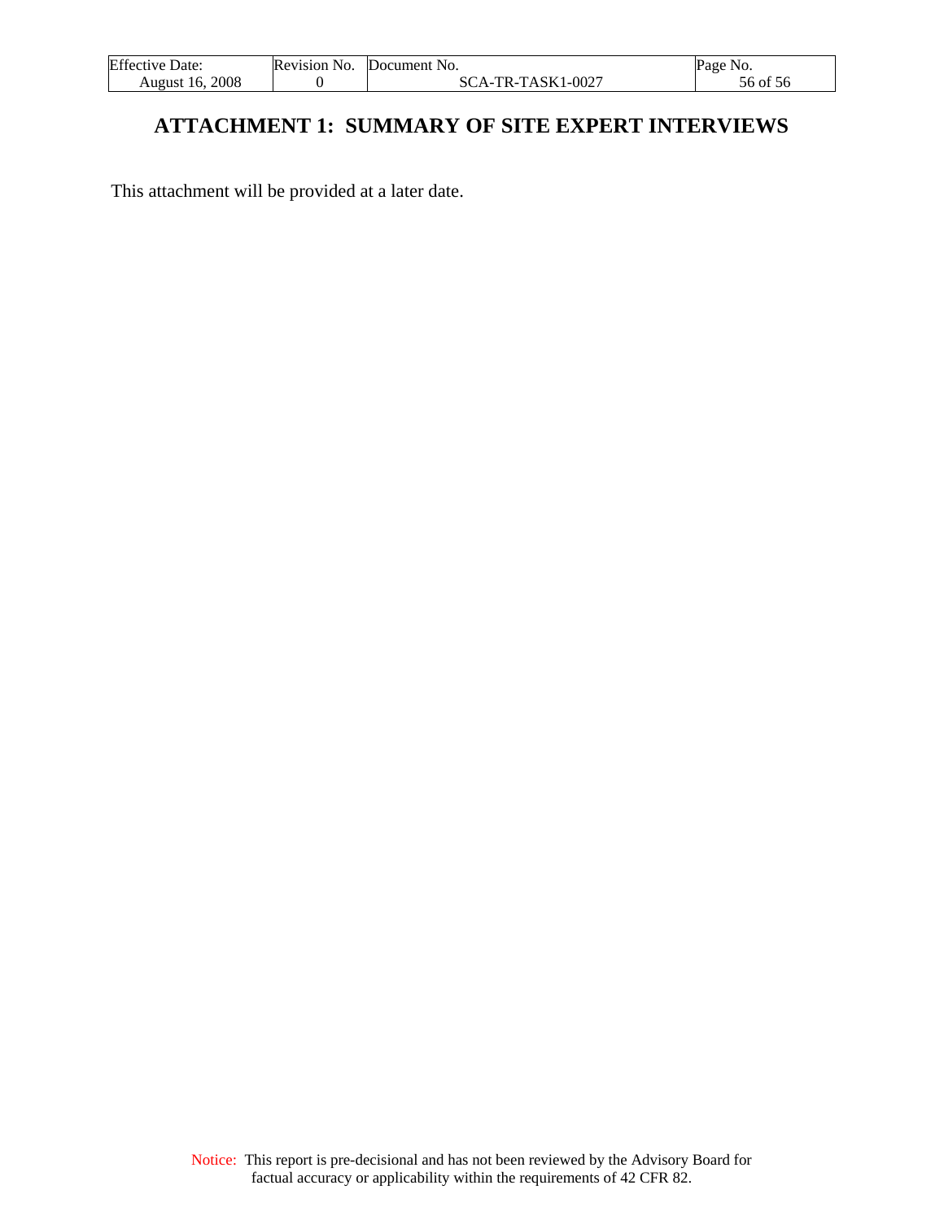# ATTACHMENT 1: SUMMARY OF SITE EXPERT INTERVIEWS

This attachment will be provided at a later date.

Notice: This report is pre-decisional and has not been reviewed by the Advisory Board for factual accuracy or applicability within the requirements of 42 CFR 82.